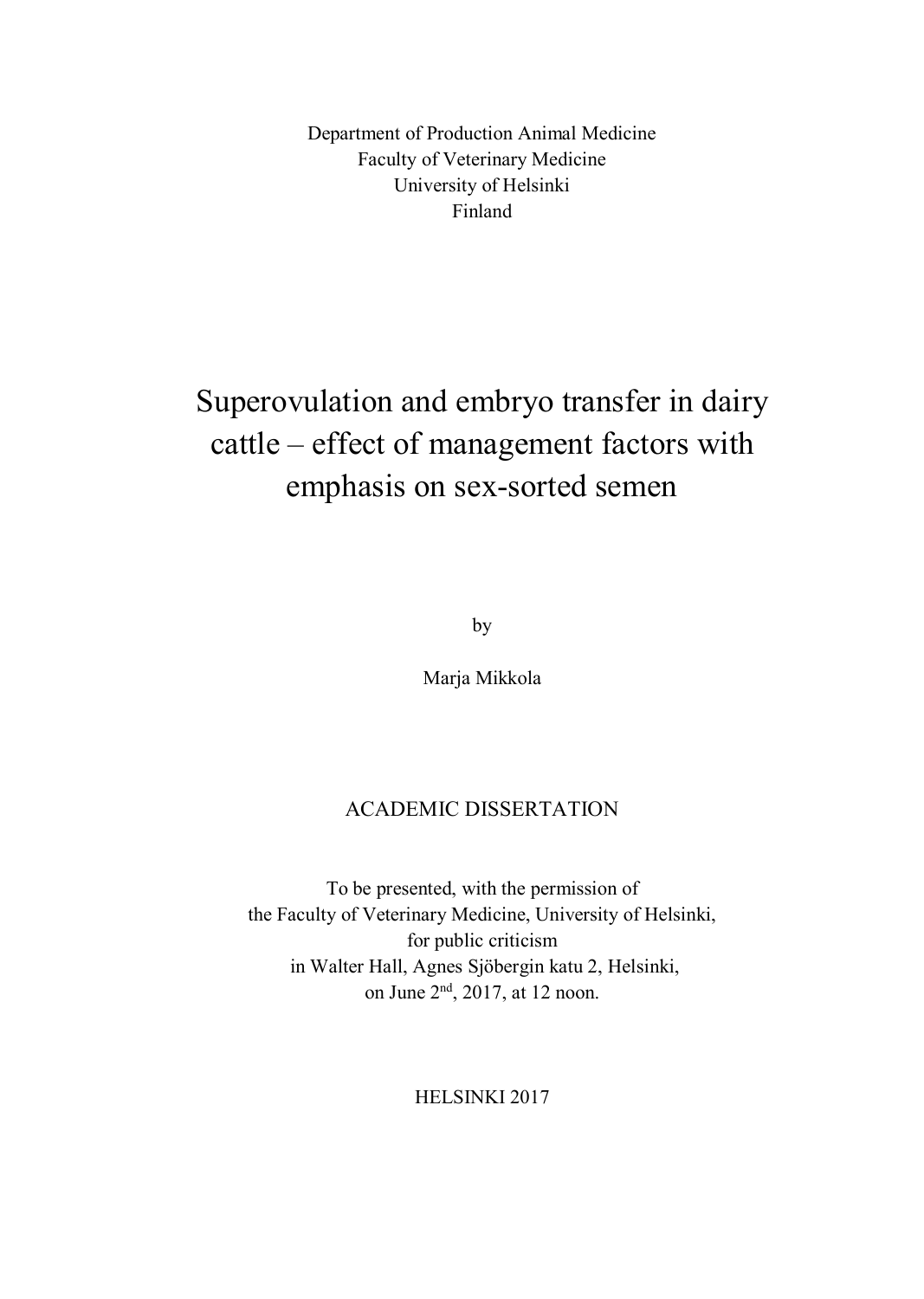Department of Production Animal Medicine
Faculty of Veterinary Medicine
University of Helsinki
Finland

# Superovulation and embryo transfer in dairy cattle – effect of management factors with emphasis on sex-sorted semen

by

Marja Mikkola

ACADEMIC DISSERTATION

To be presented, with the permission of
the Faculty of Veterinary Medicine, University of Helsinki,
for public criticism
in Walter Hall, Agnes Sjöbergin katu 2, Helsinki,
on June 2nd, 2017, at 12 noon.

HELSINKI 2017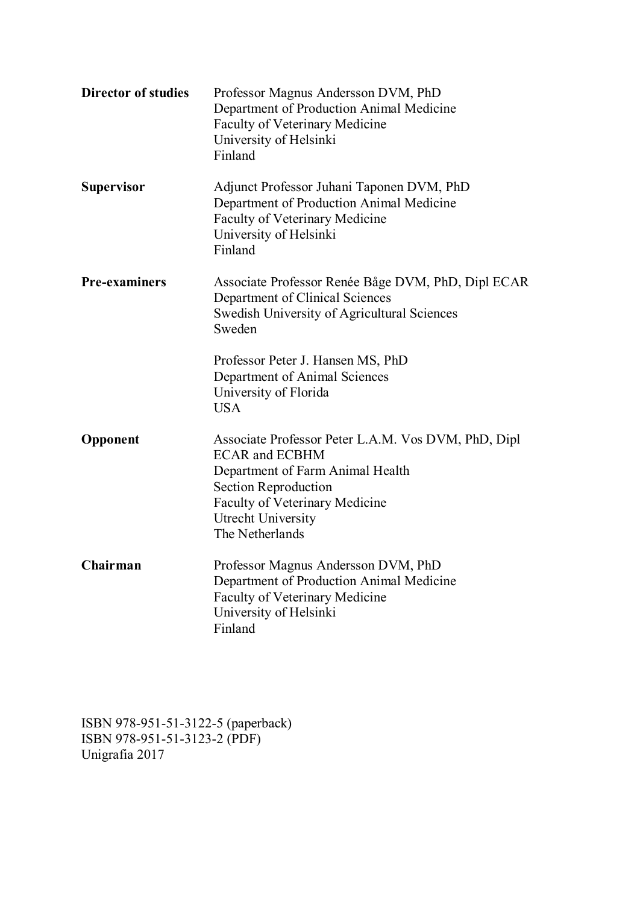**Director of studies**
Professor Magnus Andersson DVM, PhD
Department of Production Animal Medicine
Faculty of Veterinary Medicine
University of Helsinki
Finland

**Supervisor**
Adjunct Professor Juhani Taponen DVM, PhD
Department of Production Animal Medicine
Faculty of Veterinary Medicine
University of Helsinki
Finland

**Pre-examiners**
Associate Professor Renée Båge DVM, PhD, Dipl ECAR
Department of Clinical Sciences
Swedish University of Agricultural Sciences
Sweden

Professor Peter J. Hansen MS, PhD
Department of Animal Sciences
University of Florida
USA

**Opponent**
Associate Professor Peter L.A.M. Vos DVM, PhD, Dipl ECAR and ECBHM
Department of Farm Animal Health
Section Reproduction
Faculty of Veterinary Medicine
Utrecht University
The Netherlands

**Chairman**
Professor Magnus Andersson DVM, PhD
Department of Production Animal Medicine
Faculty of Veterinary Medicine
University of Helsinki
Finland

ISBN 978-951-51-3122-5 (paperback)
ISBN 978-951-51-3123-2 (PDF)
Unigrafia 2017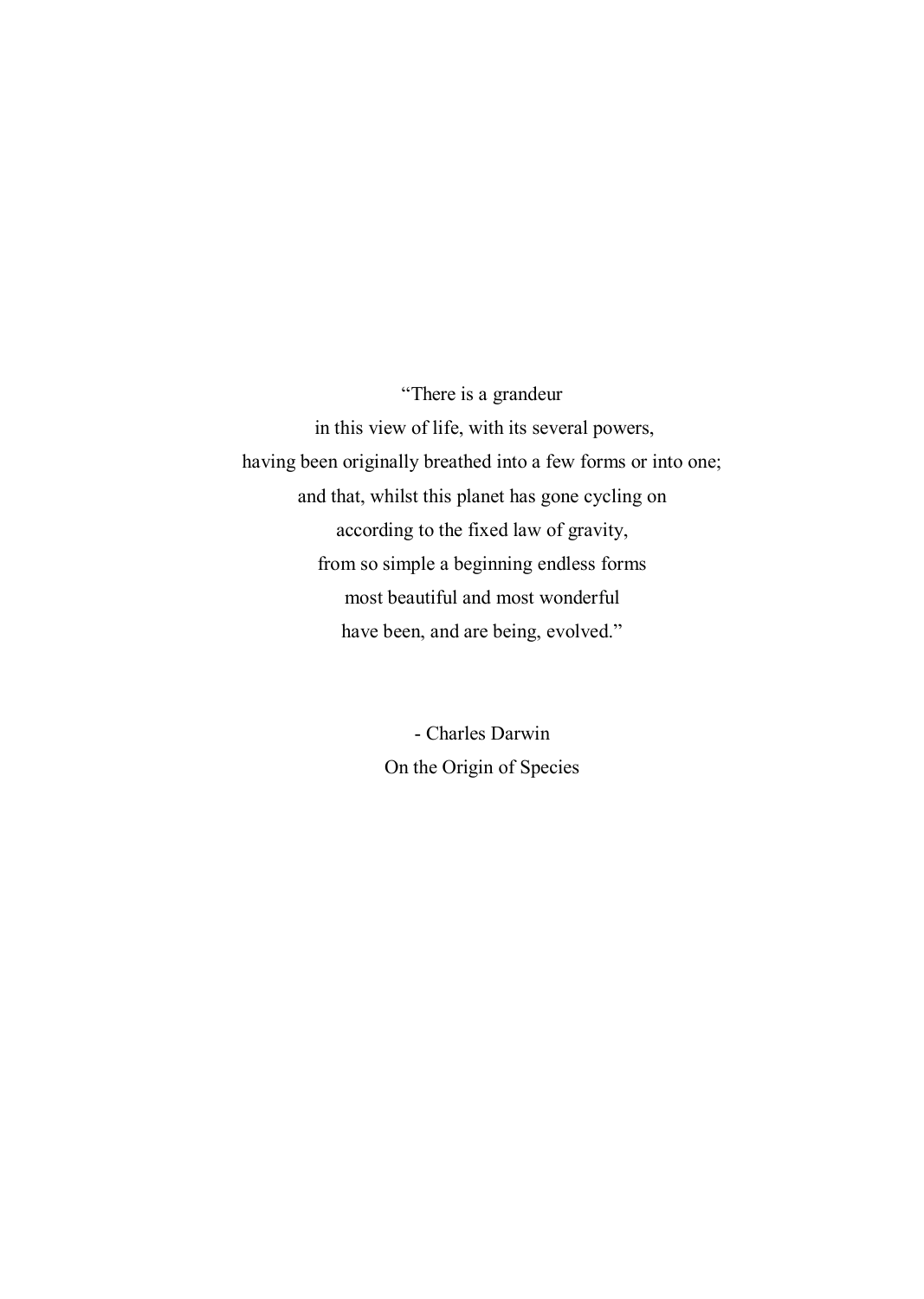"There is a grandeur  
in this view of life, with its several powers,  
having been originally breathed into a few forms or into one;  
and that, whilst this planet has gone cycling on  
according to the fixed law of gravity,  
from so simple a beginning endless forms  
most beautiful and most wonderful  
have been, and are being, evolved."

- Charles Darwin  
On the Origin of Species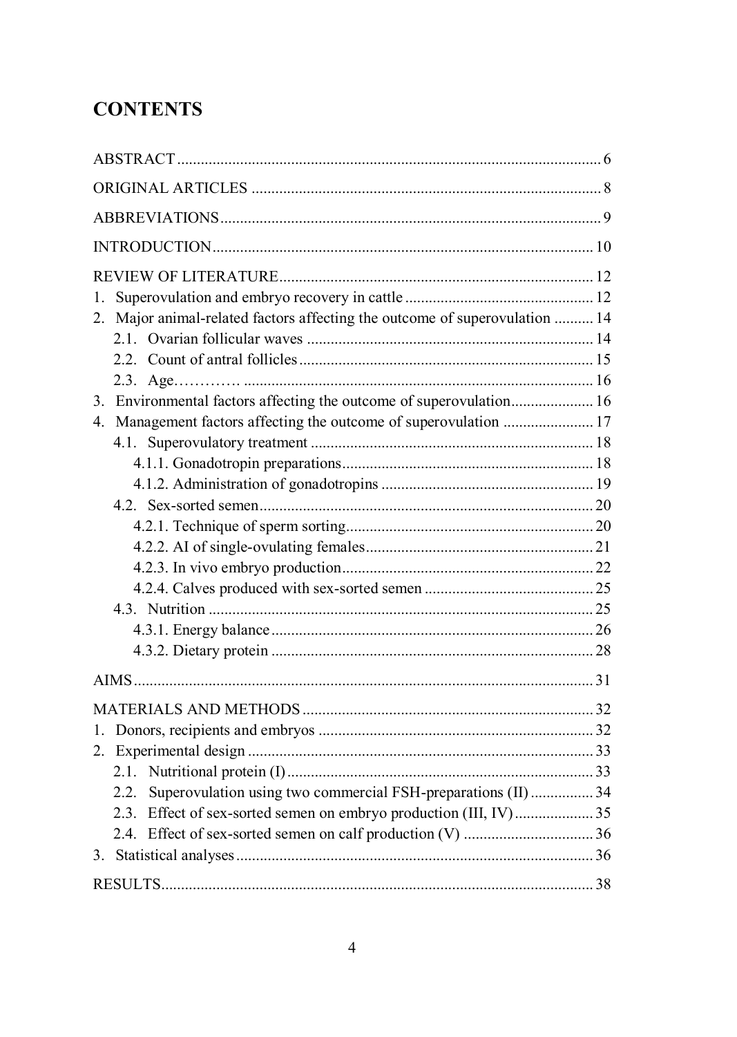# CONTENTS

ABSTRACT ... 6

ORIGINAL ARTICLES ... 8

ABBREVIATIONS ... 9

INTRODUCTION ... 10

REVIEW OF LITERATURE ... 12

1. Superovulation and embryo recovery in cattle ... 12
2. Major animal-related factors affecting the outcome of superovulation ... 14
   - 2.1. Ovarian follicular waves ... 14
   - 2.2. Count of antral follicles ... 15
   - 2.3. Age………… ... 16
3. Environmental factors affecting the outcome of superovulation ... 16
4. Management factors affecting the outcome of superovulation ... 17
   - 4.1. Superovulatory treatment ... 18
     - 4.1.1. Gonadotropin preparations ... 18
     - 4.1.2. Administration of gonadotropins ... 19
   - 4.2. Sex-sorted semen ... 20
     - 4.2.1. Technique of sperm sorting ... 20
     - 4.2.2. AI of single-ovulating females ... 21
     - 4.2.3. In vivo embryo production ... 22
     - 4.2.4. Calves produced with sex-sorted semen ... 25
   - 4.3. Nutrition ... 25
     - 4.3.1. Energy balance ... 26
     - 4.3.2. Dietary protein ... 28

AIMS ... 31

MATERIALS AND METHODS ... 32

1. Donors, recipients and embryos ... 32
2. Experimental design ... 33
   - 2.1. Nutritional protein (I) ... 33
   - 2.2. Superovulation using two commercial FSH-preparations (II) ... 34
   - 2.3. Effect of sex-sorted semen on embryo production (III, IV) ... 35
   - 2.4. Effect of sex-sorted semen on calf production (V) ... 36
3. Statistical analyses ... 36

RESULTS ... 38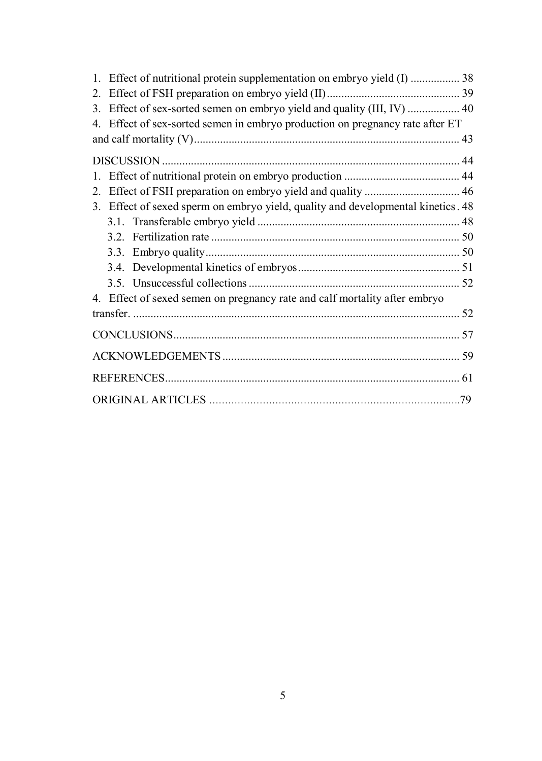1. Effect of nutritional protein supplementation on embryo yield (I) ................. 38
2. Effect of FSH preparation on embryo yield (II) .............................................. 39
3. Effect of sex-sorted semen on embryo yield and quality (III, IV) .................. 40
4. Effect of sex-sorted semen in embryo production on pregnancy rate after ET and calf mortality (V) ............................................................................................ 43

DISCUSSION ....................................................................................................... 44

1. Effect of nutritional protein on embryo production ........................................ 44
2. Effect of FSH preparation on embryo yield and quality ................................. 46
3. Effect of sexed sperm on embryo yield, quality and developmental kinetics . 48
    - 3.1. Transferable embryo yield ...................................................................... 48
    - 3.2. Fertilization rate ...................................................................................... 50
    - 3.3. Embryo quality ........................................................................................ 50
    - 3.4. Developmental kinetics of embryos ........................................................ 51
    - 3.5. Unsuccessful collections ......................................................................... 52
4. Effect of sexed semen on pregnancy rate and calf mortality after embryo transfer. .................................................................................................................. 52

CONCLUSIONS ................................................................................................... 57

ACKNOWLEDGEMENTS .................................................................................. 59

REFERENCES ...................................................................................................... 61

ORIGINAL ARTICLES .......................................................................................79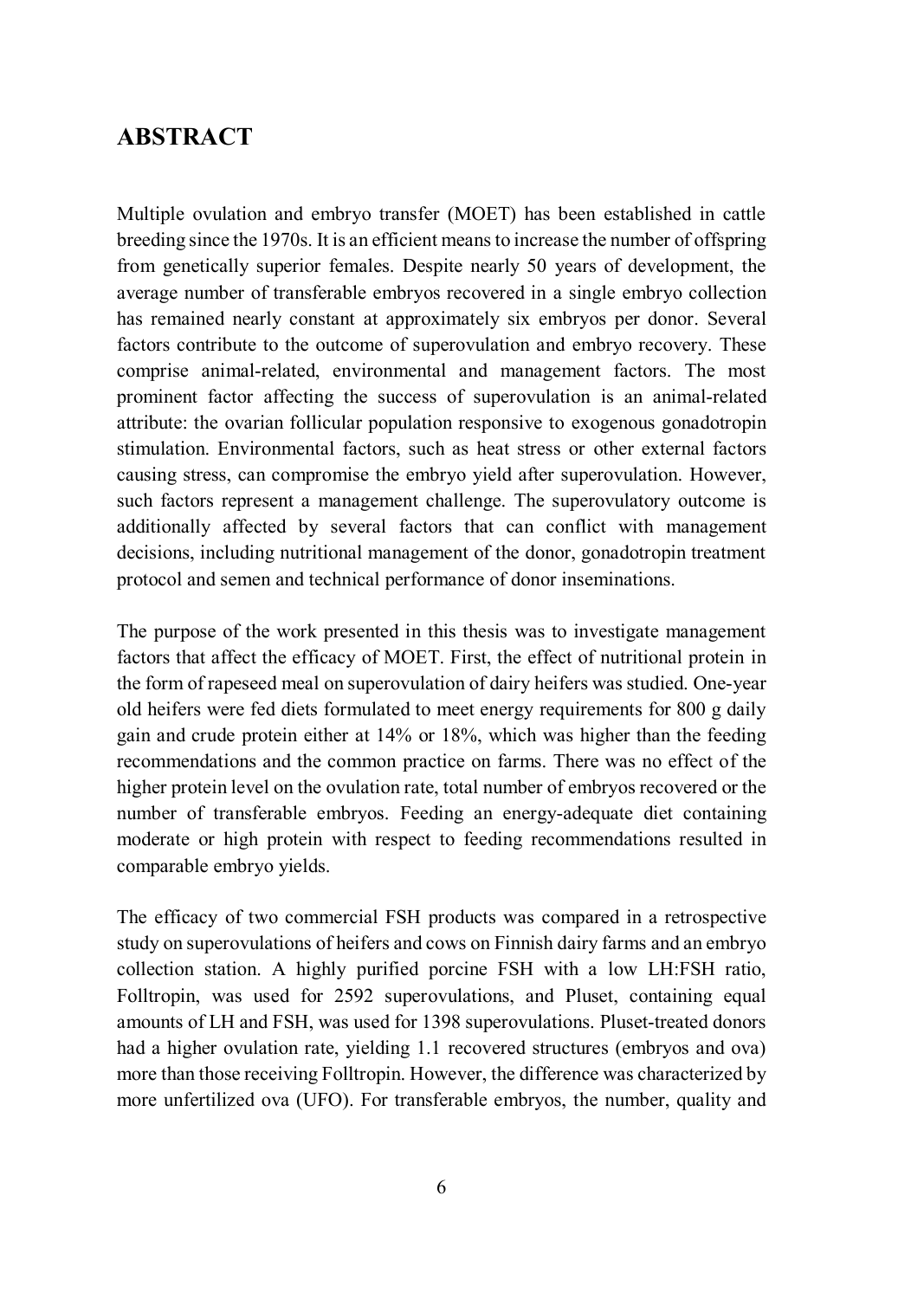# ABSTRACT

Multiple ovulation and embryo transfer (MOET) has been established in cattle breeding since the 1970s. It is an efficient means to increase the number of offspring from genetically superior females. Despite nearly 50 years of development, the average number of transferable embryos recovered in a single embryo collection has remained nearly constant at approximately six embryos per donor. Several factors contribute to the outcome of superovulation and embryo recovery. These comprise animal-related, environmental and management factors. The most prominent factor affecting the success of superovulation is an animal-related attribute: the ovarian follicular population responsive to exogenous gonadotropin stimulation. Environmental factors, such as heat stress or other external factors causing stress, can compromise the embryo yield after superovulation. However, such factors represent a management challenge. The superovulatory outcome is additionally affected by several factors that can conflict with management decisions, including nutritional management of the donor, gonadotropin treatment protocol and semen and technical performance of donor inseminations.

The purpose of the work presented in this thesis was to investigate management factors that affect the efficacy of MOET. First, the effect of nutritional protein in the form of rapeseed meal on superovulation of dairy heifers was studied. One-year old heifers were fed diets formulated to meet energy requirements for 800 g daily gain and crude protein either at 14% or 18%, which was higher than the feeding recommendations and the common practice on farms. There was no effect of the higher protein level on the ovulation rate, total number of embryos recovered or the number of transferable embryos. Feeding an energy-adequate diet containing moderate or high protein with respect to feeding recommendations resulted in comparable embryo yields.

The efficacy of two commercial FSH products was compared in a retrospective study on superovulations of heifers and cows on Finnish dairy farms and an embryo collection station. A highly purified porcine FSH with a low LH:FSH ratio, Folltropin, was used for 2592 superovulations, and Pluset, containing equal amounts of LH and FSH, was used for 1398 superovulations. Pluset-treated donors had a higher ovulation rate, yielding 1.1 recovered structures (embryos and ova) more than those receiving Folltropin. However, the difference was characterized by more unfertilized ova (UFO). For transferable embryos, the number, quality and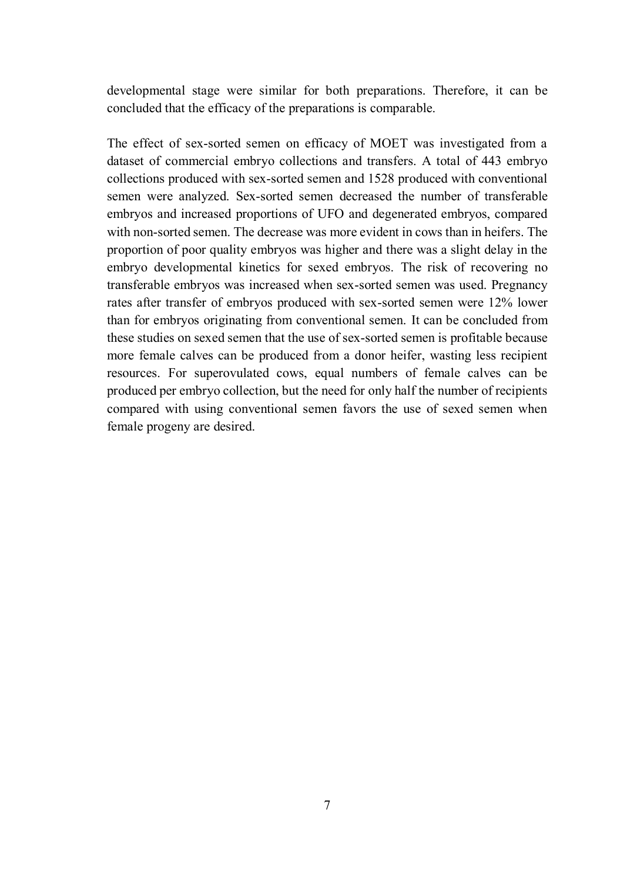developmental stage were similar for both preparations. Therefore, it can be concluded that the efficacy of the preparations is comparable.

The effect of sex-sorted semen on efficacy of MOET was investigated from a dataset of commercial embryo collections and transfers. A total of 443 embryo collections produced with sex-sorted semen and 1528 produced with conventional semen were analyzed. Sex-sorted semen decreased the number of transferable embryos and increased proportions of UFO and degenerated embryos, compared with non-sorted semen. The decrease was more evident in cows than in heifers. The proportion of poor quality embryos was higher and there was a slight delay in the embryo developmental kinetics for sexed embryos. The risk of recovering no transferable embryos was increased when sex-sorted semen was used. Pregnancy rates after transfer of embryos produced with sex-sorted semen were 12% lower than for embryos originating from conventional semen. It can be concluded from these studies on sexed semen that the use of sex-sorted semen is profitable because more female calves can be produced from a donor heifer, wasting less recipient resources. For superovulated cows, equal numbers of female calves can be produced per embryo collection, but the need for only half the number of recipients compared with using conventional semen favors the use of sexed semen when female progeny are desired.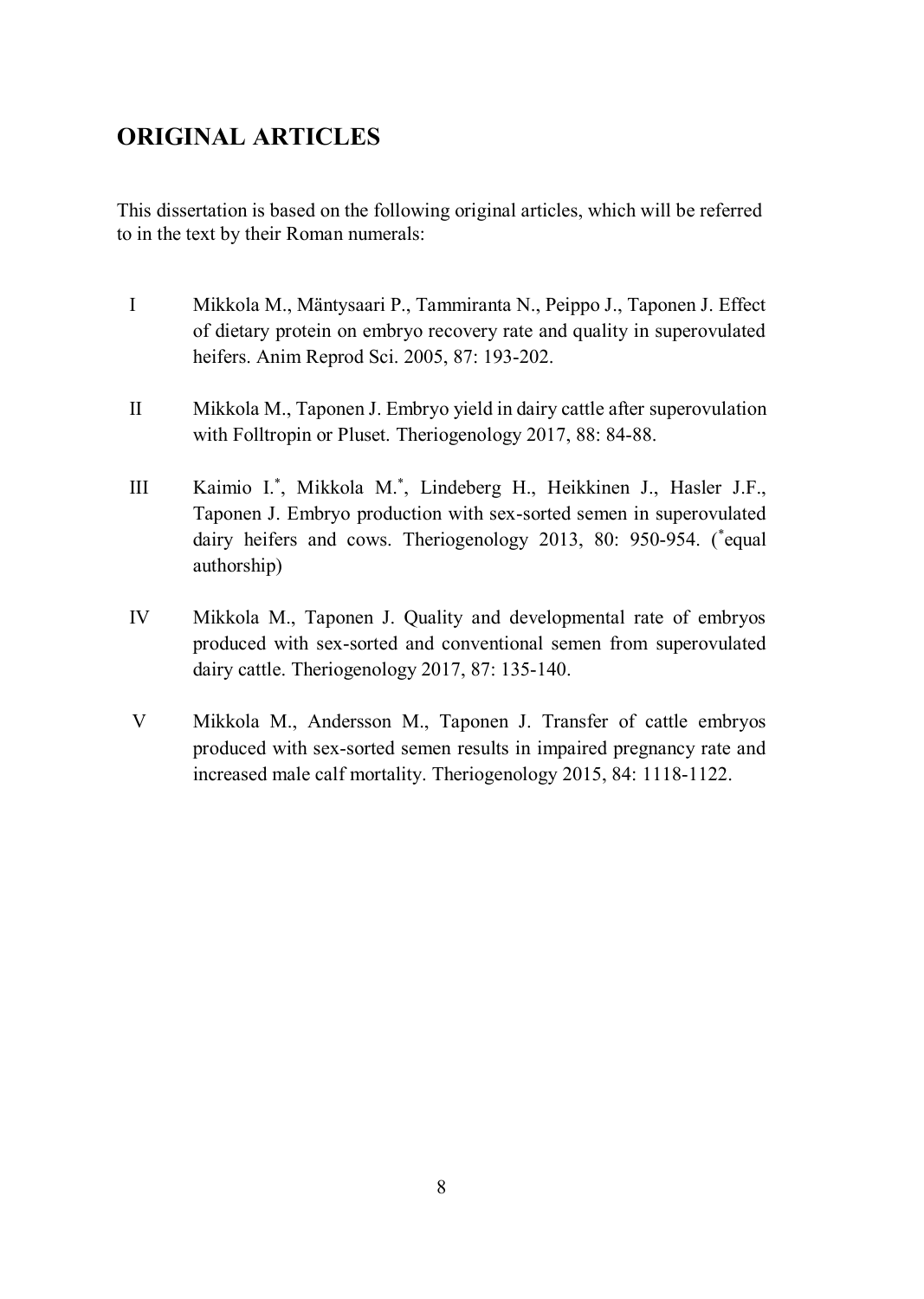## ORIGINAL ARTICLES

This dissertation is based on the following original articles, which will be referred to in the text by their Roman numerals:

I  Mikkola M., Mäntysaari P., Tammiranta N., Peippo J., Taponen J. Effect of dietary protein on embryo recovery rate and quality in superovulated heifers. Anim Reprod Sci. 2005, 87: 193-202.

II  Mikkola M., Taponen J. Embryo yield in dairy cattle after superovulation with Folltropin or Pluset. Theriogenology 2017, 88: 84-88.

III  Kaimio I.*, Mikkola M.*, Lindeberg H., Heikkinen J., Hasler J.F., Taponen J. Embryo production with sex-sorted semen in superovulated dairy heifers and cows. Theriogenology 2013, 80: 950-954. (*equal authorship)

IV  Mikkola M., Taponen J. Quality and developmental rate of embryos produced with sex-sorted and conventional semen from superovulated dairy cattle. Theriogenology 2017, 87: 135-140.

V  Mikkola M., Andersson M., Taponen J. Transfer of cattle embryos produced with sex-sorted semen results in impaired pregnancy rate and increased male calf mortality. Theriogenology 2015, 84: 1118-1122.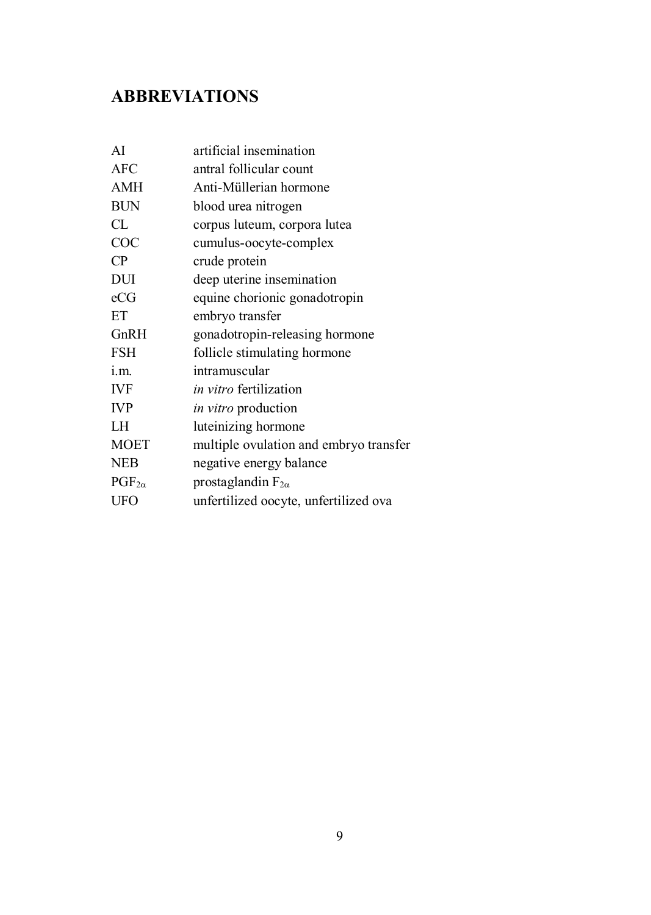# ABBREVIATIONS

| | |
|---|---|
| AI | artificial insemination |
| AFC | antral follicular count |
| AMH | Anti-Müllerian hormone |
| BUN | blood urea nitrogen |
| CL | corpus luteum, corpora lutea |
| COC | cumulus-oocyte-complex |
| CP | crude protein |
| DUI | deep uterine insemination |
| eCG | equine chorionic gonadotropin |
| ET | embryo transfer |
| GnRH | gonadotropin-releasing hormone |
| FSH | follicle stimulating hormone |
| i.m. | intramuscular |
| IVF | *in vitro* fertilization |
| IVP | *in vitro* production |
| LH | luteinizing hormone |
| MOET | multiple ovulation and embryo transfer |
| NEB | negative energy balance |
| $PGF_{2\alpha}$ | prostaglandin $F_{2\alpha}$ |
| UFO | unfertilized oocyte, unfertilized ova |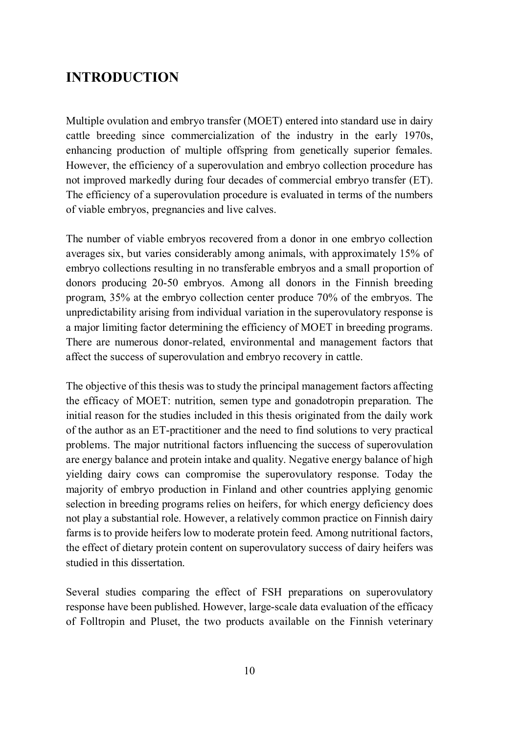# INTRODUCTION

Multiple ovulation and embryo transfer (MOET) entered into standard use in dairy cattle breeding since commercialization of the industry in the early 1970s, enhancing production of multiple offspring from genetically superior females. However, the efficiency of a superovulation and embryo collection procedure has not improved markedly during four decades of commercial embryo transfer (ET). The efficiency of a superovulation procedure is evaluated in terms of the numbers of viable embryos, pregnancies and live calves.

The number of viable embryos recovered from a donor in one embryo collection averages six, but varies considerably among animals, with approximately 15% of embryo collections resulting in no transferable embryos and a small proportion of donors producing 20-50 embryos. Among all donors in the Finnish breeding program, 35% at the embryo collection center produce 70% of the embryos. The unpredictability arising from individual variation in the superovulatory response is a major limiting factor determining the efficiency of MOET in breeding programs. There are numerous donor-related, environmental and management factors that affect the success of superovulation and embryo recovery in cattle.

The objective of this thesis was to study the principal management factors affecting the efficacy of MOET: nutrition, semen type and gonadotropin preparation. The initial reason for the studies included in this thesis originated from the daily work of the author as an ET-practitioner and the need to find solutions to very practical problems. The major nutritional factors influencing the success of superovulation are energy balance and protein intake and quality. Negative energy balance of high yielding dairy cows can compromise the superovulatory response. Today the majority of embryo production in Finland and other countries applying genomic selection in breeding programs relies on heifers, for which energy deficiency does not play a substantial role. However, a relatively common practice on Finnish dairy farms is to provide heifers low to moderate protein feed. Among nutritional factors, the effect of dietary protein content on superovulatory success of dairy heifers was studied in this dissertation.

Several studies comparing the effect of FSH preparations on superovulatory response have been published. However, large-scale data evaluation of the efficacy of Folltropin and Pluset, the two products available on the Finnish veterinary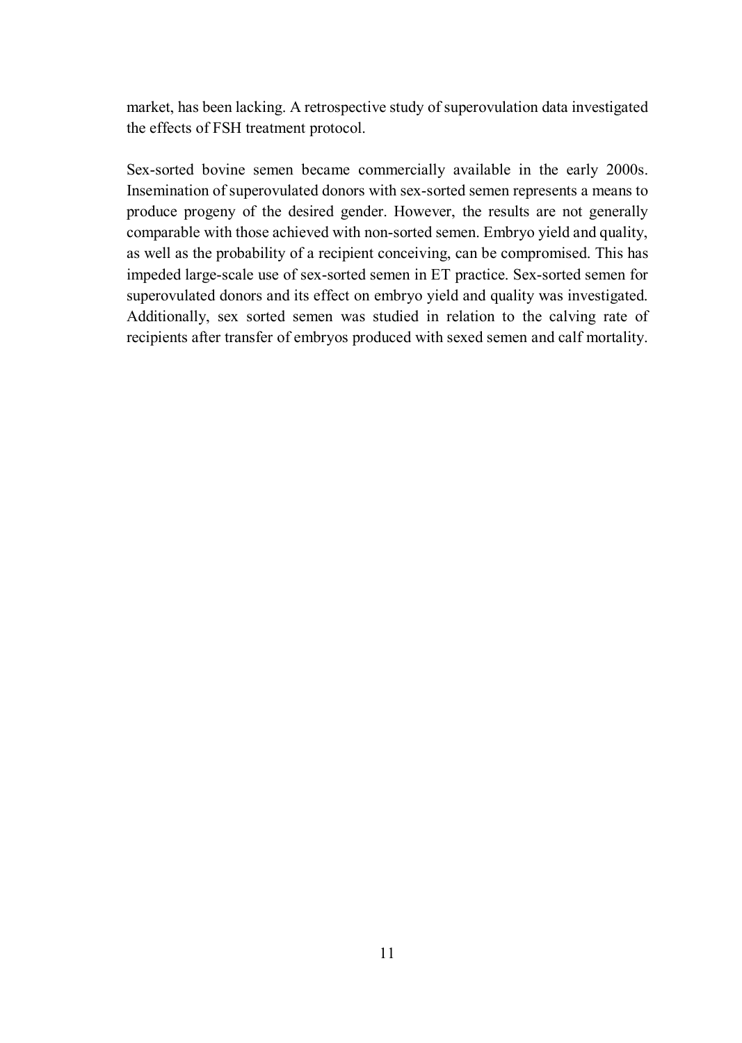market, has been lacking. A retrospective study of superovulation data investigated the effects of FSH treatment protocol.

Sex-sorted bovine semen became commercially available in the early 2000s. Insemination of superovulated donors with sex-sorted semen represents a means to produce progeny of the desired gender. However, the results are not generally comparable with those achieved with non-sorted semen. Embryo yield and quality, as well as the probability of a recipient conceiving, can be compromised. This has impeded large-scale use of sex-sorted semen in ET practice. Sex-sorted semen for superovulated donors and its effect on embryo yield and quality was investigated. Additionally, sex sorted semen was studied in relation to the calving rate of recipients after transfer of embryos produced with sexed semen and calf mortality.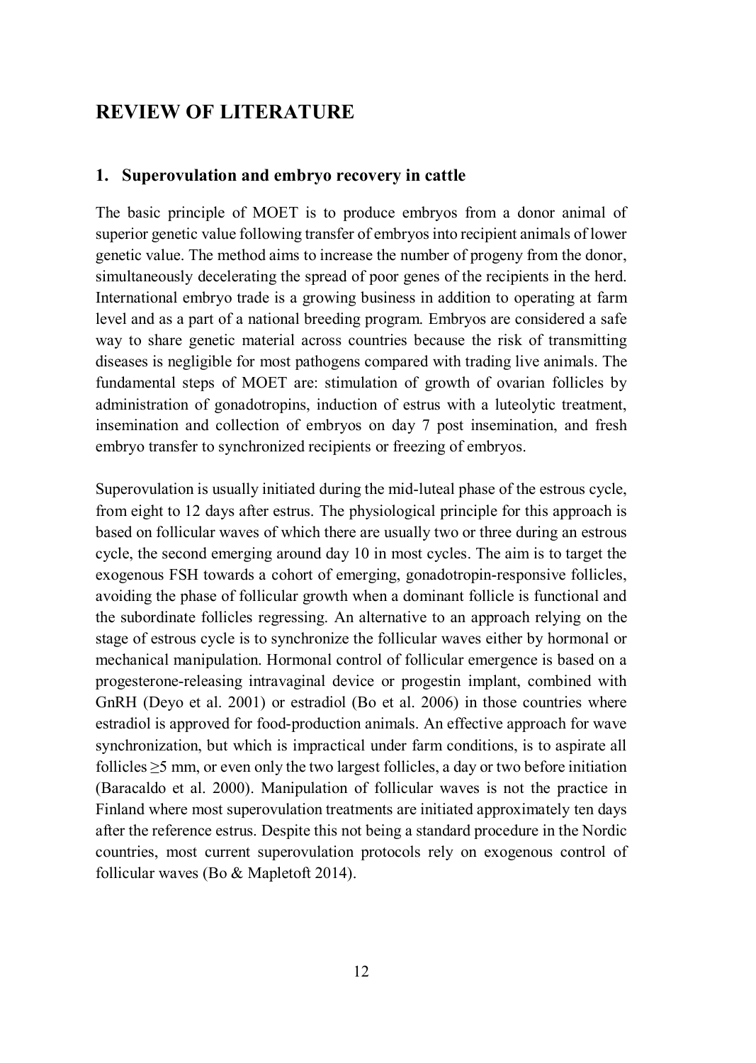# REVIEW OF LITERATURE

## 1. Superovulation and embryo recovery in cattle

The basic principle of MOET is to produce embryos from a donor animal of superior genetic value following transfer of embryos into recipient animals of lower genetic value. The method aims to increase the number of progeny from the donor, simultaneously decelerating the spread of poor genes of the recipients in the herd. International embryo trade is a growing business in addition to operating at farm level and as a part of a national breeding program. Embryos are considered a safe way to share genetic material across countries because the risk of transmitting diseases is negligible for most pathogens compared with trading live animals. The fundamental steps of MOET are: stimulation of growth of ovarian follicles by administration of gonadotropins, induction of estrus with a luteolytic treatment, insemination and collection of embryos on day 7 post insemination, and fresh embryo transfer to synchronized recipients or freezing of embryos.

Superovulation is usually initiated during the mid-luteal phase of the estrous cycle, from eight to 12 days after estrus. The physiological principle for this approach is based on follicular waves of which there are usually two or three during an estrous cycle, the second emerging around day 10 in most cycles. The aim is to target the exogenous FSH towards a cohort of emerging, gonadotropin-responsive follicles, avoiding the phase of follicular growth when a dominant follicle is functional and the subordinate follicles regressing. An alternative to an approach relying on the stage of estrous cycle is to synchronize the follicular waves either by hormonal or mechanical manipulation. Hormonal control of follicular emergence is based on a progesterone-releasing intravaginal device or progestin implant, combined with GnRH (Deyo et al. 2001) or estradiol (Bo et al. 2006) in those countries where estradiol is approved for food-production animals. An effective approach for wave synchronization, but which is impractical under farm conditions, is to aspirate all follicles ≥5 mm, or even only the two largest follicles, a day or two before initiation (Baracaldo et al. 2000). Manipulation of follicular waves is not the practice in Finland where most superovulation treatments are initiated approximately ten days after the reference estrus. Despite this not being a standard procedure in the Nordic countries, most current superovulation protocols rely on exogenous control of follicular waves (Bo & Mapletoft 2014).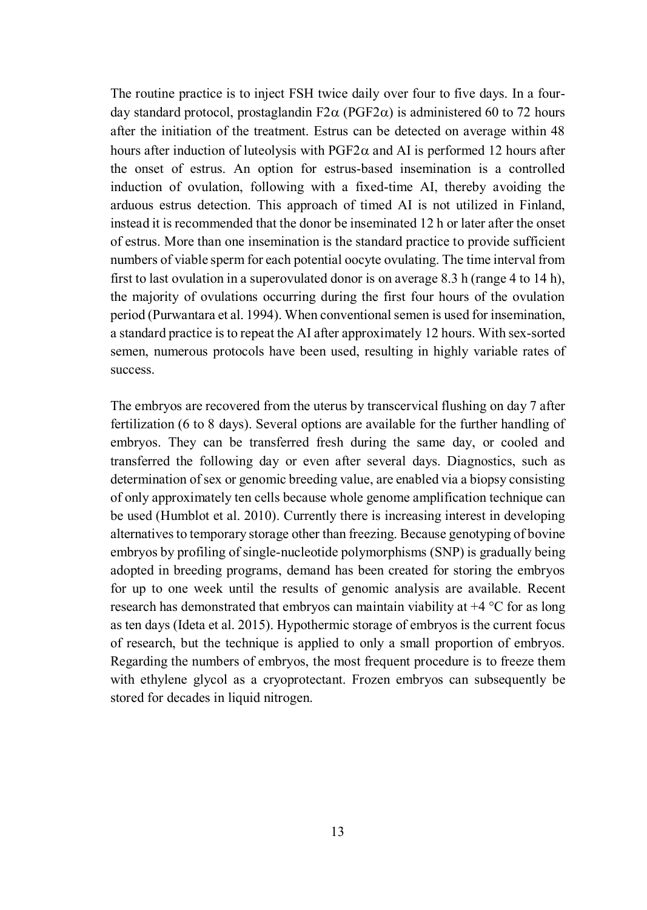The routine practice is to inject FSH twice daily over four to five days. In a four-day standard protocol, prostaglandin F2$\alpha$ (PGF2$\alpha$) is administered 60 to 72 hours after the initiation of the treatment. Estrus can be detected on average within 48 hours after induction of luteolysis with PGF2$\alpha$ and AI is performed 12 hours after the onset of estrus. An option for estrus-based insemination is a controlled induction of ovulation, following with a fixed-time AI, thereby avoiding the arduous estrus detection. This approach of timed AI is not utilized in Finland, instead it is recommended that the donor be inseminated 12 h or later after the onset of estrus. More than one insemination is the standard practice to provide sufficient numbers of viable sperm for each potential oocyte ovulating. The time interval from first to last ovulation in a superovulated donor is on average 8.3 h (range 4 to 14 h), the majority of ovulations occurring during the first four hours of the ovulation period (Purwantara et al. 1994). When conventional semen is used for insemination, a standard practice is to repeat the AI after approximately 12 hours. With sex-sorted semen, numerous protocols have been used, resulting in highly variable rates of success.

The embryos are recovered from the uterus by transcervical flushing on day 7 after fertilization (6 to 8 days). Several options are available for the further handling of embryos. They can be transferred fresh during the same day, or cooled and transferred the following day or even after several days. Diagnostics, such as determination of sex or genomic breeding value, are enabled via a biopsy consisting of only approximately ten cells because whole genome amplification technique can be used (Humblot et al. 2010). Currently there is increasing interest in developing alternatives to temporary storage other than freezing. Because genotyping of bovine embryos by profiling of single-nucleotide polymorphisms (SNP) is gradually being adopted in breeding programs, demand has been created for storing the embryos for up to one week until the results of genomic analysis are available. Recent research has demonstrated that embryos can maintain viability at +4 °C for as long as ten days (Ideta et al. 2015). Hypothermic storage of embryos is the current focus of research, but the technique is applied to only a small proportion of embryos. Regarding the numbers of embryos, the most frequent procedure is to freeze them with ethylene glycol as a cryoprotectant. Frozen embryos can subsequently be stored for decades in liquid nitrogen.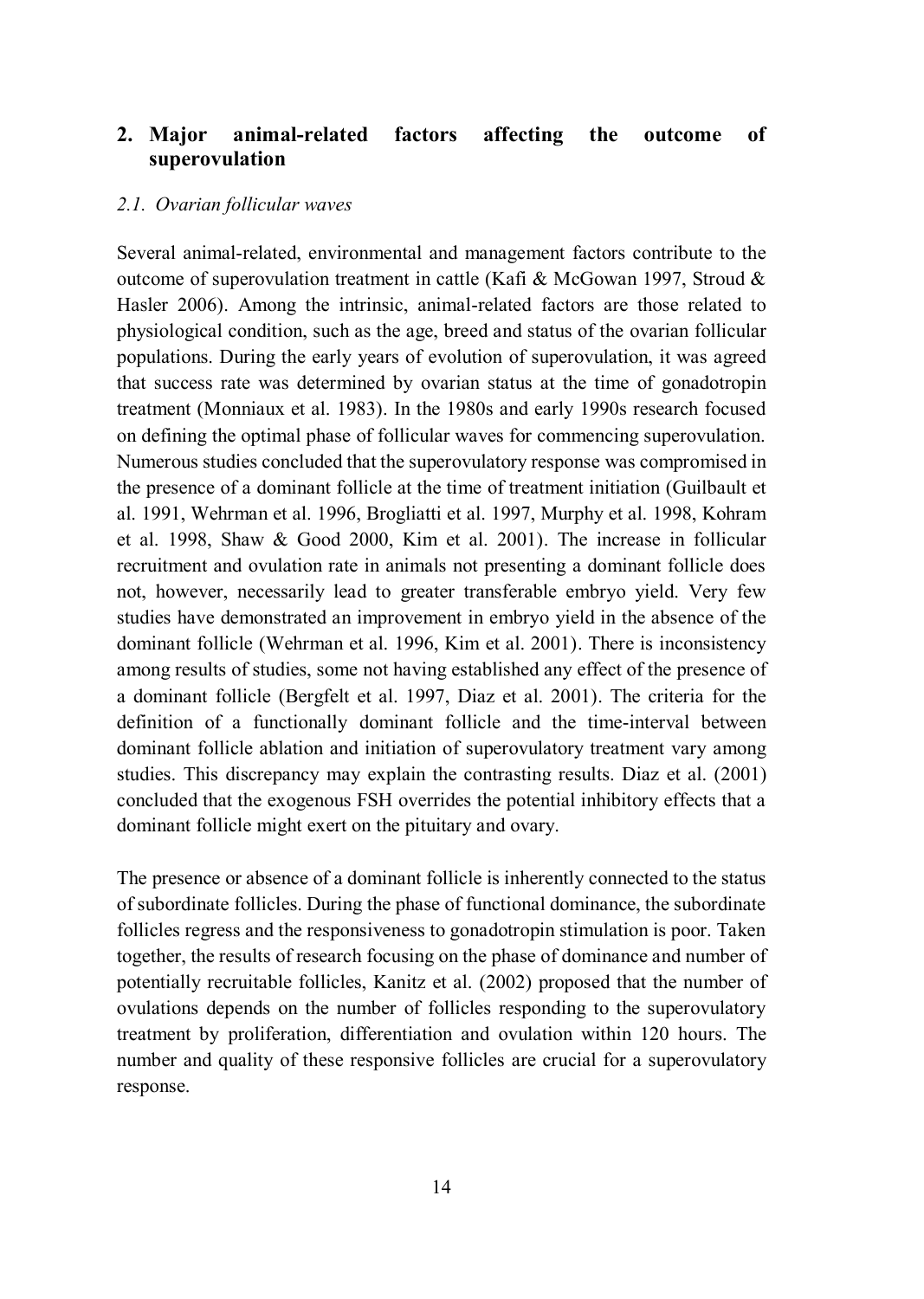## 2. Major animal-related factors affecting the outcome of superovulation

### *2.1. Ovarian follicular waves*

Several animal-related, environmental and management factors contribute to the outcome of superovulation treatment in cattle (Kafi & McGowan 1997, Stroud & Hasler 2006). Among the intrinsic, animal-related factors are those related to physiological condition, such as the age, breed and status of the ovarian follicular populations. During the early years of evolution of superovulation, it was agreed that success rate was determined by ovarian status at the time of gonadotropin treatment (Monniaux et al. 1983). In the 1980s and early 1990s research focused on defining the optimal phase of follicular waves for commencing superovulation. Numerous studies concluded that the superovulatory response was compromised in the presence of a dominant follicle at the time of treatment initiation (Guilbault et al. 1991, Wehrman et al. 1996, Brogliatti et al. 1997, Murphy et al. 1998, Kohram et al. 1998, Shaw & Good 2000, Kim et al. 2001). The increase in follicular recruitment and ovulation rate in animals not presenting a dominant follicle does not, however, necessarily lead to greater transferable embryo yield. Very few studies have demonstrated an improvement in embryo yield in the absence of the dominant follicle (Wehrman et al. 1996, Kim et al. 2001). There is inconsistency among results of studies, some not having established any effect of the presence of a dominant follicle (Bergfelt et al. 1997, Diaz et al. 2001). The criteria for the definition of a functionally dominant follicle and the time-interval between dominant follicle ablation and initiation of superovulatory treatment vary among studies. This discrepancy may explain the contrasting results. Diaz et al. (2001) concluded that the exogenous FSH overrides the potential inhibitory effects that a dominant follicle might exert on the pituitary and ovary.

The presence or absence of a dominant follicle is inherently connected to the status of subordinate follicles. During the phase of functional dominance, the subordinate follicles regress and the responsiveness to gonadotropin stimulation is poor. Taken together, the results of research focusing on the phase of dominance and number of potentially recruitable follicles, Kanitz et al. (2002) proposed that the number of ovulations depends on the number of follicles responding to the superovulatory treatment by proliferation, differentiation and ovulation within 120 hours. The number and quality of these responsive follicles are crucial for a superovulatory response.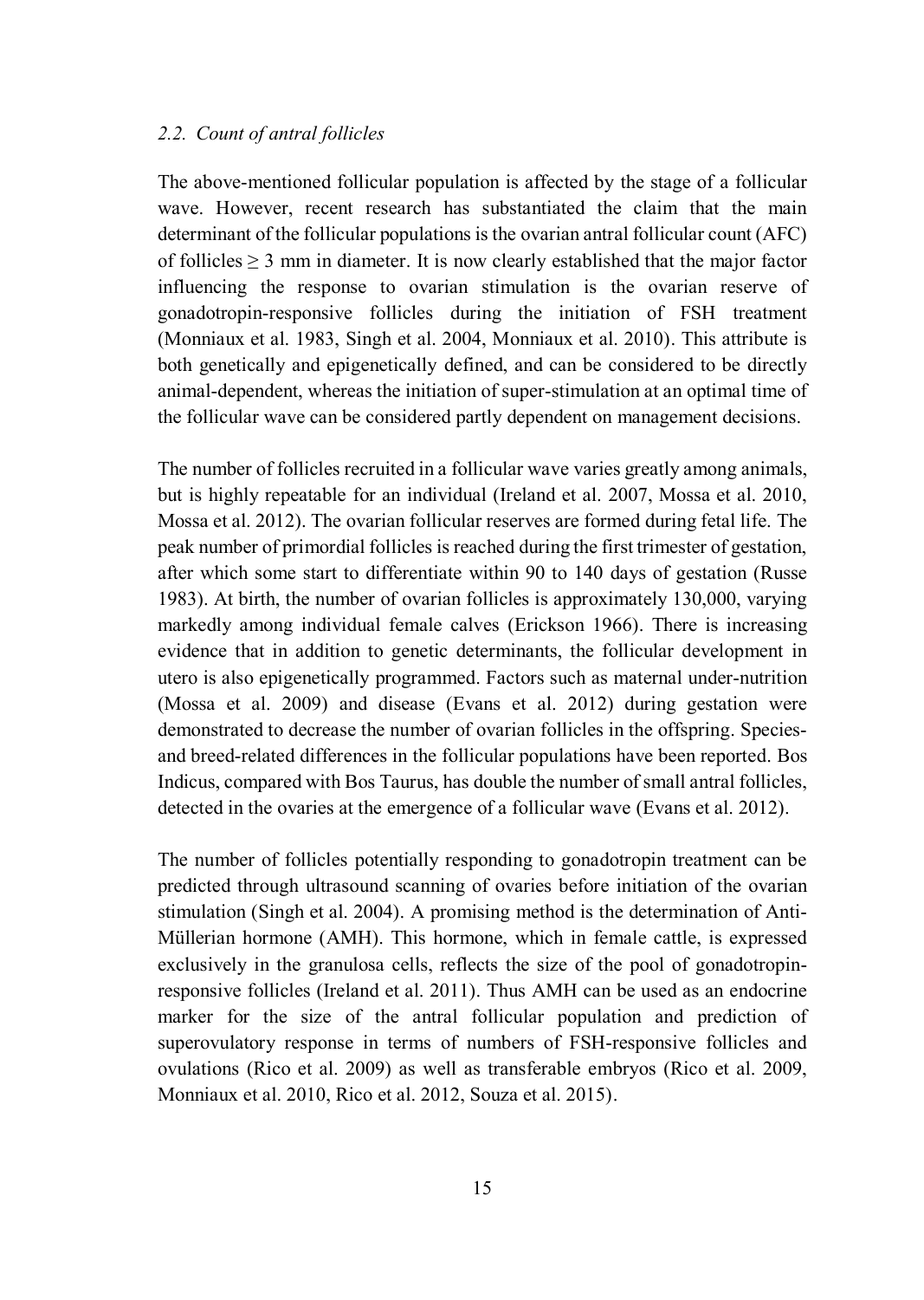### *2.2. Count of antral follicles*

The above-mentioned follicular population is affected by the stage of a follicular wave. However, recent research has substantiated the claim that the main determinant of the follicular populations is the ovarian antral follicular count (AFC) of follicles $\geq$ 3 mm in diameter. It is now clearly established that the major factor influencing the response to ovarian stimulation is the ovarian reserve of gonadotropin-responsive follicles during the initiation of FSH treatment (Monniaux et al. 1983, Singh et al. 2004, Monniaux et al. 2010). This attribute is both genetically and epigenetically defined, and can be considered to be directly animal-dependent, whereas the initiation of super-stimulation at an optimal time of the follicular wave can be considered partly dependent on management decisions.

The number of follicles recruited in a follicular wave varies greatly among animals, but is highly repeatable for an individual (Ireland et al. 2007, Mossa et al. 2010, Mossa et al. 2012). The ovarian follicular reserves are formed during fetal life. The peak number of primordial follicles is reached during the first trimester of gestation, after which some start to differentiate within 90 to 140 days of gestation (Russe 1983). At birth, the number of ovarian follicles is approximately 130,000, varying markedly among individual female calves (Erickson 1966). There is increasing evidence that in addition to genetic determinants, the follicular development in utero is also epigenetically programmed. Factors such as maternal under-nutrition (Mossa et al. 2009) and disease (Evans et al. 2012) during gestation were demonstrated to decrease the number of ovarian follicles in the offspring. Species- and breed-related differences in the follicular populations have been reported. Bos Indicus, compared with Bos Taurus, has double the number of small antral follicles, detected in the ovaries at the emergence of a follicular wave (Evans et al. 2012).

The number of follicles potentially responding to gonadotropin treatment can be predicted through ultrasound scanning of ovaries before initiation of the ovarian stimulation (Singh et al. 2004). A promising method is the determination of Anti-Müllerian hormone (AMH). This hormone, which in female cattle, is expressed exclusively in the granulosa cells, reflects the size of the pool of gonadotropin-responsive follicles (Ireland et al. 2011). Thus AMH can be used as an endocrine marker for the size of the antral follicular population and prediction of superovulatory response in terms of numbers of FSH-responsive follicles and ovulations (Rico et al. 2009) as well as transferable embryos (Rico et al. 2009, Monniaux et al. 2010, Rico et al. 2012, Souza et al. 2015).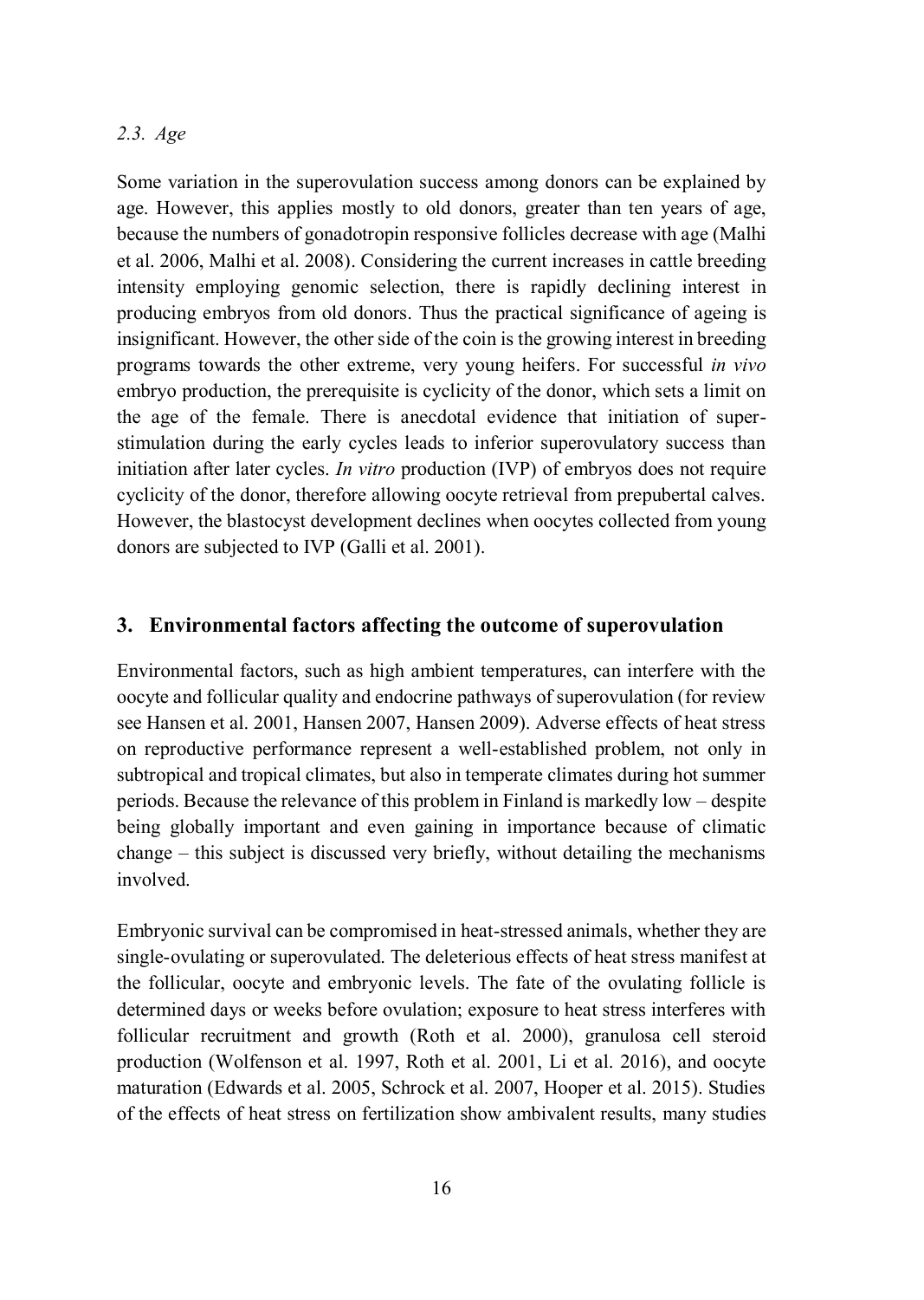### *2.3. Age*

Some variation in the superovulation success among donors can be explained by age. However, this applies mostly to old donors, greater than ten years of age, because the numbers of gonadotropin responsive follicles decrease with age (Malhi et al. 2006, Malhi et al. 2008). Considering the current increases in cattle breeding intensity employing genomic selection, there is rapidly declining interest in producing embryos from old donors. Thus the practical significance of ageing is insignificant. However, the other side of the coin is the growing interest in breeding programs towards the other extreme, very young heifers. For successful *in vivo* embryo production, the prerequisite is cyclicity of the donor, which sets a limit on the age of the female. There is anecdotal evidence that initiation of super-stimulation during the early cycles leads to inferior superovulatory success than initiation after later cycles. *In vitro* production (IVP) of embryos does not require cyclicity of the donor, therefore allowing oocyte retrieval from prepubertal calves. However, the blastocyst development declines when oocytes collected from young donors are subjected to IVP (Galli et al. 2001).

## 3. Environmental factors affecting the outcome of superovulation

Environmental factors, such as high ambient temperatures, can interfere with the oocyte and follicular quality and endocrine pathways of superovulation (for review see Hansen et al. 2001, Hansen 2007, Hansen 2009). Adverse effects of heat stress on reproductive performance represent a well-established problem, not only in subtropical and tropical climates, but also in temperate climates during hot summer periods. Because the relevance of this problem in Finland is markedly low – despite being globally important and even gaining in importance because of climatic change – this subject is discussed very briefly, without detailing the mechanisms involved.

Embryonic survival can be compromised in heat-stressed animals, whether they are single-ovulating or superovulated. The deleterious effects of heat stress manifest at the follicular, oocyte and embryonic levels. The fate of the ovulating follicle is determined days or weeks before ovulation; exposure to heat stress interferes with follicular recruitment and growth (Roth et al. 2000), granulosa cell steroid production (Wolfenson et al. 1997, Roth et al. 2001, Li et al. 2016), and oocyte maturation (Edwards et al. 2005, Schrock et al. 2007, Hooper et al. 2015). Studies of the effects of heat stress on fertilization show ambivalent results, many studies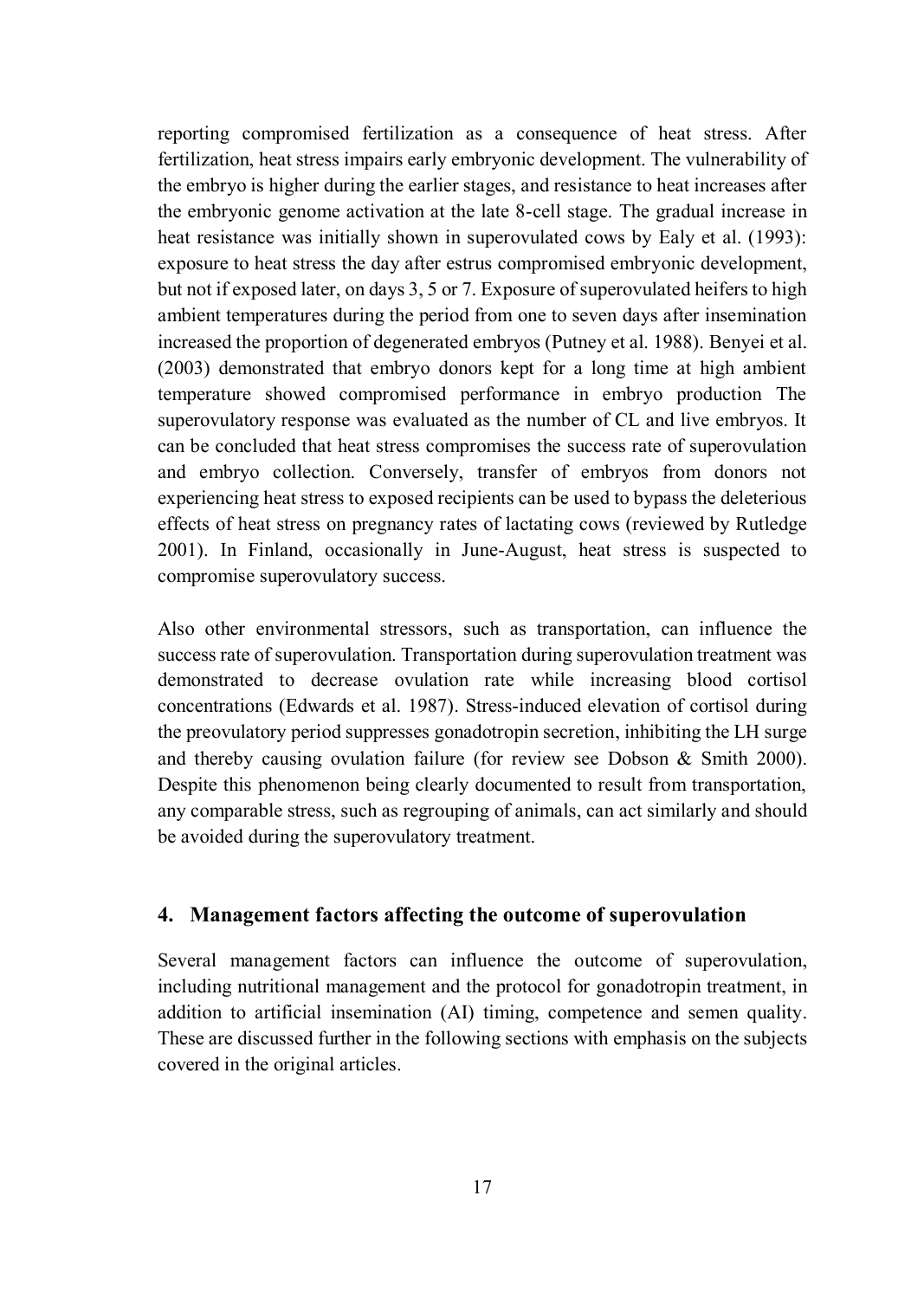reporting compromised fertilization as a consequence of heat stress. After fertilization, heat stress impairs early embryonic development. The vulnerability of the embryo is higher during the earlier stages, and resistance to heat increases after the embryonic genome activation at the late 8-cell stage. The gradual increase in heat resistance was initially shown in superovulated cows by Ealy et al. (1993): exposure to heat stress the day after estrus compromised embryonic development, but not if exposed later, on days 3, 5 or 7. Exposure of superovulated heifers to high ambient temperatures during the period from one to seven days after insemination increased the proportion of degenerated embryos (Putney et al. 1988). Benyei et al. (2003) demonstrated that embryo donors kept for a long time at high ambient temperature showed compromised performance in embryo production The superovulatory response was evaluated as the number of CL and live embryos. It can be concluded that heat stress compromises the success rate of superovulation and embryo collection. Conversely, transfer of embryos from donors not experiencing heat stress to exposed recipients can be used to bypass the deleterious effects of heat stress on pregnancy rates of lactating cows (reviewed by Rutledge 2001). In Finland, occasionally in June-August, heat stress is suspected to compromise superovulatory success.

Also other environmental stressors, such as transportation, can influence the success rate of superovulation. Transportation during superovulation treatment was demonstrated to decrease ovulation rate while increasing blood cortisol concentrations (Edwards et al. 1987). Stress-induced elevation of cortisol during the preovulatory period suppresses gonadotropin secretion, inhibiting the LH surge and thereby causing ovulation failure (for review see Dobson & Smith 2000). Despite this phenomenon being clearly documented to result from transportation, any comparable stress, such as regrouping of animals, can act similarly and should be avoided during the superovulatory treatment.

## 4. Management factors affecting the outcome of superovulation

Several management factors can influence the outcome of superovulation, including nutritional management and the protocol for gonadotropin treatment, in addition to artificial insemination (AI) timing, competence and semen quality. These are discussed further in the following sections with emphasis on the subjects covered in the original articles.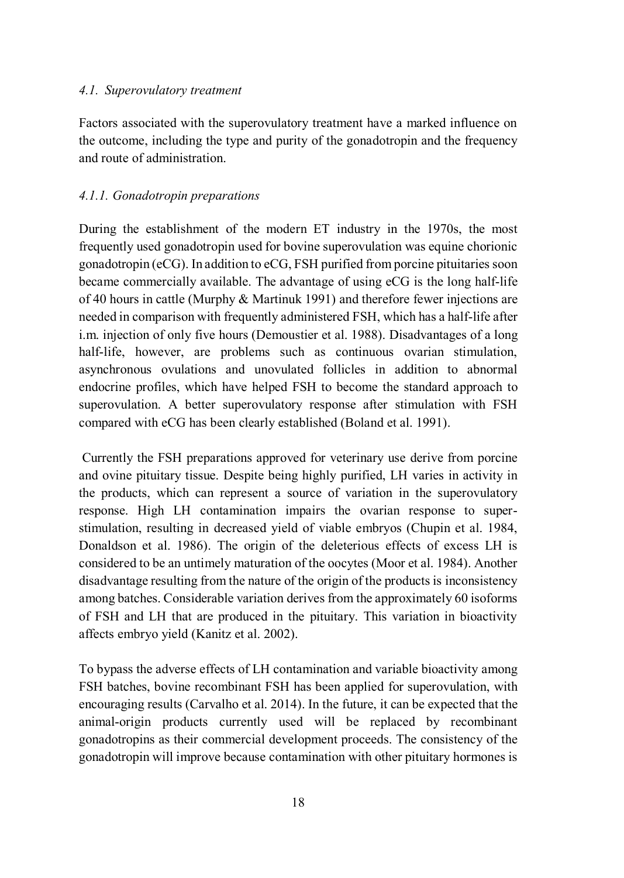### *4.1. Superovulatory treatment*

Factors associated with the superovulatory treatment have a marked influence on the outcome, including the type and purity of the gonadotropin and the frequency and route of administration.

#### *4.1.1. Gonadotropin preparations*

During the establishment of the modern ET industry in the 1970s, the most frequently used gonadotropin used for bovine superovulation was equine chorionic gonadotropin (eCG). In addition to eCG, FSH purified from porcine pituitaries soon became commercially available. The advantage of using eCG is the long half-life of 40 hours in cattle (Murphy & Martinuk 1991) and therefore fewer injections are needed in comparison with frequently administered FSH, which has a half-life after i.m. injection of only five hours (Demoustier et al. 1988). Disadvantages of a long half-life, however, are problems such as continuous ovarian stimulation, asynchronous ovulations and unovulated follicles in addition to abnormal endocrine profiles, which have helped FSH to become the standard approach to superovulation. A better superovulatory response after stimulation with FSH compared with eCG has been clearly established (Boland et al. 1991).

Currently the FSH preparations approved for veterinary use derive from porcine and ovine pituitary tissue. Despite being highly purified, LH varies in activity in the products, which can represent a source of variation in the superovulatory response. High LH contamination impairs the ovarian response to super-stimulation, resulting in decreased yield of viable embryos (Chupin et al. 1984, Donaldson et al. 1986). The origin of the deleterious effects of excess LH is considered to be an untimely maturation of the oocytes (Moor et al. 1984). Another disadvantage resulting from the nature of the origin of the products is inconsistency among batches. Considerable variation derives from the approximately 60 isoforms of FSH and LH that are produced in the pituitary. This variation in bioactivity affects embryo yield (Kanitz et al. 2002).

To bypass the adverse effects of LH contamination and variable bioactivity among FSH batches, bovine recombinant FSH has been applied for superovulation, with encouraging results (Carvalho et al. 2014). In the future, it can be expected that the animal-origin products currently used will be replaced by recombinant gonadotropins as their commercial development proceeds. The consistency of the gonadotropin will improve because contamination with other pituitary hormones is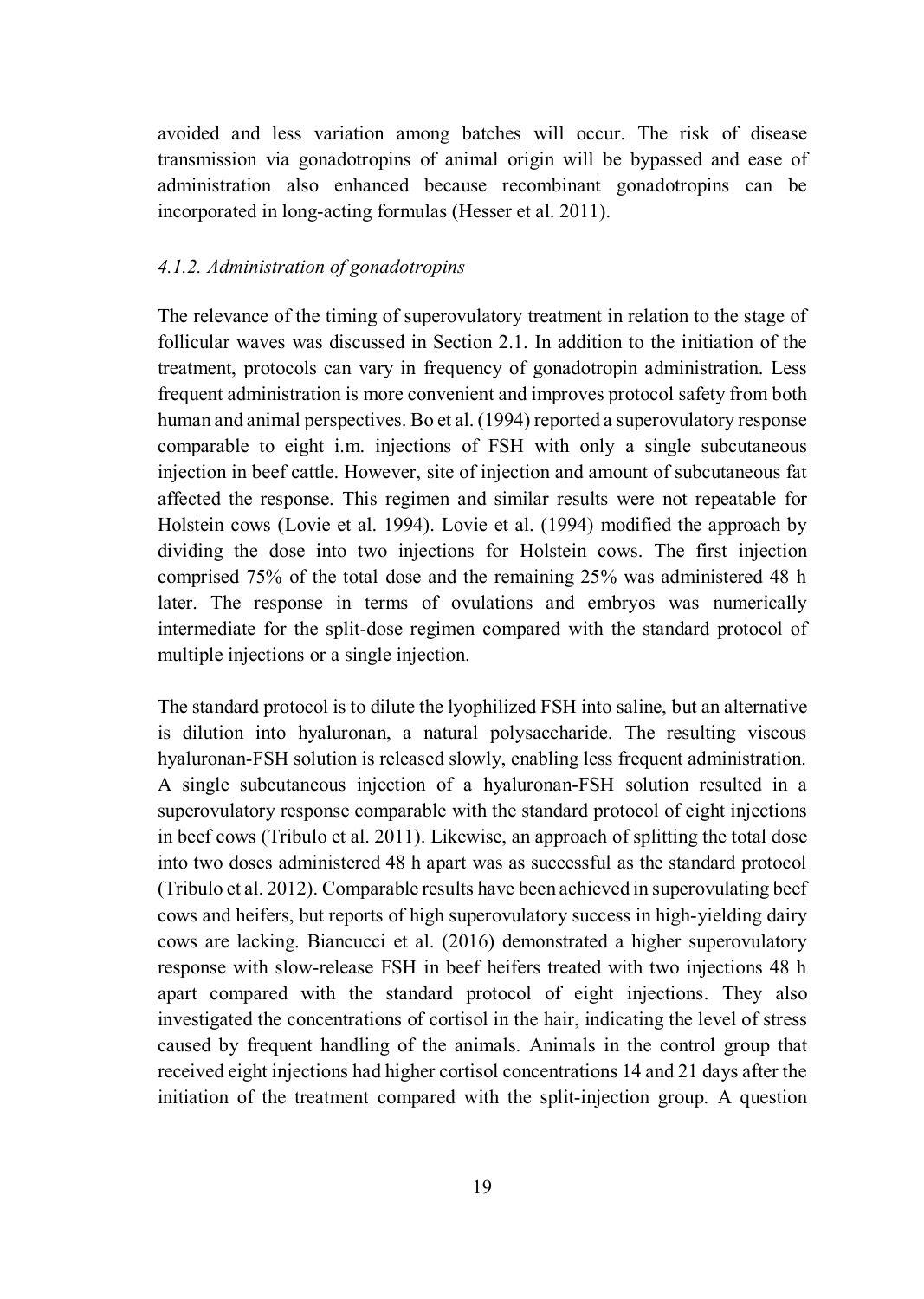avoided and less variation among batches will occur. The risk of disease transmission via gonadotropins of animal origin will be bypassed and ease of administration also enhanced because recombinant gonadotropins can be incorporated in long-acting formulas (Hesser et al. 2011).

#### *4.1.2. Administration of gonadotropins*

The relevance of the timing of superovulatory treatment in relation to the stage of follicular waves was discussed in Section 2.1. In addition to the initiation of the treatment, protocols can vary in frequency of gonadotropin administration. Less frequent administration is more convenient and improves protocol safety from both human and animal perspectives. Bo et al. (1994) reported a superovulatory response comparable to eight i.m. injections of FSH with only a single subcutaneous injection in beef cattle. However, site of injection and amount of subcutaneous fat affected the response. This regimen and similar results were not repeatable for Holstein cows (Lovie et al. 1994). Lovie et al. (1994) modified the approach by dividing the dose into two injections for Holstein cows. The first injection comprised 75% of the total dose and the remaining 25% was administered 48 h later. The response in terms of ovulations and embryos was numerically intermediate for the split-dose regimen compared with the standard protocol of multiple injections or a single injection.

The standard protocol is to dilute the lyophilized FSH into saline, but an alternative is dilution into hyaluronan, a natural polysaccharide. The resulting viscous hyaluronan-FSH solution is released slowly, enabling less frequent administration. A single subcutaneous injection of a hyaluronan-FSH solution resulted in a superovulatory response comparable with the standard protocol of eight injections in beef cows (Tribulo et al. 2011). Likewise, an approach of splitting the total dose into two doses administered 48 h apart was as successful as the standard protocol (Tribulo et al. 2012). Comparable results have been achieved in superovulating beef cows and heifers, but reports of high superovulatory success in high-yielding dairy cows are lacking. Biancucci et al. (2016) demonstrated a higher superovulatory response with slow-release FSH in beef heifers treated with two injections 48 h apart compared with the standard protocol of eight injections. They also investigated the concentrations of cortisol in the hair, indicating the level of stress caused by frequent handling of the animals. Animals in the control group that received eight injections had higher cortisol concentrations 14 and 21 days after the initiation of the treatment compared with the split-injection group. A question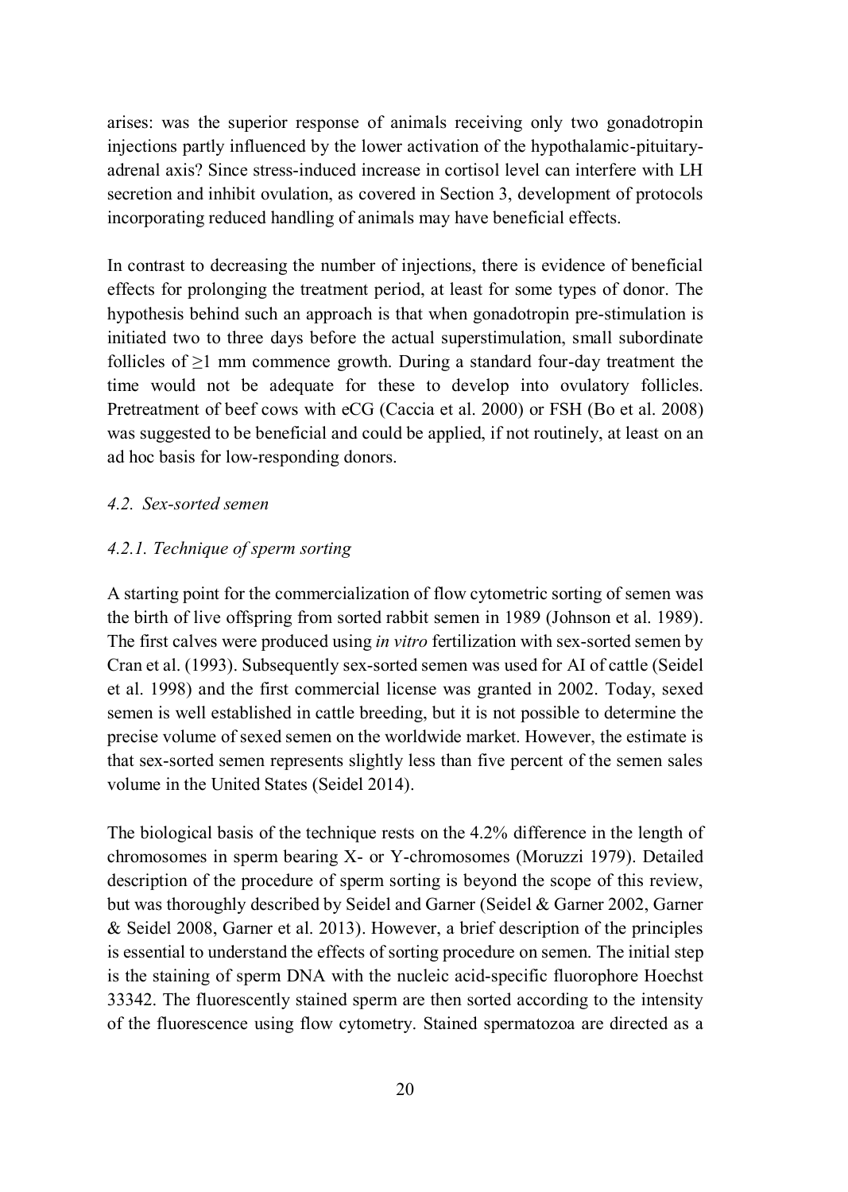arises: was the superior response of animals receiving only two gonadotropin injections partly influenced by the lower activation of the hypothalamic-pituitary-adrenal axis? Since stress-induced increase in cortisol level can interfere with LH secretion and inhibit ovulation, as covered in Section 3, development of protocols incorporating reduced handling of animals may have beneficial effects.

In contrast to decreasing the number of injections, there is evidence of beneficial effects for prolonging the treatment period, at least for some types of donor. The hypothesis behind such an approach is that when gonadotropin pre-stimulation is initiated two to three days before the actual superstimulation, small subordinate follicles of $\geq$1 mm commence growth. During a standard four-day treatment the time would not be adequate for these to develop into ovulatory follicles. Pretreatment of beef cows with eCG (Caccia et al. 2000) or FSH (Bo et al. 2008) was suggested to be beneficial and could be applied, if not routinely, at least on an ad hoc basis for low-responding donors.

### *4.2. Sex-sorted semen*

#### *4.2.1. Technique of sperm sorting*

A starting point for the commercialization of flow cytometric sorting of semen was the birth of live offspring from sorted rabbit semen in 1989 (Johnson et al. 1989). The first calves were produced using *in vitro* fertilization with sex-sorted semen by Cran et al. (1993). Subsequently sex-sorted semen was used for AI of cattle (Seidel et al. 1998) and the first commercial license was granted in 2002. Today, sexed semen is well established in cattle breeding, but it is not possible to determine the precise volume of sexed semen on the worldwide market. However, the estimate is that sex-sorted semen represents slightly less than five percent of the semen sales volume in the United States (Seidel 2014).

The biological basis of the technique rests on the 4.2% difference in the length of chromosomes in sperm bearing X- or Y-chromosomes (Moruzzi 1979). Detailed description of the procedure of sperm sorting is beyond the scope of this review, but was thoroughly described by Seidel and Garner (Seidel & Garner 2002, Garner & Seidel 2008, Garner et al. 2013). However, a brief description of the principles is essential to understand the effects of sorting procedure on semen. The initial step is the staining of sperm DNA with the nucleic acid-specific fluorophore Hoechst 33342. The fluorescently stained sperm are then sorted according to the intensity of the fluorescence using flow cytometry. Stained spermatozoa are directed as a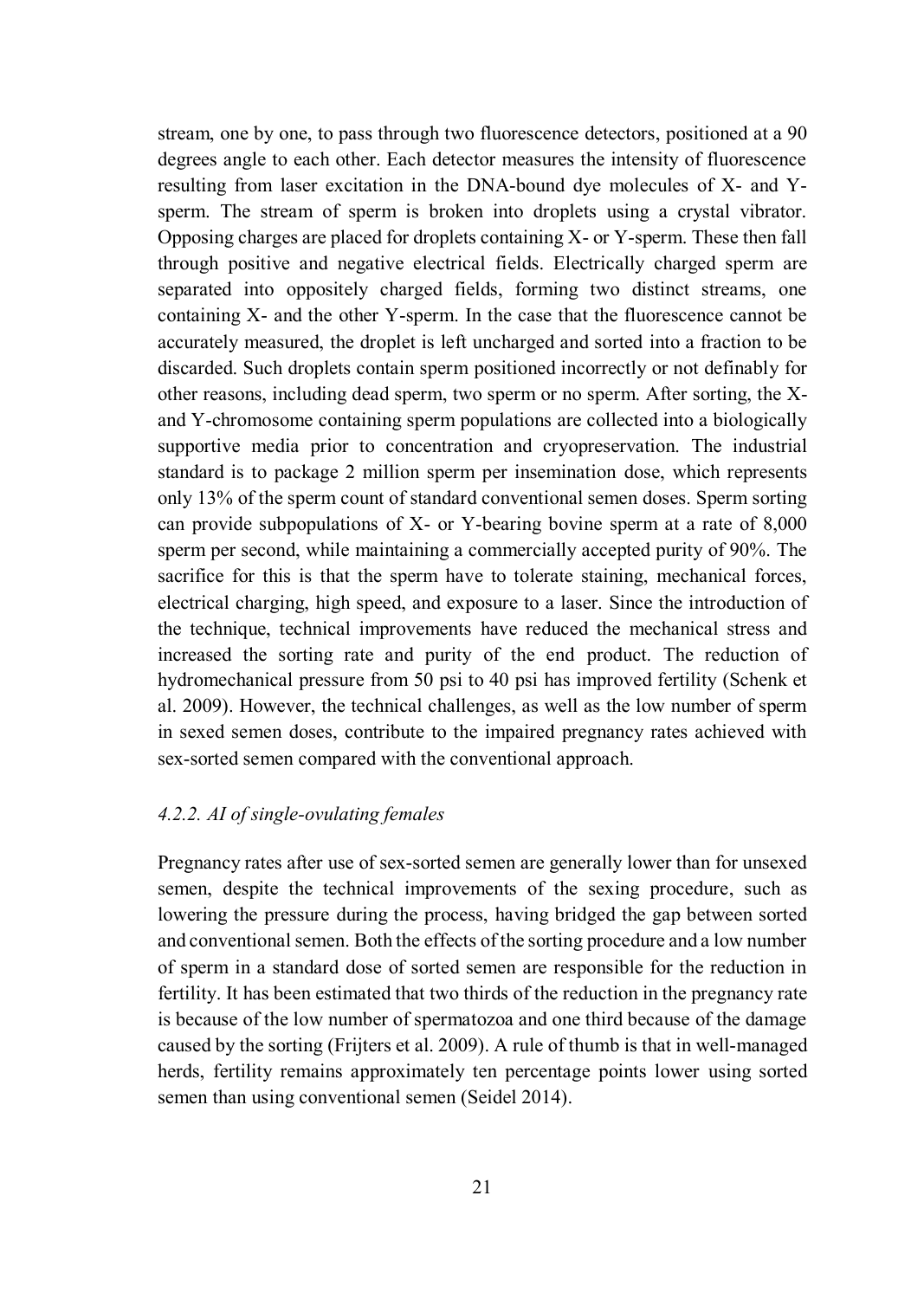stream, one by one, to pass through two fluorescence detectors, positioned at a 90 degrees angle to each other. Each detector measures the intensity of fluorescence resulting from laser excitation in the DNA-bound dye molecules of X- and Y-sperm. The stream of sperm is broken into droplets using a crystal vibrator. Opposing charges are placed for droplets containing X- or Y-sperm. These then fall through positive and negative electrical fields. Electrically charged sperm are separated into oppositely charged fields, forming two distinct streams, one containing X- and the other Y-sperm. In the case that the fluorescence cannot be accurately measured, the droplet is left uncharged and sorted into a fraction to be discarded. Such droplets contain sperm positioned incorrectly or not definably for other reasons, including dead sperm, two sperm or no sperm. After sorting, the X- and Y-chromosome containing sperm populations are collected into a biologically supportive media prior to concentration and cryopreservation. The industrial standard is to package 2 million sperm per insemination dose, which represents only 13% of the sperm count of standard conventional semen doses. Sperm sorting can provide subpopulations of X- or Y-bearing bovine sperm at a rate of 8,000 sperm per second, while maintaining a commercially accepted purity of 90%. The sacrifice for this is that the sperm have to tolerate staining, mechanical forces, electrical charging, high speed, and exposure to a laser. Since the introduction of the technique, technical improvements have reduced the mechanical stress and increased the sorting rate and purity of the end product. The reduction of hydromechanical pressure from 50 psi to 40 psi has improved fertility (Schenk et al. 2009). However, the technical challenges, as well as the low number of sperm in sexed semen doses, contribute to the impaired pregnancy rates achieved with sex-sorted semen compared with the conventional approach.

#### *4.2.2. AI of single-ovulating females*

Pregnancy rates after use of sex-sorted semen are generally lower than for unsexed semen, despite the technical improvements of the sexing procedure, such as lowering the pressure during the process, having bridged the gap between sorted and conventional semen. Both the effects of the sorting procedure and a low number of sperm in a standard dose of sorted semen are responsible for the reduction in fertility. It has been estimated that two thirds of the reduction in the pregnancy rate is because of the low number of spermatozoa and one third because of the damage caused by the sorting (Frijters et al. 2009). A rule of thumb is that in well-managed herds, fertility remains approximately ten percentage points lower using sorted semen than using conventional semen (Seidel 2014).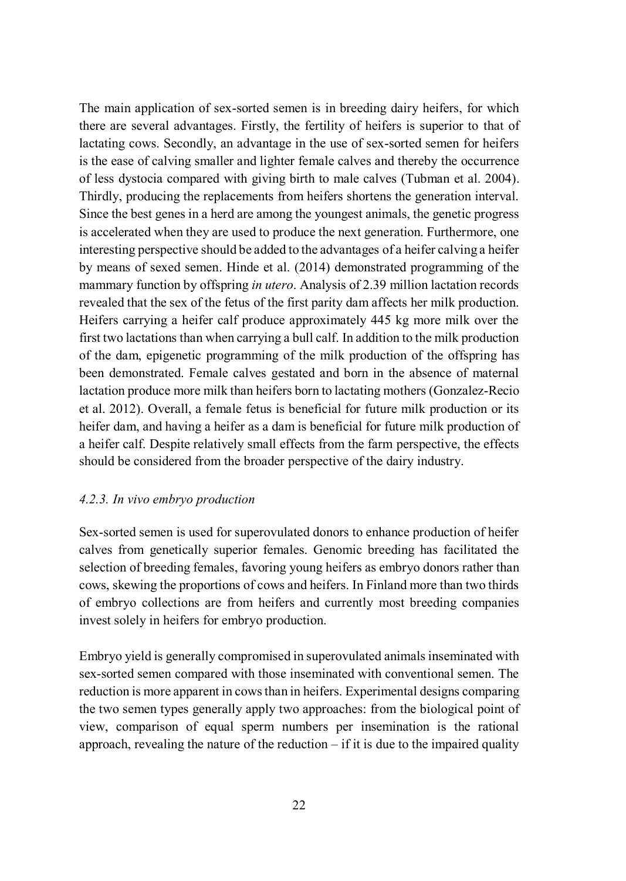The main application of sex-sorted semen is in breeding dairy heifers, for which there are several advantages. Firstly, the fertility of heifers is superior to that of lactating cows. Secondly, an advantage in the use of sex-sorted semen for heifers is the ease of calving smaller and lighter female calves and thereby the occurrence of less dystocia compared with giving birth to male calves (Tubman et al. 2004). Thirdly, producing the replacements from heifers shortens the generation interval. Since the best genes in a herd are among the youngest animals, the genetic progress is accelerated when they are used to produce the next generation. Furthermore, one interesting perspective should be added to the advantages of a heifer calving a heifer by means of sexed semen. Hinde et al. (2014) demonstrated programming of the mammary function by offspring *in utero*. Analysis of 2.39 million lactation records revealed that the sex of the fetus of the first parity dam affects her milk production. Heifers carrying a heifer calf produce approximately 445 kg more milk over the first two lactations than when carrying a bull calf. In addition to the milk production of the dam, epigenetic programming of the milk production of the offspring has been demonstrated. Female calves gestated and born in the absence of maternal lactation produce more milk than heifers born to lactating mothers (Gonzalez-Recio et al. 2012). Overall, a female fetus is beneficial for future milk production or its heifer dam, and having a heifer as a dam is beneficial for future milk production of a heifer calf. Despite relatively small effects from the farm perspective, the effects should be considered from the broader perspective of the dairy industry.

### *4.2.3. In vivo embryo production*

Sex-sorted semen is used for superovulated donors to enhance production of heifer calves from genetically superior females. Genomic breeding has facilitated the selection of breeding females, favoring young heifers as embryo donors rather than cows, skewing the proportions of cows and heifers. In Finland more than two thirds of embryo collections are from heifers and currently most breeding companies invest solely in heifers for embryo production.

Embryo yield is generally compromised in superovulated animals inseminated with sex-sorted semen compared with those inseminated with conventional semen. The reduction is more apparent in cows than in heifers. Experimental designs comparing the two semen types generally apply two approaches: from the biological point of view, comparison of equal sperm numbers per insemination is the rational approach, revealing the nature of the reduction – if it is due to the impaired quality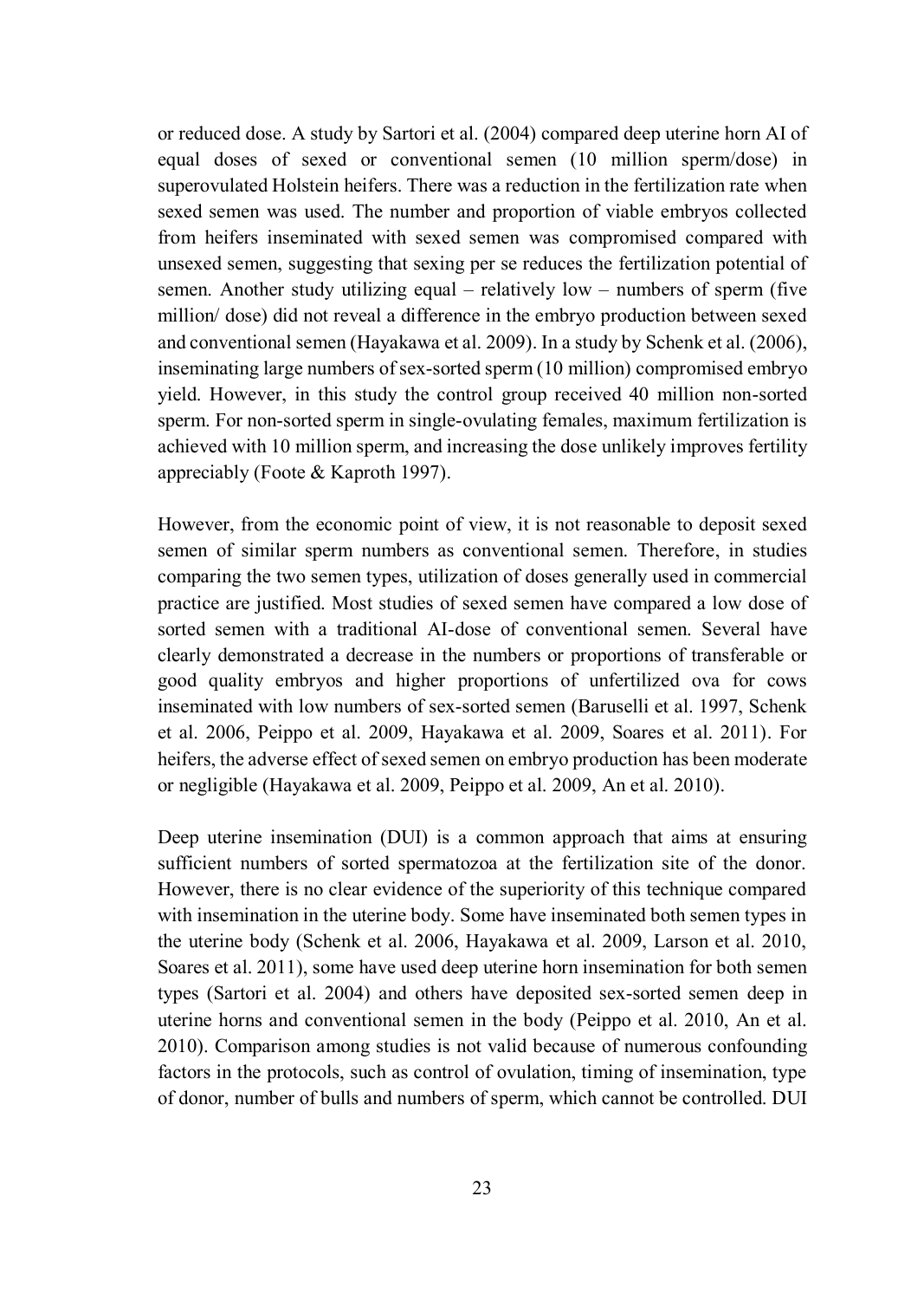or reduced dose. A study by Sartori et al. (2004) compared deep uterine horn AI of equal doses of sexed or conventional semen (10 million sperm/dose) in superovulated Holstein heifers. There was a reduction in the fertilization rate when sexed semen was used. The number and proportion of viable embryos collected from heifers inseminated with sexed semen was compromised compared with unsexed semen, suggesting that sexing per se reduces the fertilization potential of semen. Another study utilizing equal – relatively low – numbers of sperm (five million/ dose) did not reveal a difference in the embryo production between sexed and conventional semen (Hayakawa et al. 2009). In a study by Schenk et al. (2006), inseminating large numbers of sex-sorted sperm (10 million) compromised embryo yield. However, in this study the control group received 40 million non-sorted sperm. For non-sorted sperm in single-ovulating females, maximum fertilization is achieved with 10 million sperm, and increasing the dose unlikely improves fertility appreciably (Foote & Kaproth 1997).

However, from the economic point of view, it is not reasonable to deposit sexed semen of similar sperm numbers as conventional semen. Therefore, in studies comparing the two semen types, utilization of doses generally used in commercial practice are justified. Most studies of sexed semen have compared a low dose of sorted semen with a traditional AI-dose of conventional semen. Several have clearly demonstrated a decrease in the numbers or proportions of transferable or good quality embryos and higher proportions of unfertilized ova for cows inseminated with low numbers of sex-sorted semen (Baruselli et al. 1997, Schenk et al. 2006, Peippo et al. 2009, Hayakawa et al. 2009, Soares et al. 2011). For heifers, the adverse effect of sexed semen on embryo production has been moderate or negligible (Hayakawa et al. 2009, Peippo et al. 2009, An et al. 2010).

Deep uterine insemination (DUI) is a common approach that aims at ensuring sufficient numbers of sorted spermatozoa at the fertilization site of the donor. However, there is no clear evidence of the superiority of this technique compared with insemination in the uterine body. Some have inseminated both semen types in the uterine body (Schenk et al. 2006, Hayakawa et al. 2009, Larson et al. 2010, Soares et al. 2011), some have used deep uterine horn insemination for both semen types (Sartori et al. 2004) and others have deposited sex-sorted semen deep in uterine horns and conventional semen in the body (Peippo et al. 2010, An et al. 2010). Comparison among studies is not valid because of numerous confounding factors in the protocols, such as control of ovulation, timing of insemination, type of donor, number of bulls and numbers of sperm, which cannot be controlled. DUI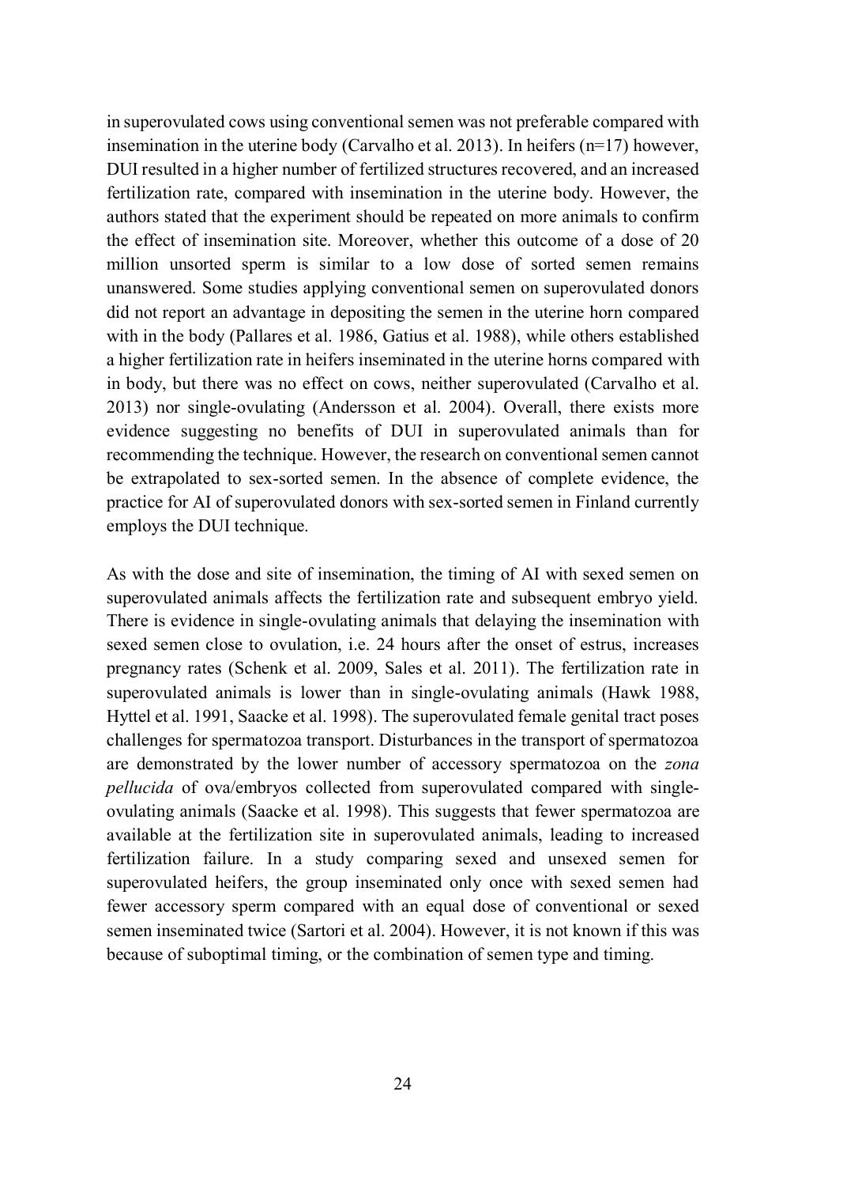in superovulated cows using conventional semen was not preferable compared with insemination in the uterine body (Carvalho et al. 2013). In heifers (n=17) however, DUI resulted in a higher number of fertilized structures recovered, and an increased fertilization rate, compared with insemination in the uterine body. However, the authors stated that the experiment should be repeated on more animals to confirm the effect of insemination site. Moreover, whether this outcome of a dose of 20 million unsorted sperm is similar to a low dose of sorted semen remains unanswered. Some studies applying conventional semen on superovulated donors did not report an advantage in depositing the semen in the uterine horn compared with in the body (Pallares et al. 1986, Gatius et al. 1988), while others established a higher fertilization rate in heifers inseminated in the uterine horns compared with in body, but there was no effect on cows, neither superovulated (Carvalho et al. 2013) nor single-ovulating (Andersson et al. 2004). Overall, there exists more evidence suggesting no benefits of DUI in superovulated animals than for recommending the technique. However, the research on conventional semen cannot be extrapolated to sex-sorted semen. In the absence of complete evidence, the practice for AI of superovulated donors with sex-sorted semen in Finland currently employs the DUI technique.

As with the dose and site of insemination, the timing of AI with sexed semen on superovulated animals affects the fertilization rate and subsequent embryo yield. There is evidence in single-ovulating animals that delaying the insemination with sexed semen close to ovulation, i.e. 24 hours after the onset of estrus, increases pregnancy rates (Schenk et al. 2009, Sales et al. 2011). The fertilization rate in superovulated animals is lower than in single-ovulating animals (Hawk 1988, Hyttel et al. 1991, Saacke et al. 1998). The superovulated female genital tract poses challenges for spermatozoa transport. Disturbances in the transport of spermatozoa are demonstrated by the lower number of accessory spermatozoa on the *zona pellucida* of ova/embryos collected from superovulated compared with single-ovulating animals (Saacke et al. 1998). This suggests that fewer spermatozoa are available at the fertilization site in superovulated animals, leading to increased fertilization failure. In a study comparing sexed and unsexed semen for superovulated heifers, the group inseminated only once with sexed semen had fewer accessory sperm compared with an equal dose of conventional or sexed semen inseminated twice (Sartori et al. 2004). However, it is not known if this was because of suboptimal timing, or the combination of semen type and timing.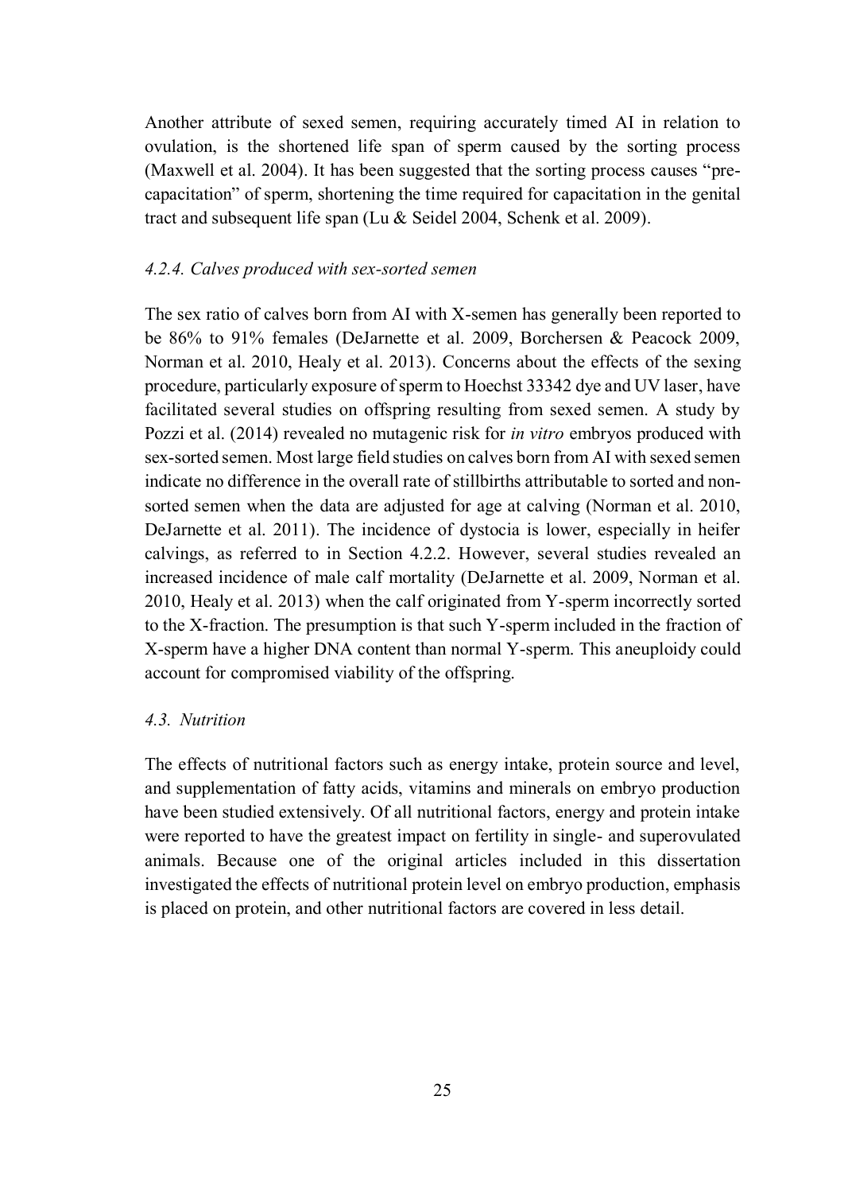Another attribute of sexed semen, requiring accurately timed AI in relation to ovulation, is the shortened life span of sperm caused by the sorting process (Maxwell et al. 2004). It has been suggested that the sorting process causes "pre-capacitation" of sperm, shortening the time required for capacitation in the genital tract and subsequent life span (Lu & Seidel 2004, Schenk et al. 2009).

### *4.2.4. Calves produced with sex-sorted semen*

The sex ratio of calves born from AI with X-semen has generally been reported to be 86% to 91% females (DeJarnette et al. 2009, Borchersen & Peacock 2009, Norman et al. 2010, Healy et al. 2013). Concerns about the effects of the sexing procedure, particularly exposure of sperm to Hoechst 33342 dye and UV laser, have facilitated several studies on offspring resulting from sexed semen. A study by Pozzi et al. (2014) revealed no mutagenic risk for *in vitro* embryos produced with sex-sorted semen. Most large field studies on calves born from AI with sexed semen indicate no difference in the overall rate of stillbirths attributable to sorted and non-sorted semen when the data are adjusted for age at calving (Norman et al. 2010, DeJarnette et al. 2011). The incidence of dystocia is lower, especially in heifer calvings, as referred to in Section 4.2.2. However, several studies revealed an increased incidence of male calf mortality (DeJarnette et al. 2009, Norman et al. 2010, Healy et al. 2013) when the calf originated from Y-sperm incorrectly sorted to the X-fraction. The presumption is that such Y-sperm included in the fraction of X-sperm have a higher DNA content than normal Y-sperm. This aneuploidy could account for compromised viability of the offspring.

## *4.3. Nutrition*

The effects of nutritional factors such as energy intake, protein source and level, and supplementation of fatty acids, vitamins and minerals on embryo production have been studied extensively. Of all nutritional factors, energy and protein intake were reported to have the greatest impact on fertility in single- and superovulated animals. Because one of the original articles included in this dissertation investigated the effects of nutritional protein level on embryo production, emphasis is placed on protein, and other nutritional factors are covered in less detail.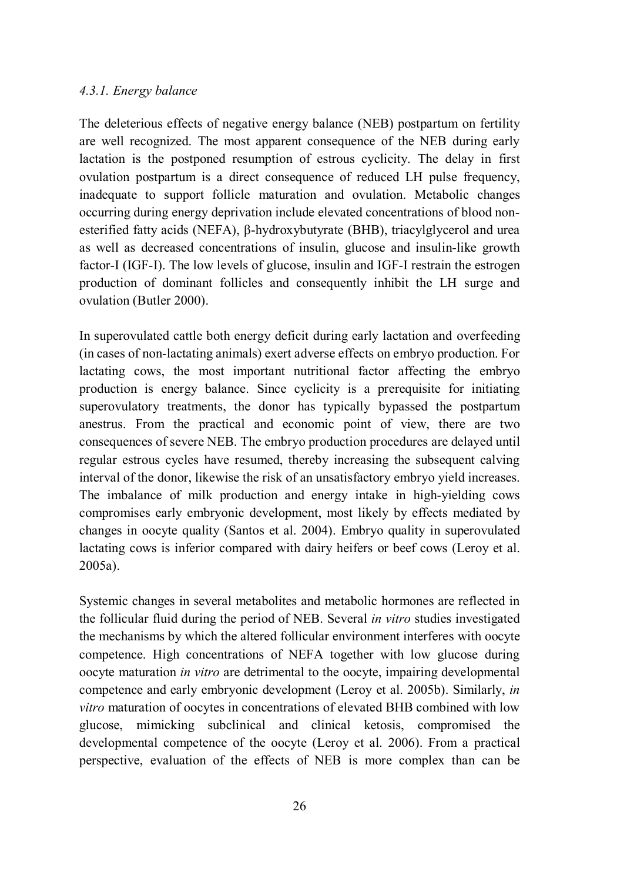*4.3.1. Energy balance*

The deleterious effects of negative energy balance (NEB) postpartum on fertility are well recognized. The most apparent consequence of the NEB during early lactation is the postponed resumption of estrous cyclicity. The delay in first ovulation postpartum is a direct consequence of reduced LH pulse frequency, inadequate to support follicle maturation and ovulation. Metabolic changes occurring during energy deprivation include elevated concentrations of blood non-esterified fatty acids (NEFA), β-hydroxybutyrate (BHB), triacylglycerol and urea as well as decreased concentrations of insulin, glucose and insulin-like growth factor-I (IGF-I). The low levels of glucose, insulin and IGF-I restrain the estrogen production of dominant follicles and consequently inhibit the LH surge and ovulation (Butler 2000).

In superovulated cattle both energy deficit during early lactation and overfeeding (in cases of non-lactating animals) exert adverse effects on embryo production. For lactating cows, the most important nutritional factor affecting the embryo production is energy balance. Since cyclicity is a prerequisite for initiating superovulatory treatments, the donor has typically bypassed the postpartum anestrus. From the practical and economic point of view, there are two consequences of severe NEB. The embryo production procedures are delayed until regular estrous cycles have resumed, thereby increasing the subsequent calving interval of the donor, likewise the risk of an unsatisfactory embryo yield increases. The imbalance of milk production and energy intake in high-yielding cows compromises early embryonic development, most likely by effects mediated by changes in oocyte quality (Santos et al. 2004). Embryo quality in superovulated lactating cows is inferior compared with dairy heifers or beef cows (Leroy et al. 2005a).

Systemic changes in several metabolites and metabolic hormones are reflected in the follicular fluid during the period of NEB. Several *in vitro* studies investigated the mechanisms by which the altered follicular environment interferes with oocyte competence. High concentrations of NEFA together with low glucose during oocyte maturation *in vitro* are detrimental to the oocyte, impairing developmental competence and early embryonic development (Leroy et al. 2005b). Similarly, *in vitro* maturation of oocytes in concentrations of elevated BHB combined with low glucose, mimicking subclinical and clinical ketosis, compromised the developmental competence of the oocyte (Leroy et al. 2006). From a practical perspective, evaluation of the effects of NEB is more complex than can be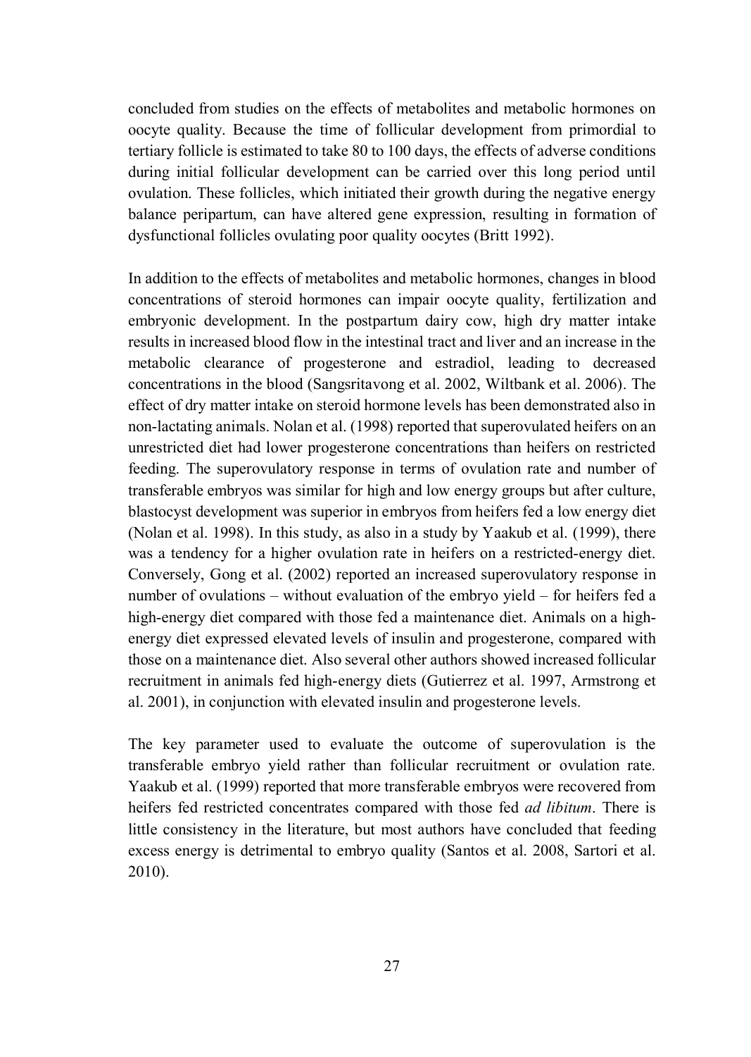concluded from studies on the effects of metabolites and metabolic hormones on oocyte quality. Because the time of follicular development from primordial to tertiary follicle is estimated to take 80 to 100 days, the effects of adverse conditions during initial follicular development can be carried over this long period until ovulation. These follicles, which initiated their growth during the negative energy balance peripartum, can have altered gene expression, resulting in formation of dysfunctional follicles ovulating poor quality oocytes (Britt 1992).

In addition to the effects of metabolites and metabolic hormones, changes in blood concentrations of steroid hormones can impair oocyte quality, fertilization and embryonic development. In the postpartum dairy cow, high dry matter intake results in increased blood flow in the intestinal tract and liver and an increase in the metabolic clearance of progesterone and estradiol, leading to decreased concentrations in the blood (Sangsritavong et al. 2002, Wiltbank et al. 2006). The effect of dry matter intake on steroid hormone levels has been demonstrated also in non-lactating animals. Nolan et al. (1998) reported that superovulated heifers on an unrestricted diet had lower progesterone concentrations than heifers on restricted feeding. The superovulatory response in terms of ovulation rate and number of transferable embryos was similar for high and low energy groups but after culture, blastocyst development was superior in embryos from heifers fed a low energy diet (Nolan et al. 1998). In this study, as also in a study by Yaakub et al. (1999), there was a tendency for a higher ovulation rate in heifers on a restricted-energy diet. Conversely, Gong et al. (2002) reported an increased superovulatory response in number of ovulations – without evaluation of the embryo yield – for heifers fed a high-energy diet compared with those fed a maintenance diet. Animals on a high-energy diet expressed elevated levels of insulin and progesterone, compared with those on a maintenance diet. Also several other authors showed increased follicular recruitment in animals fed high-energy diets (Gutierrez et al. 1997, Armstrong et al. 2001), in conjunction with elevated insulin and progesterone levels.

The key parameter used to evaluate the outcome of superovulation is the transferable embryo yield rather than follicular recruitment or ovulation rate. Yaakub et al. (1999) reported that more transferable embryos were recovered from heifers fed restricted concentrates compared with those fed *ad libitum*. There is little consistency in the literature, but most authors have concluded that feeding excess energy is detrimental to embryo quality (Santos et al. 2008, Sartori et al. 2010).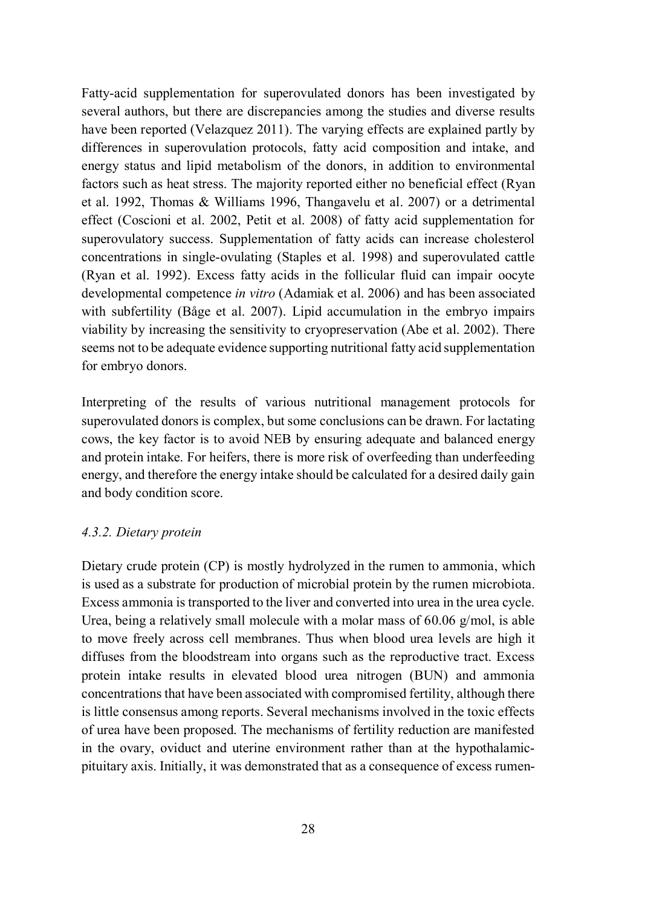Fatty-acid supplementation for superovulated donors has been investigated by several authors, but there are discrepancies among the studies and diverse results have been reported (Velazquez 2011). The varying effects are explained partly by differences in superovulation protocols, fatty acid composition and intake, and energy status and lipid metabolism of the donors, in addition to environmental factors such as heat stress. The majority reported either no beneficial effect (Ryan et al. 1992, Thomas & Williams 1996, Thangavelu et al. 2007) or a detrimental effect (Coscioni et al. 2002, Petit et al. 2008) of fatty acid supplementation for superovulatory success. Supplementation of fatty acids can increase cholesterol concentrations in single-ovulating (Staples et al. 1998) and superovulated cattle (Ryan et al. 1992). Excess fatty acids in the follicular fluid can impair oocyte developmental competence *in vitro* (Adamiak et al. 2006) and has been associated with subfertility (Båge et al. 2007). Lipid accumulation in the embryo impairs viability by increasing the sensitivity to cryopreservation (Abe et al. 2002). There seems not to be adequate evidence supporting nutritional fatty acid supplementation for embryo donors.

Interpreting of the results of various nutritional management protocols for superovulated donors is complex, but some conclusions can be drawn. For lactating cows, the key factor is to avoid NEB by ensuring adequate and balanced energy and protein intake. For heifers, there is more risk of overfeeding than underfeeding energy, and therefore the energy intake should be calculated for a desired daily gain and body condition score.

#### *4.3.2. Dietary protein*

Dietary crude protein (CP) is mostly hydrolyzed in the rumen to ammonia, which is used as a substrate for production of microbial protein by the rumen microbiota. Excess ammonia is transported to the liver and converted into urea in the urea cycle. Urea, being a relatively small molecule with a molar mass of 60.06 g/mol, is able to move freely across cell membranes. Thus when blood urea levels are high it diffuses from the bloodstream into organs such as the reproductive tract. Excess protein intake results in elevated blood urea nitrogen (BUN) and ammonia concentrations that have been associated with compromised fertility, although there is little consensus among reports. Several mechanisms involved in the toxic effects of urea have been proposed. The mechanisms of fertility reduction are manifested in the ovary, oviduct and uterine environment rather than at the hypothalamic-pituitary axis. Initially, it was demonstrated that as a consequence of excess rumen-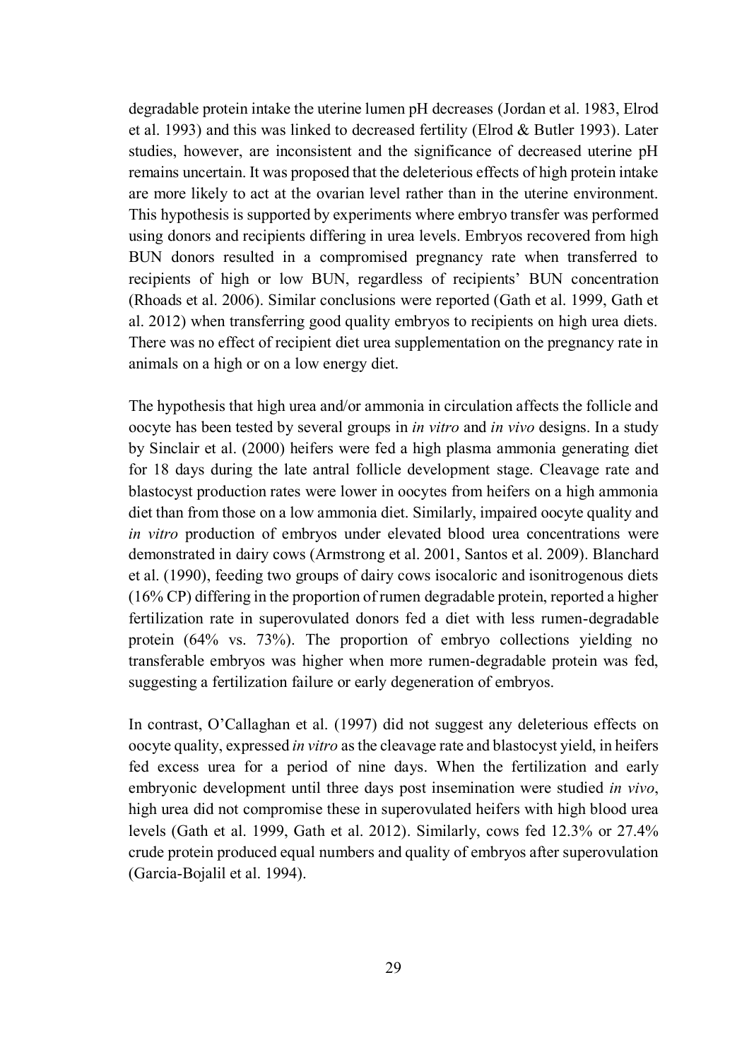degradable protein intake the uterine lumen pH decreases (Jordan et al. 1983, Elrod et al. 1993) and this was linked to decreased fertility (Elrod & Butler 1993). Later studies, however, are inconsistent and the significance of decreased uterine pH remains uncertain. It was proposed that the deleterious effects of high protein intake are more likely to act at the ovarian level rather than in the uterine environment. This hypothesis is supported by experiments where embryo transfer was performed using donors and recipients differing in urea levels. Embryos recovered from high BUN donors resulted in a compromised pregnancy rate when transferred to recipients of high or low BUN, regardless of recipients' BUN concentration (Rhoads et al. 2006). Similar conclusions were reported (Gath et al. 1999, Gath et al. 2012) when transferring good quality embryos to recipients on high urea diets. There was no effect of recipient diet urea supplementation on the pregnancy rate in animals on a high or on a low energy diet.

The hypothesis that high urea and/or ammonia in circulation affects the follicle and oocyte has been tested by several groups in *in vitro* and *in vivo* designs. In a study by Sinclair et al. (2000) heifers were fed a high plasma ammonia generating diet for 18 days during the late antral follicle development stage. Cleavage rate and blastocyst production rates were lower in oocytes from heifers on a high ammonia diet than from those on a low ammonia diet. Similarly, impaired oocyte quality and *in vitro* production of embryos under elevated blood urea concentrations were demonstrated in dairy cows (Armstrong et al. 2001, Santos et al. 2009). Blanchard et al. (1990), feeding two groups of dairy cows isocaloric and isonitrogenous diets (16% CP) differing in the proportion of rumen degradable protein, reported a higher fertilization rate in superovulated donors fed a diet with less rumen-degradable protein (64% vs. 73%). The proportion of embryo collections yielding no transferable embryos was higher when more rumen-degradable protein was fed, suggesting a fertilization failure or early degeneration of embryos.

In contrast, O'Callaghan et al. (1997) did not suggest any deleterious effects on oocyte quality, expressed *in vitro* as the cleavage rate and blastocyst yield, in heifers fed excess urea for a period of nine days. When the fertilization and early embryonic development until three days post insemination were studied *in vivo*, high urea did not compromise these in superovulated heifers with high blood urea levels (Gath et al. 1999, Gath et al. 2012). Similarly, cows fed 12.3% or 27.4% crude protein produced equal numbers and quality of embryos after superovulation (Garcia-Bojalil et al. 1994).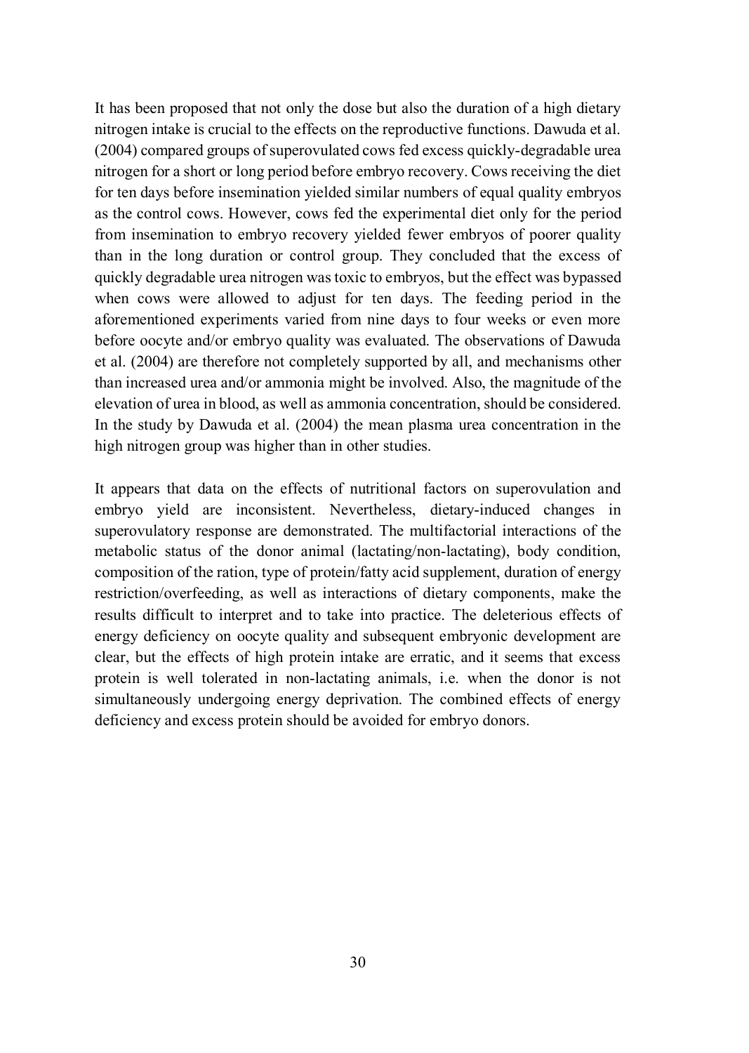It has been proposed that not only the dose but also the duration of a high dietary nitrogen intake is crucial to the effects on the reproductive functions. Dawuda et al. (2004) compared groups of superovulated cows fed excess quickly-degradable urea nitrogen for a short or long period before embryo recovery. Cows receiving the diet for ten days before insemination yielded similar numbers of equal quality embryos as the control cows. However, cows fed the experimental diet only for the period from insemination to embryo recovery yielded fewer embryos of poorer quality than in the long duration or control group. They concluded that the excess of quickly degradable urea nitrogen was toxic to embryos, but the effect was bypassed when cows were allowed to adjust for ten days. The feeding period in the aforementioned experiments varied from nine days to four weeks or even more before oocyte and/or embryo quality was evaluated. The observations of Dawuda et al. (2004) are therefore not completely supported by all, and mechanisms other than increased urea and/or ammonia might be involved. Also, the magnitude of the elevation of urea in blood, as well as ammonia concentration, should be considered. In the study by Dawuda et al. (2004) the mean plasma urea concentration in the high nitrogen group was higher than in other studies.

It appears that data on the effects of nutritional factors on superovulation and embryo yield are inconsistent. Nevertheless, dietary-induced changes in superovulatory response are demonstrated. The multifactorial interactions of the metabolic status of the donor animal (lactating/non-lactating), body condition, composition of the ration, type of protein/fatty acid supplement, duration of energy restriction/overfeeding, as well as interactions of dietary components, make the results difficult to interpret and to take into practice. The deleterious effects of energy deficiency on oocyte quality and subsequent embryonic development are clear, but the effects of high protein intake are erratic, and it seems that excess protein is well tolerated in non-lactating animals, i.e. when the donor is not simultaneously undergoing energy deprivation. The combined effects of energy deficiency and excess protein should be avoided for embryo donors.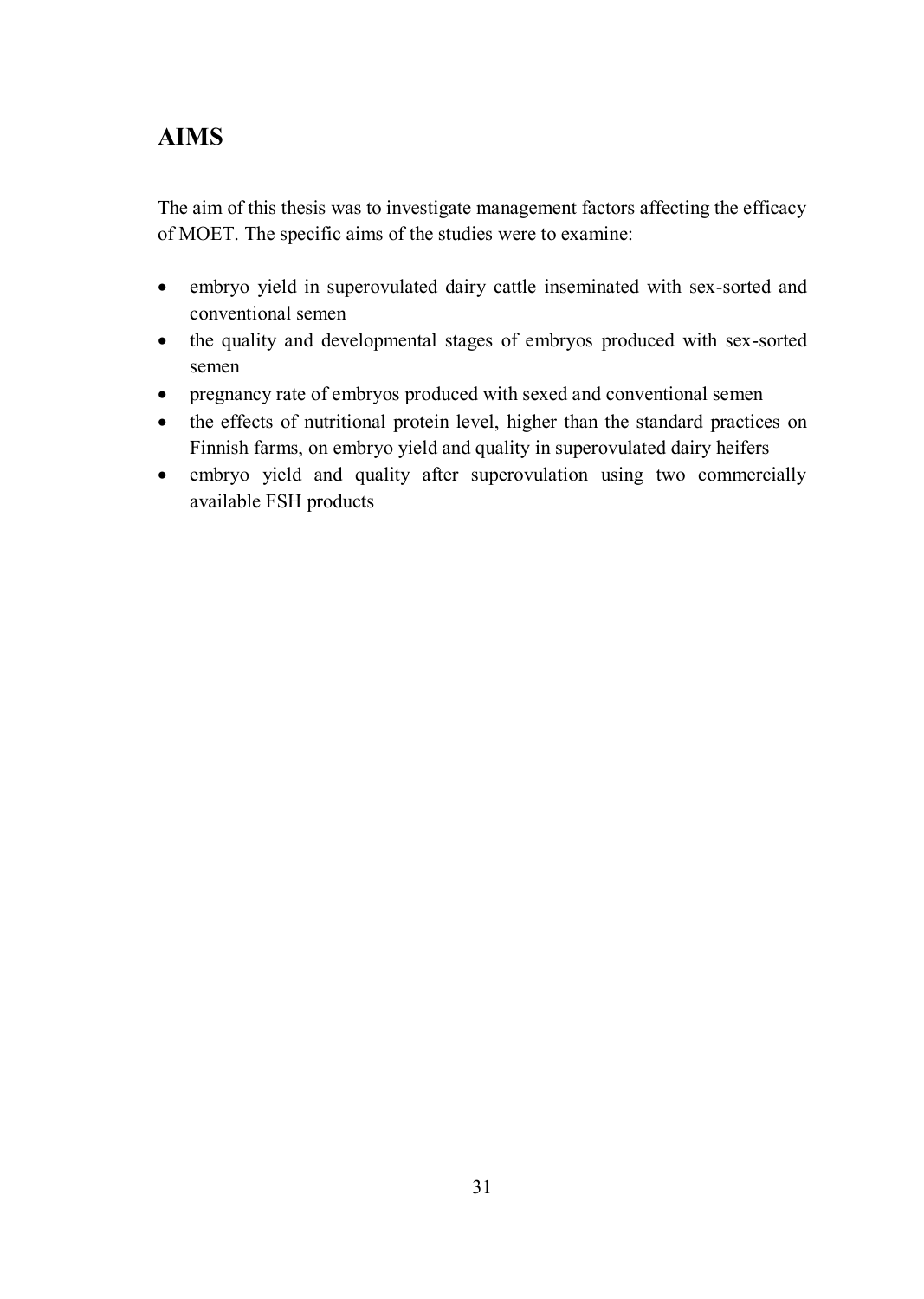# AIMS

The aim of this thesis was to investigate management factors affecting the efficacy of MOET. The specific aims of the studies were to examine:

- embryo yield in superovulated dairy cattle inseminated with sex-sorted and conventional semen
- the quality and developmental stages of embryos produced with sex-sorted semen
- pregnancy rate of embryos produced with sexed and conventional semen
- the effects of nutritional protein level, higher than the standard practices on Finnish farms, on embryo yield and quality in superovulated dairy heifers
- embryo yield and quality after superovulation using two commercially available FSH products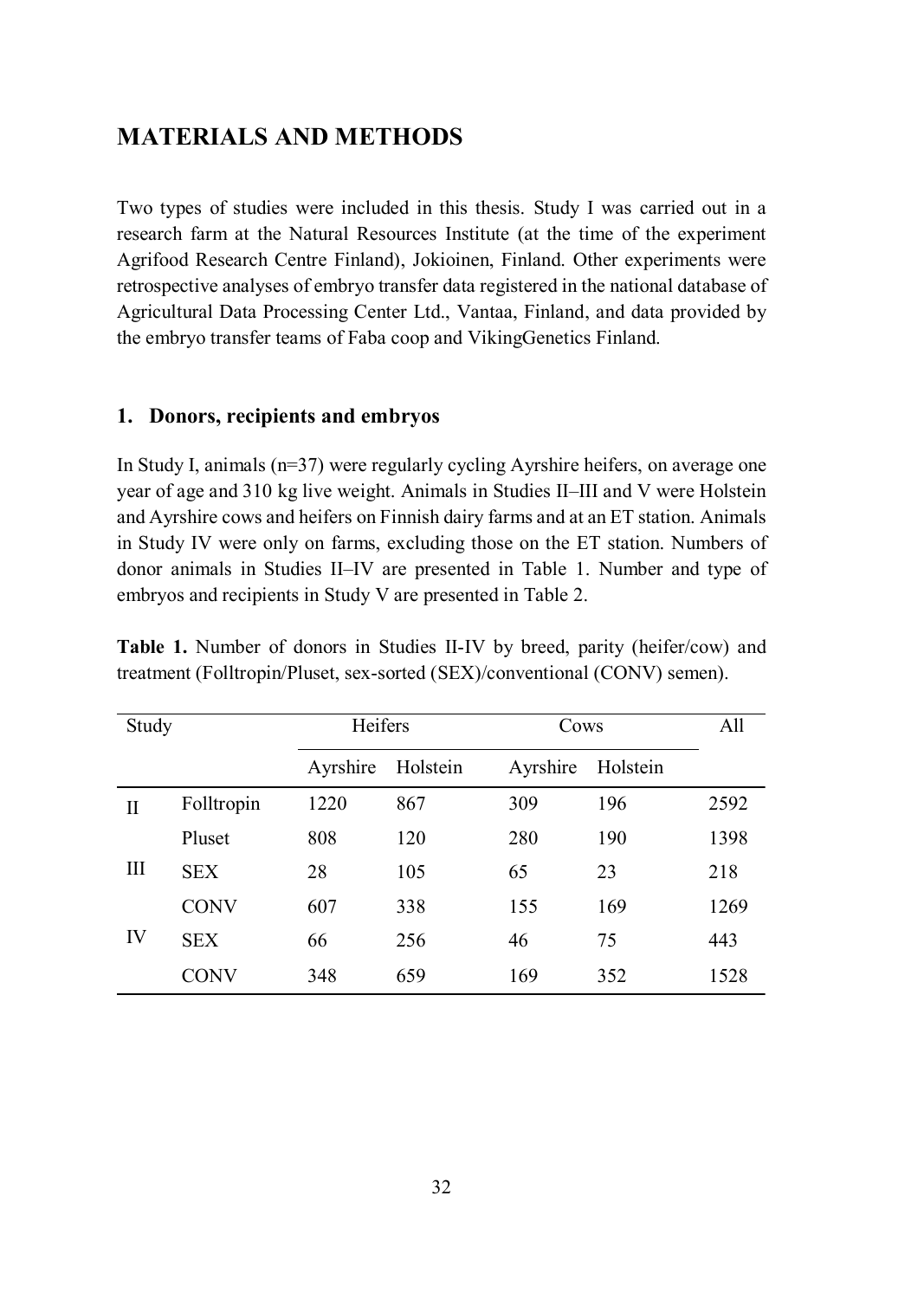# MATERIALS AND METHODS

Two types of studies were included in this thesis. Study I was carried out in a research farm at the Natural Resources Institute (at the time of the experiment Agrifood Research Centre Finland), Jokioinen, Finland. Other experiments were retrospective analyses of embryo transfer data registered in the national database of Agricultural Data Processing Center Ltd., Vantaa, Finland, and data provided by the embryo transfer teams of Faba coop and VikingGenetics Finland.

## 1. Donors, recipients and embryos

In Study I, animals (n=37) were regularly cycling Ayrshire heifers, on average one year of age and 310 kg live weight. Animals in Studies II–III and V were Holstein and Ayrshire cows and heifers on Finnish dairy farms and at an ET station. Animals in Study IV were only on farms, excluding those on the ET station. Numbers of donor animals in Studies II–IV are presented in Table 1. Number and type of embryos and recipients in Study V are presented in Table 2.

**Table 1.** Number of donors in Studies II-IV by breed, parity (heifer/cow) and treatment (Folltropin/Pluset, sex-sorted (SEX)/conventional (CONV) semen).

| Study | | Heifers | | Cows | | All |
|---|---|---|---|---|---|---|
| | | Ayrshire | Holstein | Ayrshire | Holstein | |
| II | Folltropin | 1220 | 867 | 309 | 196 | 2592 |
| | Pluset | 808 | 120 | 280 | 190 | 1398 |
| III | SEX | 28 | 105 | 65 | 23 | 218 |
| | CONV | 607 | 338 | 155 | 169 | 1269 |
| IV | SEX | 66 | 256 | 46 | 75 | 443 |
| | CONV | 348 | 659 | 169 | 352 | 1528 |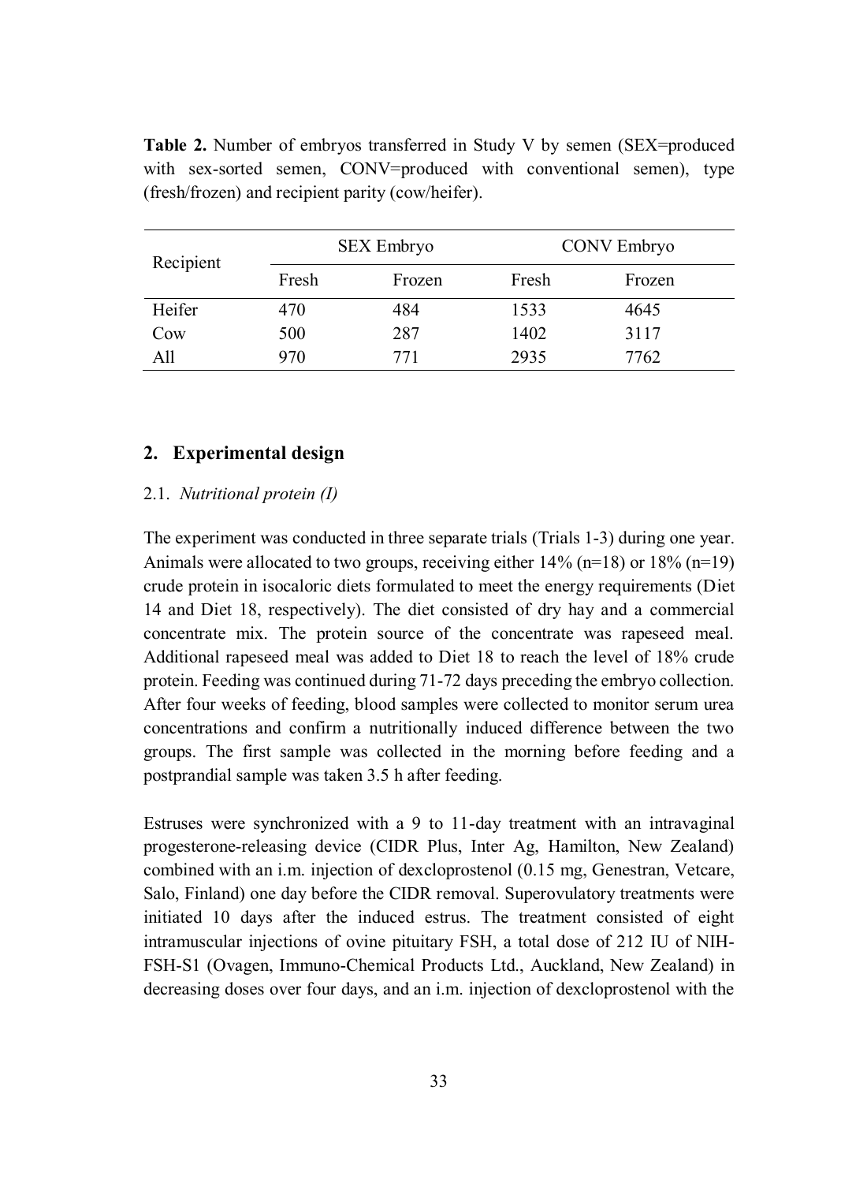**Table 2.** Number of embryos transferred in Study V by semen (SEX=produced with sex-sorted semen, CONV=produced with conventional semen), type (fresh/frozen) and recipient parity (cow/heifer).

| Recipient | SEX Embryo | | CONV Embryo | |
|---|---|---|---|---|
| | Fresh | Frozen | Fresh | Frozen |
| Heifer | 470 | 484 | 1533 | 4645 |
| Cow | 500 | 287 | 1402 | 3117 |
| All | 970 | 771 | 2935 | 7762 |

## 2. Experimental design

### 2.1. *Nutritional protein (I)*

The experiment was conducted in three separate trials (Trials 1-3) during one year. Animals were allocated to two groups, receiving either 14% (n=18) or 18% (n=19) crude protein in isocaloric diets formulated to meet the energy requirements (Diet 14 and Diet 18, respectively). The diet consisted of dry hay and a commercial concentrate mix. The protein source of the concentrate was rapeseed meal. Additional rapeseed meal was added to Diet 18 to reach the level of 18% crude protein. Feeding was continued during 71-72 days preceding the embryo collection. After four weeks of feeding, blood samples were collected to monitor serum urea concentrations and confirm a nutritionally induced difference between the two groups. The first sample was collected in the morning before feeding and a postprandial sample was taken 3.5 h after feeding.

Estruses were synchronized with a 9 to 11-day treatment with an intravaginal progesterone-releasing device (CIDR Plus, Inter Ag, Hamilton, New Zealand) combined with an i.m. injection of dexcloprostenol (0.15 mg, Genestran, Vetcare, Salo, Finland) one day before the CIDR removal. Superovulatory treatments were initiated 10 days after the induced estrus. The treatment consisted of eight intramuscular injections of ovine pituitary FSH, a total dose of 212 IU of NIH-FSH-S1 (Ovagen, Immuno-Chemical Products Ltd., Auckland, New Zealand) in decreasing doses over four days, and an i.m. injection of dexcloprostenol with the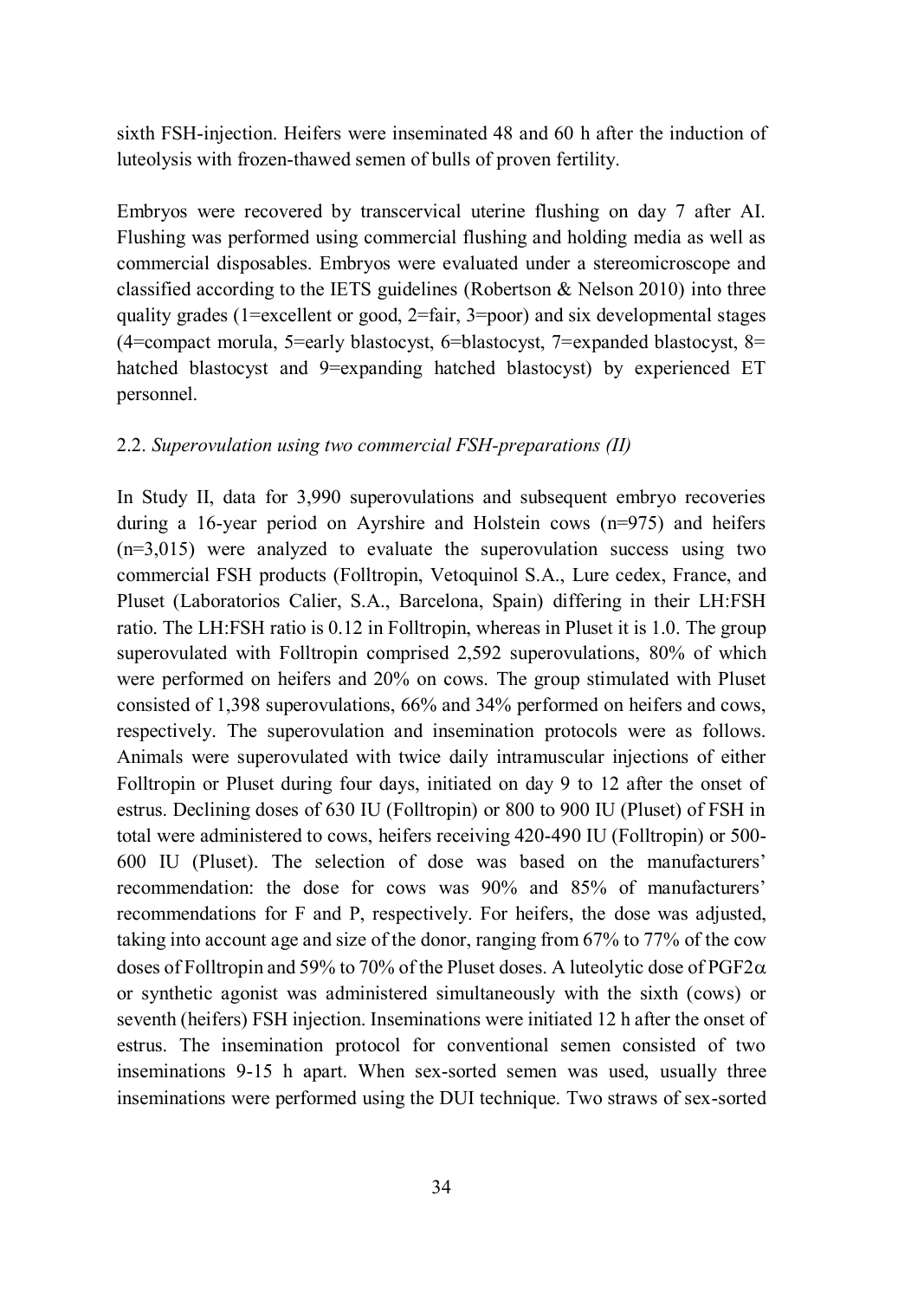sixth FSH-injection. Heifers were inseminated 48 and 60 h after the induction of luteolysis with frozen-thawed semen of bulls of proven fertility.

Embryos were recovered by transcervical uterine flushing on day 7 after AI. Flushing was performed using commercial flushing and holding media as well as commercial disposables. Embryos were evaluated under a stereomicroscope and classified according to the IETS guidelines (Robertson & Nelson 2010) into three quality grades (1=excellent or good, 2=fair, 3=poor) and six developmental stages (4=compact morula, 5=early blastocyst, 6=blastocyst, 7=expanded blastocyst, 8= hatched blastocyst and 9=expanding hatched blastocyst) by experienced ET personnel.

### 2.2. *Superovulation using two commercial FSH-preparations (II)*

In Study II, data for 3,990 superovulations and subsequent embryo recoveries during a 16-year period on Ayrshire and Holstein cows (n=975) and heifers (n=3,015) were analyzed to evaluate the superovulation success using two commercial FSH products (Folltropin, Vetoquinol S.A., Lure cedex, France, and Pluset (Laboratorios Calier, S.A., Barcelona, Spain) differing in their LH:FSH ratio. The LH:FSH ratio is 0.12 in Folltropin, whereas in Pluset it is 1.0. The group superovulated with Folltropin comprised 2,592 superovulations, 80% of which were performed on heifers and 20% on cows. The group stimulated with Pluset consisted of 1,398 superovulations, 66% and 34% performed on heifers and cows, respectively. The superovulation and insemination protocols were as follows. Animals were superovulated with twice daily intramuscular injections of either Folltropin or Pluset during four days, initiated on day 9 to 12 after the onset of estrus. Declining doses of 630 IU (Folltropin) or 800 to 900 IU (Pluset) of FSH in total were administered to cows, heifers receiving 420-490 IU (Folltropin) or 500-600 IU (Pluset). The selection of dose was based on the manufacturers' recommendation: the dose for cows was 90% and 85% of manufacturers' recommendations for F and P, respectively. For heifers, the dose was adjusted, taking into account age and size of the donor, ranging from 67% to 77% of the cow doses of Folltropin and 59% to 70% of the Pluset doses. A luteolytic dose of PGF2$\alpha$ or synthetic agonist was administered simultaneously with the sixth (cows) or seventh (heifers) FSH injection. Inseminations were initiated 12 h after the onset of estrus. The insemination protocol for conventional semen consisted of two inseminations 9-15 h apart. When sex-sorted semen was used, usually three inseminations were performed using the DUI technique. Two straws of sex-sorted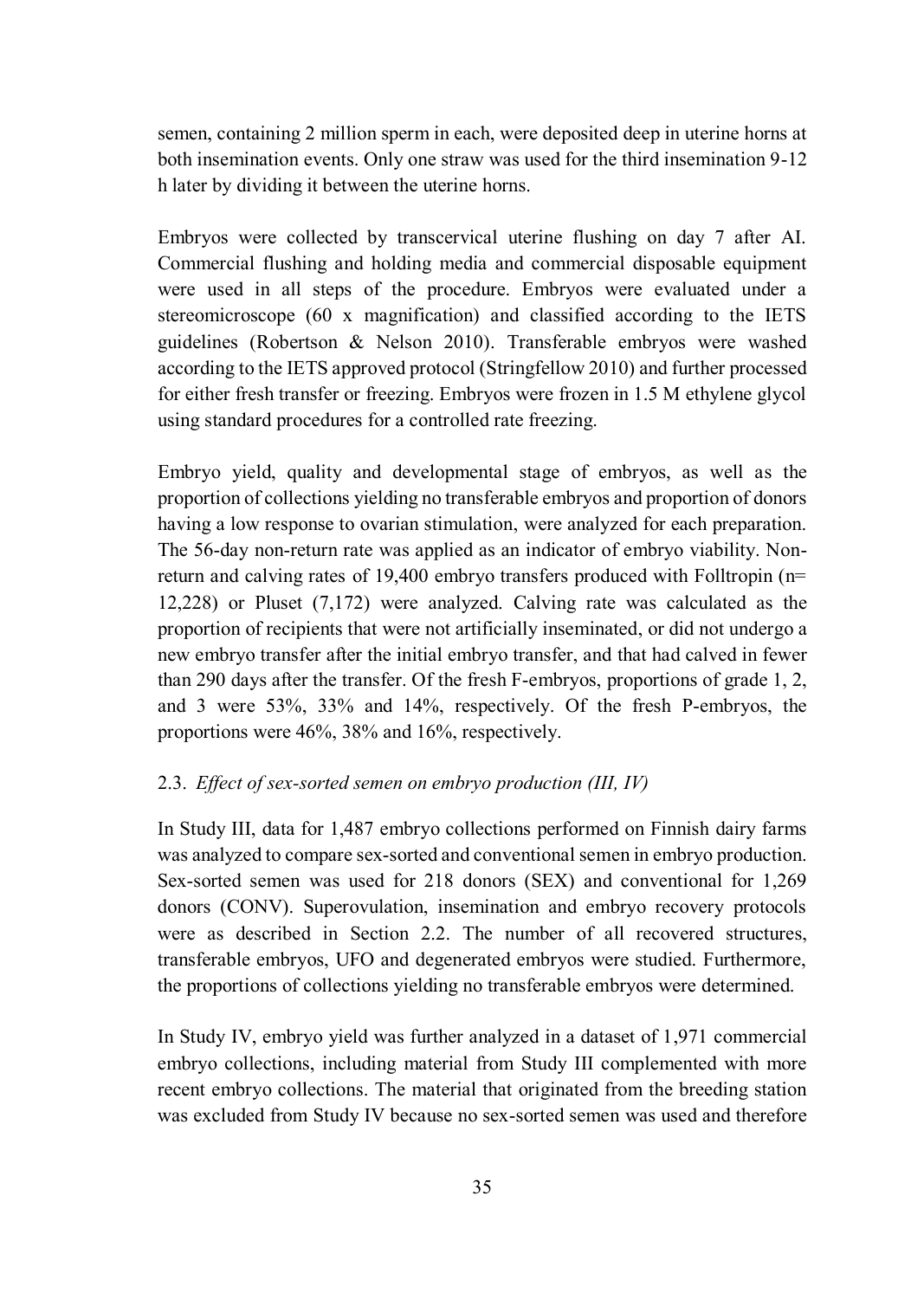semen, containing 2 million sperm in each, were deposited deep in uterine horns at both insemination events. Only one straw was used for the third insemination 9-12 h later by dividing it between the uterine horns.

Embryos were collected by transcervical uterine flushing on day 7 after AI. Commercial flushing and holding media and commercial disposable equipment were used in all steps of the procedure. Embryos were evaluated under a stereomicroscope (60 x magnification) and classified according to the IETS guidelines (Robertson & Nelson 2010). Transferable embryos were washed according to the IETS approved protocol (Stringfellow 2010) and further processed for either fresh transfer or freezing. Embryos were frozen in 1.5 M ethylene glycol using standard procedures for a controlled rate freezing.

Embryo yield, quality and developmental stage of embryos, as well as the proportion of collections yielding no transferable embryos and proportion of donors having a low response to ovarian stimulation, were analyzed for each preparation. The 56-day non-return rate was applied as an indicator of embryo viability. Non-return and calving rates of 19,400 embryo transfers produced with Folltropin (n= 12,228) or Pluset (7,172) were analyzed. Calving rate was calculated as the proportion of recipients that were not artificially inseminated, or did not undergo a new embryo transfer after the initial embryo transfer, and that had calved in fewer than 290 days after the transfer. Of the fresh F-embryos, proportions of grade 1, 2, and 3 were 53%, 33% and 14%, respectively. Of the fresh P-embryos, the proportions were 46%, 38% and 16%, respectively.

### 2.3. *Effect of sex-sorted semen on embryo production (III, IV)*

In Study III, data for 1,487 embryo collections performed on Finnish dairy farms was analyzed to compare sex-sorted and conventional semen in embryo production. Sex-sorted semen was used for 218 donors (SEX) and conventional for 1,269 donors (CONV). Superovulation, insemination and embryo recovery protocols were as described in Section 2.2. The number of all recovered structures, transferable embryos, UFO and degenerated embryos were studied. Furthermore, the proportions of collections yielding no transferable embryos were determined.

In Study IV, embryo yield was further analyzed in a dataset of 1,971 commercial embryo collections, including material from Study III complemented with more recent embryo collections. The material that originated from the breeding station was excluded from Study IV because no sex-sorted semen was used and therefore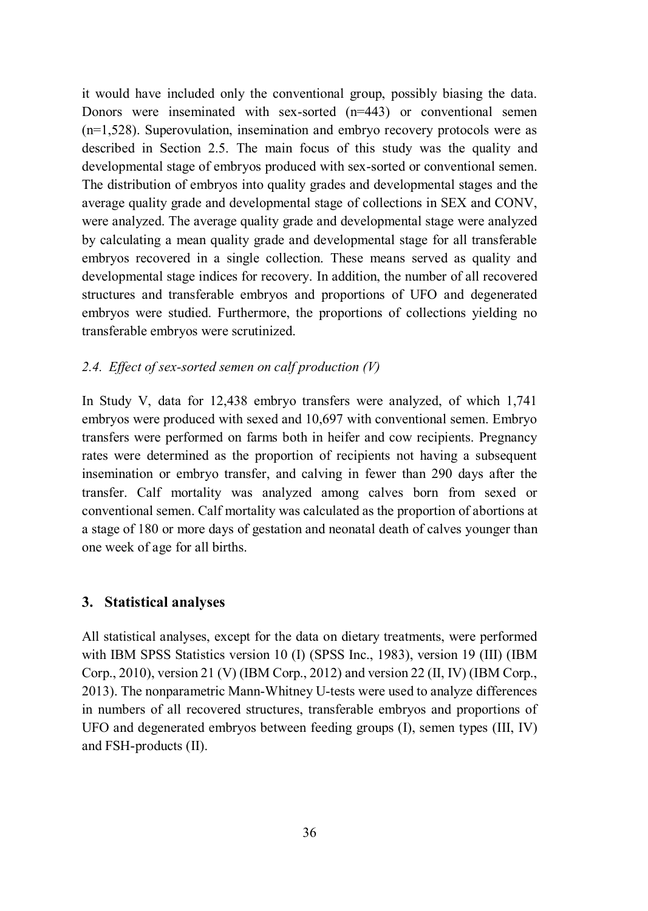it would have included only the conventional group, possibly biasing the data. Donors were inseminated with sex-sorted (n=443) or conventional semen (n=1,528). Superovulation, insemination and embryo recovery protocols were as described in Section 2.5. The main focus of this study was the quality and developmental stage of embryos produced with sex-sorted or conventional semen. The distribution of embryos into quality grades and developmental stages and the average quality grade and developmental stage of collections in SEX and CONV, were analyzed. The average quality grade and developmental stage were analyzed by calculating a mean quality grade and developmental stage for all transferable embryos recovered in a single collection. These means served as quality and developmental stage indices for recovery. In addition, the number of all recovered structures and transferable embryos and proportions of UFO and degenerated embryos were studied. Furthermore, the proportions of collections yielding no transferable embryos were scrutinized.

### *2.4. Effect of sex-sorted semen on calf production (V)*

In Study V, data for 12,438 embryo transfers were analyzed, of which 1,741 embryos were produced with sexed and 10,697 with conventional semen. Embryo transfers were performed on farms both in heifer and cow recipients. Pregnancy rates were determined as the proportion of recipients not having a subsequent insemination or embryo transfer, and calving in fewer than 290 days after the transfer. Calf mortality was analyzed among calves born from sexed or conventional semen. Calf mortality was calculated as the proportion of abortions at a stage of 180 or more days of gestation and neonatal death of calves younger than one week of age for all births.

## 3. Statistical analyses

All statistical analyses, except for the data on dietary treatments, were performed with IBM SPSS Statistics version 10 (I) (SPSS Inc., 1983), version 19 (III) (IBM Corp., 2010), version 21 (V) (IBM Corp., 2012) and version 22 (II, IV) (IBM Corp., 2013). The nonparametric Mann-Whitney U-tests were used to analyze differences in numbers of all recovered structures, transferable embryos and proportions of UFO and degenerated embryos between feeding groups (I), semen types (III, IV) and FSH-products (II).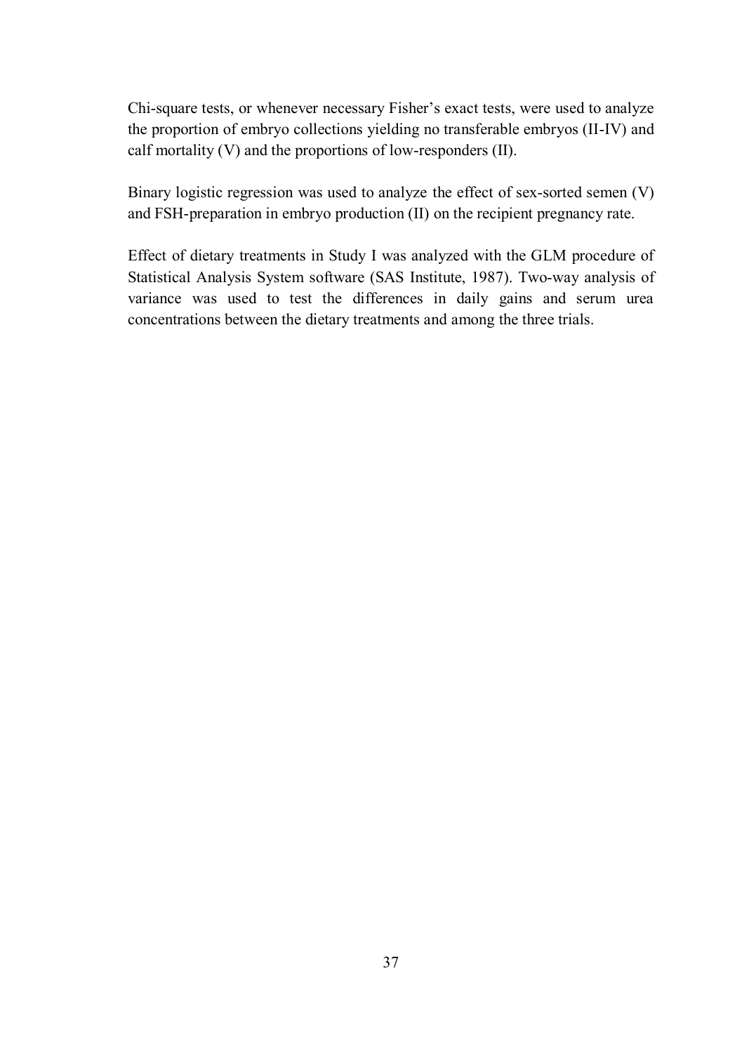Chi-square tests, or whenever necessary Fisher's exact tests, were used to analyze the proportion of embryo collections yielding no transferable embryos (II-IV) and calf mortality (V) and the proportions of low-responders (II).

Binary logistic regression was used to analyze the effect of sex-sorted semen (V) and FSH-preparation in embryo production (II) on the recipient pregnancy rate.

Effect of dietary treatments in Study I was analyzed with the GLM procedure of Statistical Analysis System software (SAS Institute, 1987). Two-way analysis of variance was used to test the differences in daily gains and serum urea concentrations between the dietary treatments and among the three trials.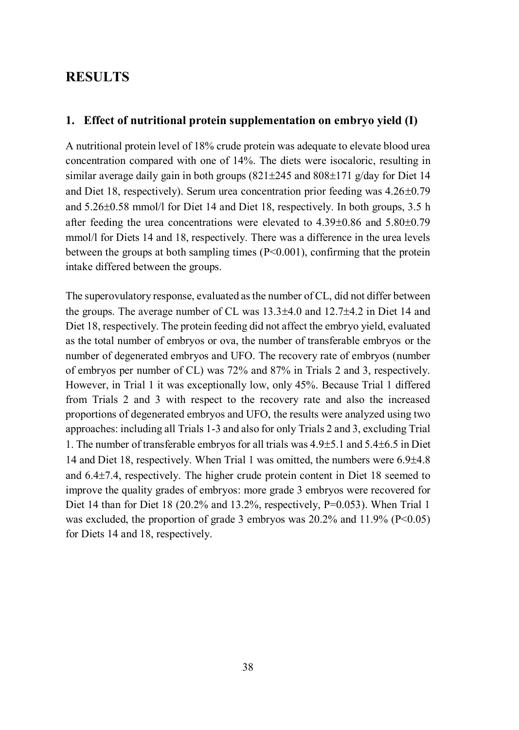# RESULTS

## 1. Effect of nutritional protein supplementation on embryo yield (I)

A nutritional protein level of 18% crude protein was adequate to elevate blood urea concentration compared with one of 14%. The diets were isocaloric, resulting in similar average daily gain in both groups (821±245 and 808±171 g/day for Diet 14 and Diet 18, respectively). Serum urea concentration prior feeding was 4.26±0.79 and 5.26±0.58 mmol/l for Diet 14 and Diet 18, respectively. In both groups, 3.5 h after feeding the urea concentrations were elevated to 4.39±0.86 and 5.80±0.79 mmol/l for Diets 14 and 18, respectively. There was a difference in the urea levels between the groups at both sampling times ($P<0.001$), confirming that the protein intake differed between the groups.

The superovulatory response, evaluated as the number of CL, did not differ between the groups. The average number of CL was 13.3±4.0 and 12.7±4.2 in Diet 14 and Diet 18, respectively. The protein feeding did not affect the embryo yield, evaluated as the total number of embryos or ova, the number of transferable embryos or the number of degenerated embryos and UFO. The recovery rate of embryos (number of embryos per number of CL) was 72% and 87% in Trials 2 and 3, respectively. However, in Trial 1 it was exceptionally low, only 45%. Because Trial 1 differed from Trials 2 and 3 with respect to the recovery rate and also the increased proportions of degenerated embryos and UFO, the results were analyzed using two approaches: including all Trials 1-3 and also for only Trials 2 and 3, excluding Trial 1. The number of transferable embryos for all trials was 4.9±5.1 and 5.4±6.5 in Diet 14 and Diet 18, respectively. When Trial 1 was omitted, the numbers were 6.9±4.8 and 6.4±7.4, respectively. The higher crude protein content in Diet 18 seemed to improve the quality grades of embryos: more grade 3 embryos were recovered for Diet 14 than for Diet 18 (20.2% and 13.2%, respectively, $P=0.053$). When Trial 1 was excluded, the proportion of grade 3 embryos was 20.2% and 11.9% ($P<0.05$) for Diets 14 and 18, respectively.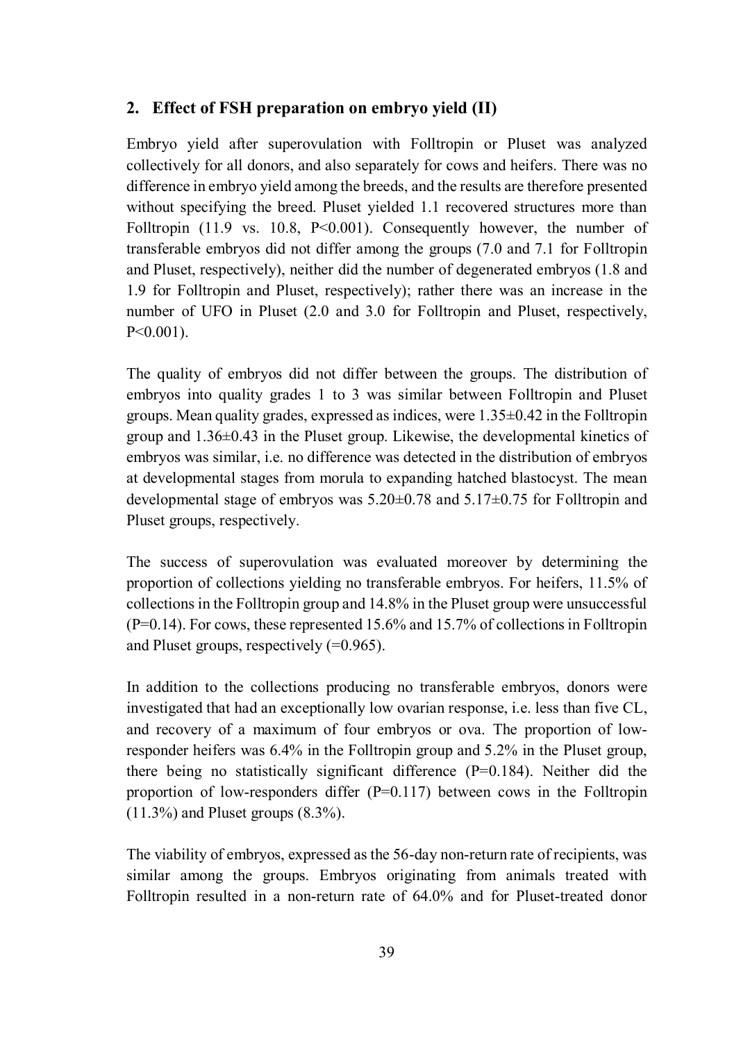## 2. Effect of FSH preparation on embryo yield (II)

Embryo yield after superovulation with Folltropin or Pluset was analyzed collectively for all donors, and also separately for cows and heifers. There was no difference in embryo yield among the breeds, and the results are therefore presented without specifying the breed. Pluset yielded 1.1 recovered structures more than Folltropin (11.9 vs. 10.8, P<0.001). Consequently however, the number of transferable embryos did not differ among the groups (7.0 and 7.1 for Folltropin and Pluset, respectively), neither did the number of degenerated embryos (1.8 and 1.9 for Folltropin and Pluset, respectively); rather there was an increase in the number of UFO in Pluset (2.0 and 3.0 for Folltropin and Pluset, respectively, P<0.001).

The quality of embryos did not differ between the groups. The distribution of embryos into quality grades 1 to 3 was similar between Folltropin and Pluset groups. Mean quality grades, expressed as indices, were 1.35±0.42 in the Folltropin group and 1.36±0.43 in the Pluset group. Likewise, the developmental kinetics of embryos was similar, i.e. no difference was detected in the distribution of embryos at developmental stages from morula to expanding hatched blastocyst. The mean developmental stage of embryos was 5.20±0.78 and 5.17±0.75 for Folltropin and Pluset groups, respectively.

The success of superovulation was evaluated moreover by determining the proportion of collections yielding no transferable embryos. For heifers, 11.5% of collections in the Folltropin group and 14.8% in the Pluset group were unsuccessful (P=0.14). For cows, these represented 15.6% and 15.7% of collections in Folltropin and Pluset groups, respectively (=0.965).

In addition to the collections producing no transferable embryos, donors were investigated that had an exceptionally low ovarian response, i.e. less than five CL, and recovery of a maximum of four embryos or ova. The proportion of low-responder heifers was 6.4% in the Folltropin group and 5.2% in the Pluset group, there being no statistically significant difference (P=0.184). Neither did the proportion of low-responders differ (P=0.117) between cows in the Folltropin (11.3%) and Pluset groups (8.3%).

The viability of embryos, expressed as the 56-day non-return rate of recipients, was similar among the groups. Embryos originating from animals treated with Folltropin resulted in a non-return rate of 64.0% and for Pluset-treated donor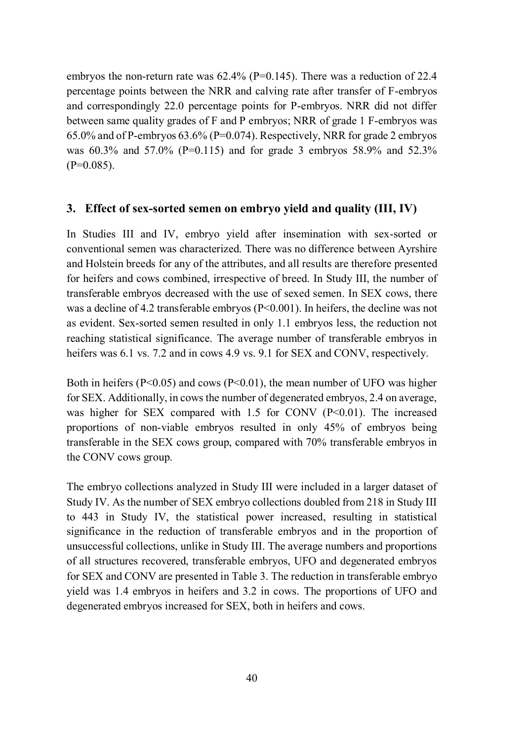embryos the non-return rate was 62.4% ($P=0.145$). There was a reduction of 22.4 percentage points between the NRR and calving rate after transfer of F-embryos and correspondingly 22.0 percentage points for P-embryos. NRR did not differ between same quality grades of F and P embryos; NRR of grade 1 F-embryos was 65.0% and of P-embryos 63.6% ($P=0.074$). Respectively, NRR for grade 2 embryos was 60.3% and 57.0% ($P=0.115$) and for grade 3 embryos 58.9% and 52.3% ($P=0.085$).

## 3. Effect of sex-sorted semen on embryo yield and quality (III, IV)

In Studies III and IV, embryo yield after insemination with sex-sorted or conventional semen was characterized. There was no difference between Ayrshire and Holstein breeds for any of the attributes, and all results are therefore presented for heifers and cows combined, irrespective of breed. In Study III, the number of transferable embryos decreased with the use of sexed semen. In SEX cows, there was a decline of 4.2 transferable embryos ($P<0.001$). In heifers, the decline was not as evident. Sex-sorted semen resulted in only 1.1 embryos less, the reduction not reaching statistical significance. The average number of transferable embryos in heifers was 6.1 vs. 7.2 and in cows 4.9 vs. 9.1 for SEX and CONV, respectively.

Both in heifers ($P<0.05$) and cows ($P<0.01$), the mean number of UFO was higher for SEX. Additionally, in cows the number of degenerated embryos, 2.4 on average, was higher for SEX compared with 1.5 for CONV ($P<0.01$). The increased proportions of non-viable embryos resulted in only 45% of embryos being transferable in the SEX cows group, compared with 70% transferable embryos in the CONV cows group.

The embryo collections analyzed in Study III were included in a larger dataset of Study IV. As the number of SEX embryo collections doubled from 218 in Study III to 443 in Study IV, the statistical power increased, resulting in statistical significance in the reduction of transferable embryos and in the proportion of unsuccessful collections, unlike in Study III. The average numbers and proportions of all structures recovered, transferable embryos, UFO and degenerated embryos for SEX and CONV are presented in Table 3. The reduction in transferable embryo yield was 1.4 embryos in heifers and 3.2 in cows. The proportions of UFO and degenerated embryos increased for SEX, both in heifers and cows.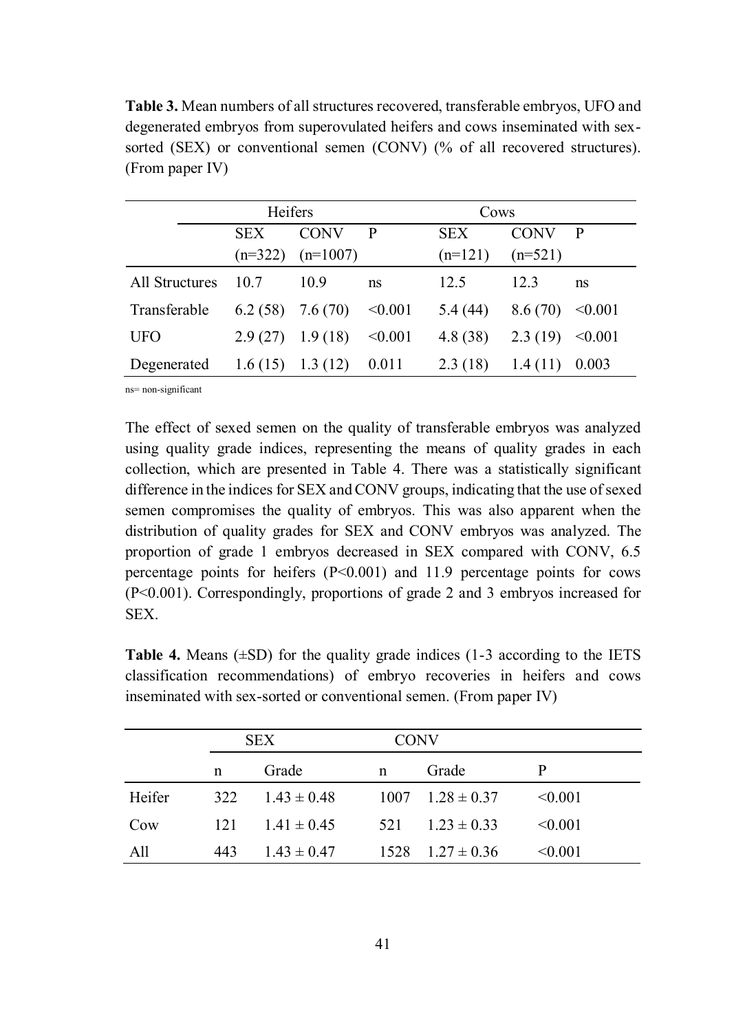**Table 3.** Mean numbers of all structures recovered, transferable embryos, UFO and degenerated embryos from superovulated heifers and cows inseminated with sex-sorted (SEX) or conventional semen (CONV) (% of all recovered structures). (From paper IV)

| | Heifers | | | Cows | | |
|---|---|---|---|---|---|---|
| | SEX (n=322) | CONV (n=1007) | P | SEX (n=121) | CONV (n=521) | P |
| All Structures | 10.7 | 10.9 | ns | 12.5 | 12.3 | ns |
| Transferable | 6.2 (58) | 7.6 (70) | <0.001 | 5.4 (44) | 8.6 (70) | <0.001 |
| UFO | 2.9 (27) | 1.9 (18) | <0.001 | 4.8 (38) | 2.3 (19) | <0.001 |
| Degenerated | 1.6 (15) | 1.3 (12) | 0.011 | 2.3 (18) | 1.4 (11) | 0.003 |

ns= non-significant

The effect of sexed semen on the quality of transferable embryos was analyzed using quality grade indices, representing the means of quality grades in each collection, which are presented in Table 4. There was a statistically significant difference in the indices for SEX and CONV groups, indicating that the use of sexed semen compromises the quality of embryos. This was also apparent when the distribution of quality grades for SEX and CONV embryos was analyzed. The proportion of grade 1 embryos decreased in SEX compared with CONV, 6.5 percentage points for heifers ($P<0.001$) and 11.9 percentage points for cows ($P<0.001$). Correspondingly, proportions of grade 2 and 3 embryos increased for SEX.

**Table 4.** Means (±SD) for the quality grade indices (1-3 according to the IETS classification recommendations) of embryo recoveries in heifers and cows inseminated with sex-sorted or conventional semen. (From paper IV)

| | SEX | | CONV | | |
|---|---|---|---|---|---|
| | n | Grade | n | Grade | P |
| Heifer | 322 | 1.43 ± 0.48 | 1007 | 1.28 ± 0.37 | <0.001 |
| Cow | 121 | 1.41 ± 0.45 | 521 | 1.23 ± 0.33 | <0.001 |
| All | 443 | 1.43 ± 0.47 | 1528 | 1.27 ± 0.36 | <0.001 |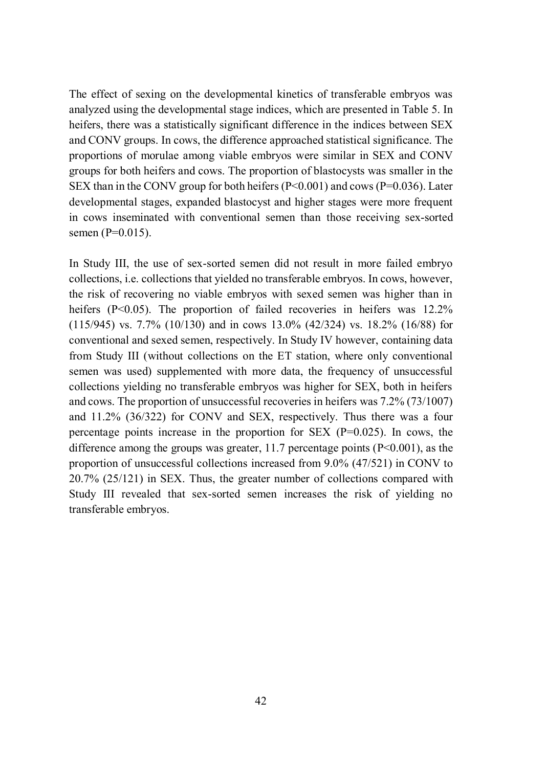The effect of sexing on the developmental kinetics of transferable embryos was analyzed using the developmental stage indices, which are presented in Table 5. In heifers, there was a statistically significant difference in the indices between SEX and CONV groups. In cows, the difference approached statistical significance. The proportions of morulae among viable embryos were similar in SEX and CONV groups for both heifers and cows. The proportion of blastocysts was smaller in the SEX than in the CONV group for both heifers ($P<0.001$) and cows ($P=0.036$). Later developmental stages, expanded blastocyst and higher stages were more frequent in cows inseminated with conventional semen than those receiving sex-sorted semen ($P=0.015$).

In Study III, the use of sex-sorted semen did not result in more failed embryo collections, i.e. collections that yielded no transferable embryos. In cows, however, the risk of recovering no viable embryos with sexed semen was higher than in heifers ($P<0.05$). The proportion of failed recoveries in heifers was 12.2% (115/945) vs. 7.7% (10/130) and in cows 13.0% (42/324) vs. 18.2% (16/88) for conventional and sexed semen, respectively. In Study IV however, containing data from Study III (without collections on the ET station, where only conventional semen was used) supplemented with more data, the frequency of unsuccessful collections yielding no transferable embryos was higher for SEX, both in heifers and cows. The proportion of unsuccessful recoveries in heifers was 7.2% (73/1007) and 11.2% (36/322) for CONV and SEX, respectively. Thus there was a four percentage points increase in the proportion for SEX ($P=0.025$). In cows, the difference among the groups was greater, 11.7 percentage points ($P<0.001$), as the proportion of unsuccessful collections increased from 9.0% (47/521) in CONV to 20.7% (25/121) in SEX. Thus, the greater number of collections compared with Study III revealed that sex-sorted semen increases the risk of yielding no transferable embryos.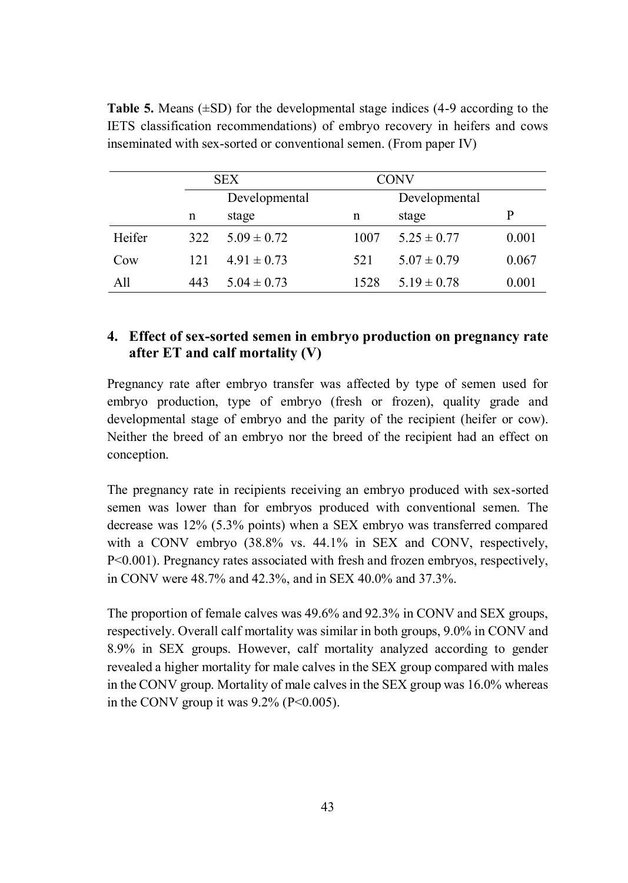**Table 5.** Means (±SD) for the developmental stage indices (4-9 according to the IETS classification recommendations) of embryo recovery in heifers and cows inseminated with sex-sorted or conventional semen. (From paper IV)

| | SEX | | CONV | | |
|---|---|---|---|---|---|
| | n | Developmental stage | n | Developmental stage | P |
| Heifer | 322 | $5.09 \pm 0.72$ | 1007 | $5.25 \pm 0.77$ | 0.001 |
| Cow | 121 | $4.91 \pm 0.73$ | 521 | $5.07 \pm 0.79$ | 0.067 |
| All | 443 | $5.04 \pm 0.73$ | 1528 | $5.19 \pm 0.78$ | 0.001 |

## 4. Effect of sex-sorted semen in embryo production on pregnancy rate after ET and calf mortality (V)

Pregnancy rate after embryo transfer was affected by type of semen used for embryo production, type of embryo (fresh or frozen), quality grade and developmental stage of embryo and the parity of the recipient (heifer or cow). Neither the breed of an embryo nor the breed of the recipient had an effect on conception.

The pregnancy rate in recipients receiving an embryo produced with sex-sorted semen was lower than for embryos produced with conventional semen. The decrease was 12% (5.3% points) when a SEX embryo was transferred compared with a CONV embryo (38.8% vs. 44.1% in SEX and CONV, respectively, $P<0.001$). Pregnancy rates associated with fresh and frozen embryos, respectively, in CONV were 48.7% and 42.3%, and in SEX 40.0% and 37.3%.

The proportion of female calves was 49.6% and 92.3% in CONV and SEX groups, respectively. Overall calf mortality was similar in both groups, 9.0% in CONV and 8.9% in SEX groups. However, calf mortality analyzed according to gender revealed a higher mortality for male calves in the SEX group compared with males in the CONV group. Mortality of male calves in the SEX group was 16.0% whereas in the CONV group it was 9.2% ($P<0.005$).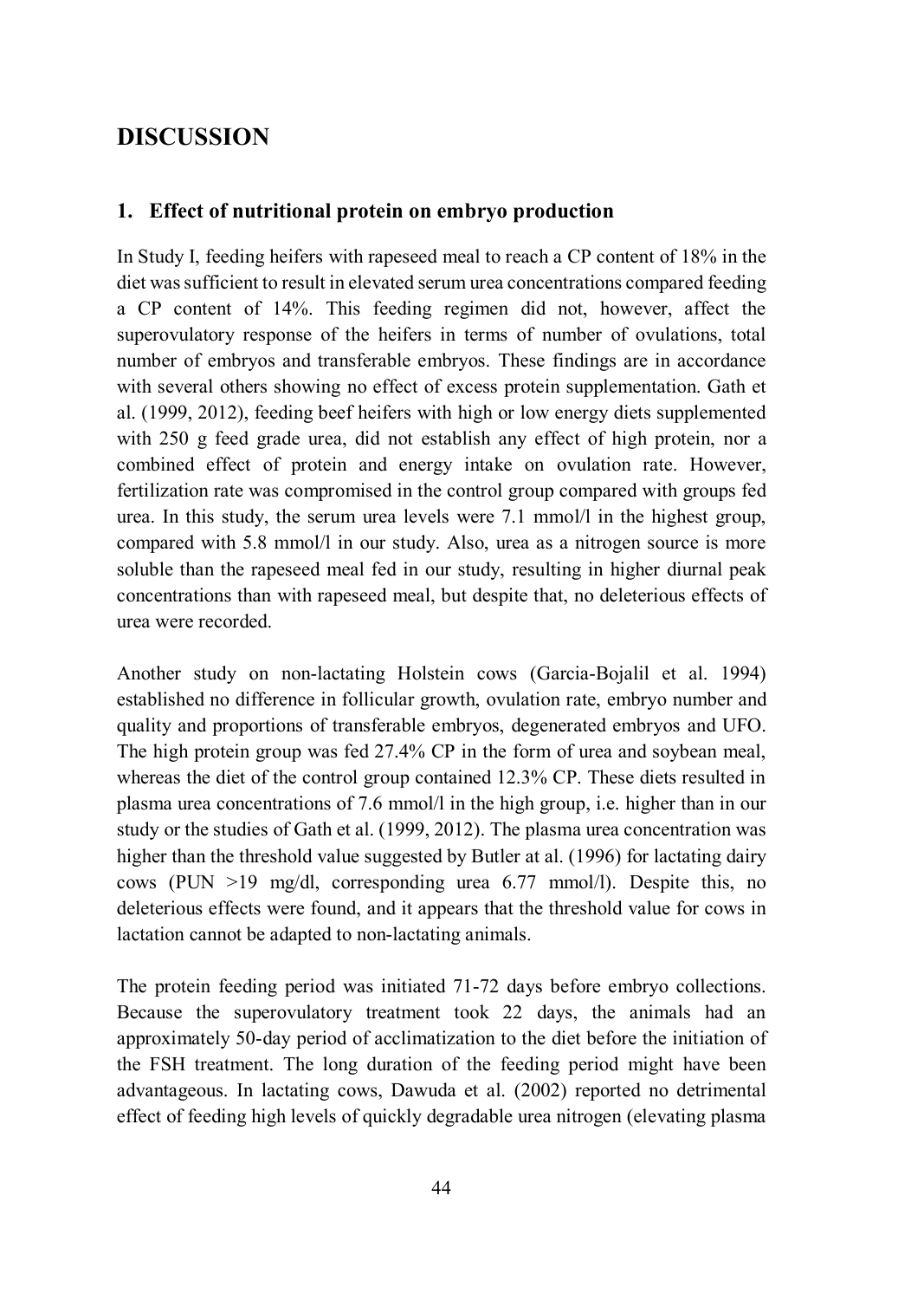# DISCUSSION

## 1. Effect of nutritional protein on embryo production

In Study I, feeding heifers with rapeseed meal to reach a CP content of 18% in the diet was sufficient to result in elevated serum urea concentrations compared feeding a CP content of 14%. This feeding regimen did not, however, affect the superovulatory response of the heifers in terms of number of ovulations, total number of embryos and transferable embryos. These findings are in accordance with several others showing no effect of excess protein supplementation. Gath et al. (1999, 2012), feeding beef heifers with high or low energy diets supplemented with 250 g feed grade urea, did not establish any effect of high protein, nor a combined effect of protein and energy intake on ovulation rate. However, fertilization rate was compromised in the control group compared with groups fed urea. In this study, the serum urea levels were 7.1 mmol/l in the highest group, compared with 5.8 mmol/l in our study. Also, urea as a nitrogen source is more soluble than the rapeseed meal fed in our study, resulting in higher diurnal peak concentrations than with rapeseed meal, but despite that, no deleterious effects of urea were recorded.

Another study on non-lactating Holstein cows (Garcia-Bojalil et al. 1994) established no difference in follicular growth, ovulation rate, embryo number and quality and proportions of transferable embryos, degenerated embryos and UFO. The high protein group was fed 27.4% CP in the form of urea and soybean meal, whereas the diet of the control group contained 12.3% CP. These diets resulted in plasma urea concentrations of 7.6 mmol/l in the high group, i.e. higher than in our study or the studies of Gath et al. (1999, 2012). The plasma urea concentration was higher than the threshold value suggested by Butler at al. (1996) for lactating dairy cows (PUN >19 mg/dl, corresponding urea 6.77 mmol/l). Despite this, no deleterious effects were found, and it appears that the threshold value for cows in lactation cannot be adapted to non-lactating animals.

The protein feeding period was initiated 71-72 days before embryo collections. Because the superovulatory treatment took 22 days, the animals had an approximately 50-day period of acclimatization to the diet before the initiation of the FSH treatment. The long duration of the feeding period might have been advantageous. In lactating cows, Dawuda et al. (2002) reported no detrimental effect of feeding high levels of quickly degradable urea nitrogen (elevating plasma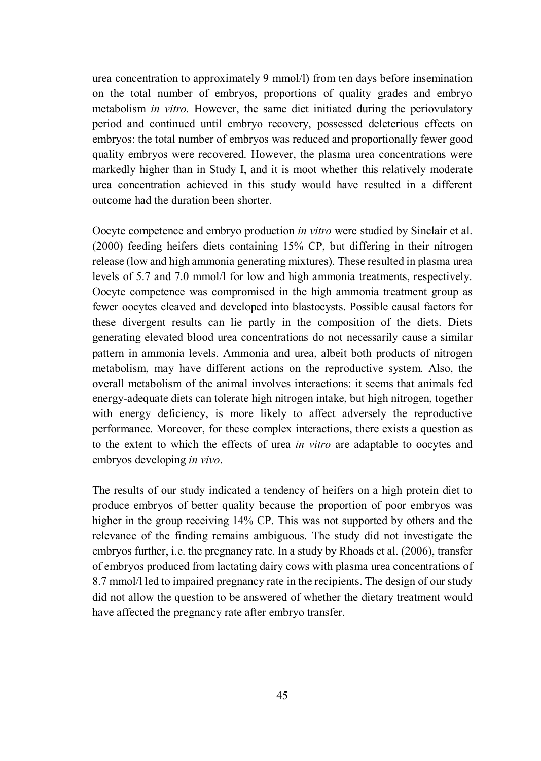urea concentration to approximately 9 mmol/l) from ten days before insemination on the total number of embryos, proportions of quality grades and embryo metabolism *in vitro.* However, the same diet initiated during the periovulatory period and continued until embryo recovery, possessed deleterious effects on embryos: the total number of embryos was reduced and proportionally fewer good quality embryos were recovered. However, the plasma urea concentrations were markedly higher than in Study I, and it is moot whether this relatively moderate urea concentration achieved in this study would have resulted in a different outcome had the duration been shorter.

Oocyte competence and embryo production *in vitro* were studied by Sinclair et al. (2000) feeding heifers diets containing 15% CP, but differing in their nitrogen release (low and high ammonia generating mixtures). These resulted in plasma urea levels of 5.7 and 7.0 mmol/l for low and high ammonia treatments, respectively. Oocyte competence was compromised in the high ammonia treatment group as fewer oocytes cleaved and developed into blastocysts. Possible causal factors for these divergent results can lie partly in the composition of the diets. Diets generating elevated blood urea concentrations do not necessarily cause a similar pattern in ammonia levels. Ammonia and urea, albeit both products of nitrogen metabolism, may have different actions on the reproductive system. Also, the overall metabolism of the animal involves interactions: it seems that animals fed energy-adequate diets can tolerate high nitrogen intake, but high nitrogen, together with energy deficiency, is more likely to affect adversely the reproductive performance. Moreover, for these complex interactions, there exists a question as to the extent to which the effects of urea *in vitro* are adaptable to oocytes and embryos developing *in vivo*.

The results of our study indicated a tendency of heifers on a high protein diet to produce embryos of better quality because the proportion of poor embryos was higher in the group receiving 14% CP. This was not supported by others and the relevance of the finding remains ambiguous. The study did not investigate the embryos further, i.e. the pregnancy rate. In a study by Rhoads et al. (2006), transfer of embryos produced from lactating dairy cows with plasma urea concentrations of 8.7 mmol/l led to impaired pregnancy rate in the recipients. The design of our study did not allow the question to be answered of whether the dietary treatment would have affected the pregnancy rate after embryo transfer.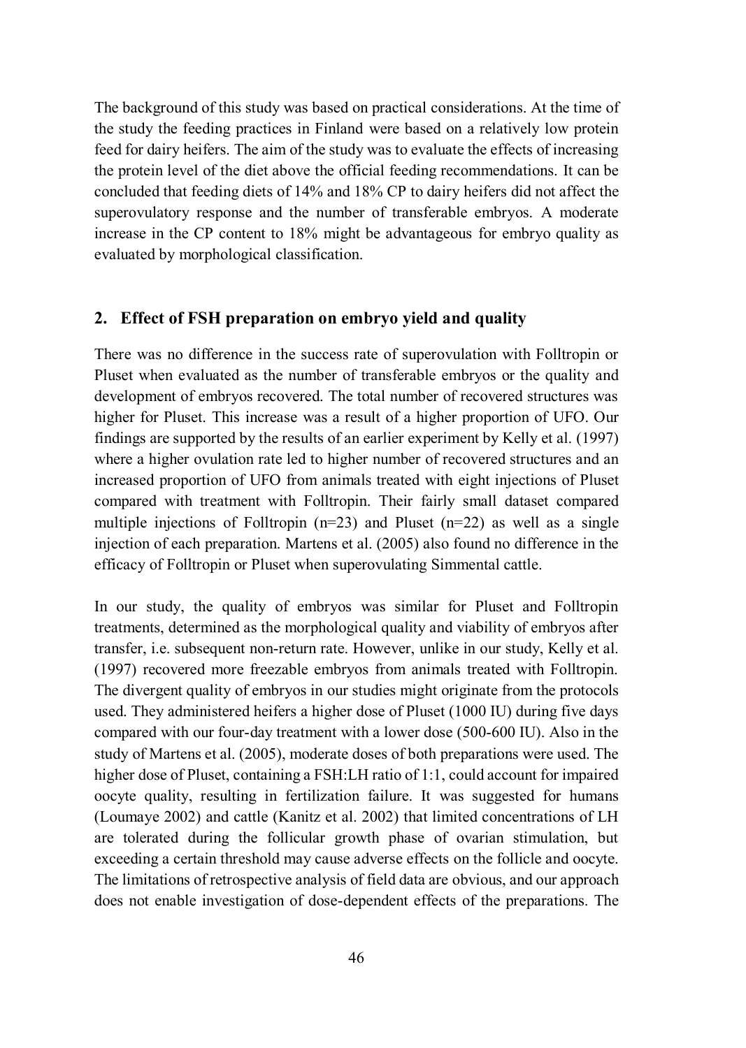The background of this study was based on practical considerations. At the time of the study the feeding practices in Finland were based on a relatively low protein feed for dairy heifers. The aim of the study was to evaluate the effects of increasing the protein level of the diet above the official feeding recommendations. It can be concluded that feeding diets of 14% and 18% CP to dairy heifers did not affect the superovulatory response and the number of transferable embryos. A moderate increase in the CP content to 18% might be advantageous for embryo quality as evaluated by morphological classification.

## 2. Effect of FSH preparation on embryo yield and quality

There was no difference in the success rate of superovulation with Folltropin or Pluset when evaluated as the number of transferable embryos or the quality and development of embryos recovered. The total number of recovered structures was higher for Pluset. This increase was a result of a higher proportion of UFO. Our findings are supported by the results of an earlier experiment by Kelly et al. (1997) where a higher ovulation rate led to higher number of recovered structures and an increased proportion of UFO from animals treated with eight injections of Pluset compared with treatment with Folltropin. Their fairly small dataset compared multiple injections of Folltropin (n=23) and Pluset (n=22) as well as a single injection of each preparation. Martens et al. (2005) also found no difference in the efficacy of Folltropin or Pluset when superovulating Simmental cattle.

In our study, the quality of embryos was similar for Pluset and Folltropin treatments, determined as the morphological quality and viability of embryos after transfer, i.e. subsequent non-return rate. However, unlike in our study, Kelly et al. (1997) recovered more freezable embryos from animals treated with Folltropin. The divergent quality of embryos in our studies might originate from the protocols used. They administered heifers a higher dose of Pluset (1000 IU) during five days compared with our four-day treatment with a lower dose (500-600 IU). Also in the study of Martens et al. (2005), moderate doses of both preparations were used. The higher dose of Pluset, containing a FSH:LH ratio of 1:1, could account for impaired oocyte quality, resulting in fertilization failure. It was suggested for humans (Loumaye 2002) and cattle (Kanitz et al. 2002) that limited concentrations of LH are tolerated during the follicular growth phase of ovarian stimulation, but exceeding a certain threshold may cause adverse effects on the follicle and oocyte. The limitations of retrospective analysis of field data are obvious, and our approach does not enable investigation of dose-dependent effects of the preparations. The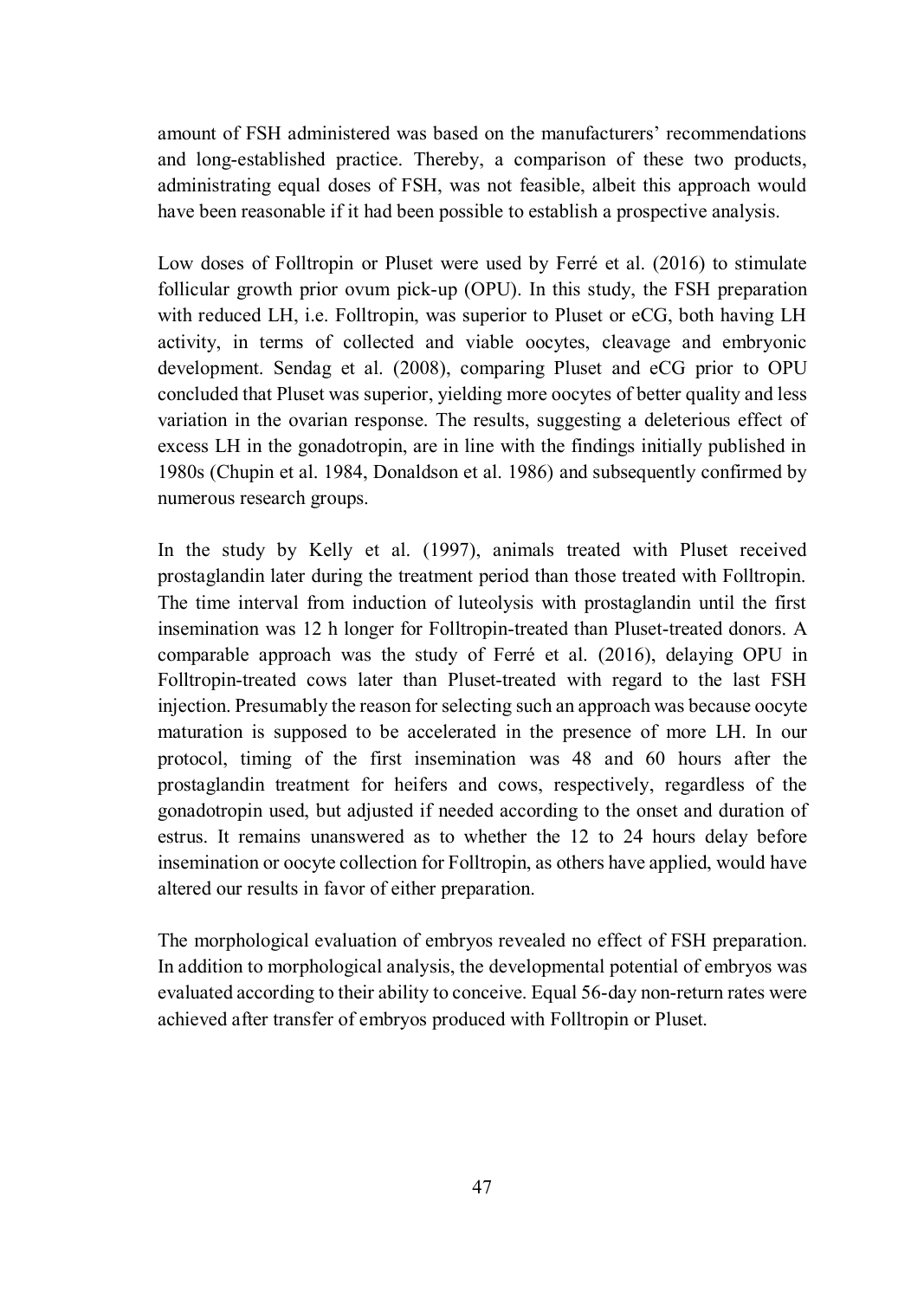amount of FSH administered was based on the manufacturers' recommendations and long-established practice. Thereby, a comparison of these two products, administrating equal doses of FSH, was not feasible, albeit this approach would have been reasonable if it had been possible to establish a prospective analysis.

Low doses of Folltropin or Pluset were used by Ferré et al. (2016) to stimulate follicular growth prior ovum pick-up (OPU). In this study, the FSH preparation with reduced LH, i.e. Folltropin, was superior to Pluset or eCG, both having LH activity, in terms of collected and viable oocytes, cleavage and embryonic development. Sendag et al. (2008), comparing Pluset and eCG prior to OPU concluded that Pluset was superior, yielding more oocytes of better quality and less variation in the ovarian response. The results, suggesting a deleterious effect of excess LH in the gonadotropin, are in line with the findings initially published in 1980s (Chupin et al. 1984, Donaldson et al. 1986) and subsequently confirmed by numerous research groups.

In the study by Kelly et al. (1997), animals treated with Pluset received prostaglandin later during the treatment period than those treated with Folltropin. The time interval from induction of luteolysis with prostaglandin until the first insemination was 12 h longer for Folltropin-treated than Pluset-treated donors. A comparable approach was the study of Ferré et al. (2016), delaying OPU in Folltropin-treated cows later than Pluset-treated with regard to the last FSH injection. Presumably the reason for selecting such an approach was because oocyte maturation is supposed to be accelerated in the presence of more LH. In our protocol, timing of the first insemination was 48 and 60 hours after the prostaglandin treatment for heifers and cows, respectively, regardless of the gonadotropin used, but adjusted if needed according to the onset and duration of estrus. It remains unanswered as to whether the 12 to 24 hours delay before insemination or oocyte collection for Folltropin, as others have applied, would have altered our results in favor of either preparation.

The morphological evaluation of embryos revealed no effect of FSH preparation. In addition to morphological analysis, the developmental potential of embryos was evaluated according to their ability to conceive. Equal 56-day non-return rates were achieved after transfer of embryos produced with Folltropin or Pluset.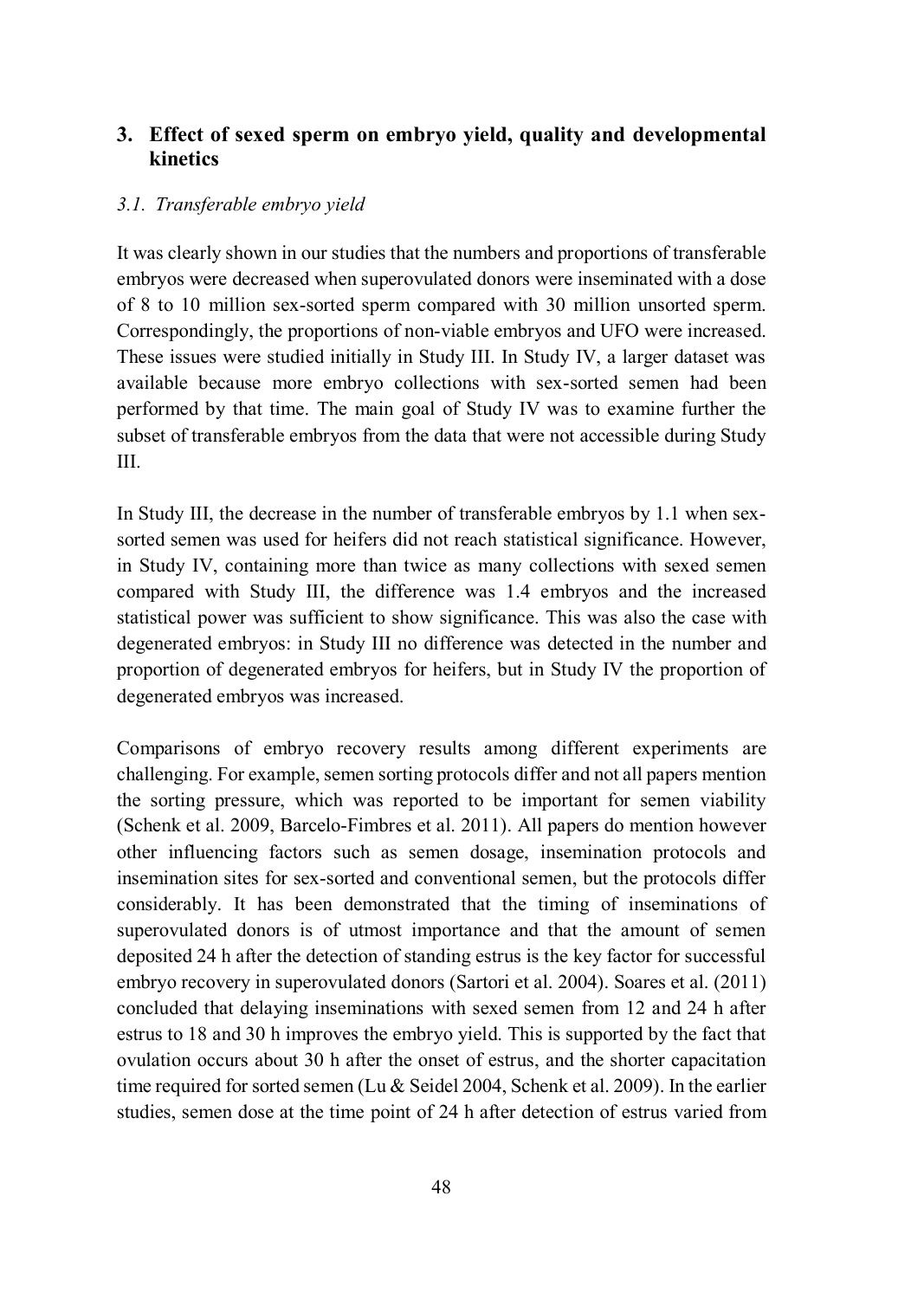## 3. Effect of sexed sperm on embryo yield, quality and developmental kinetics

### *3.1. Transferable embryo yield*

It was clearly shown in our studies that the numbers and proportions of transferable embryos were decreased when superovulated donors were inseminated with a dose of 8 to 10 million sex-sorted sperm compared with 30 million unsorted sperm. Correspondingly, the proportions of non-viable embryos and UFO were increased. These issues were studied initially in Study III. In Study IV, a larger dataset was available because more embryo collections with sex-sorted semen had been performed by that time. The main goal of Study IV was to examine further the subset of transferable embryos from the data that were not accessible during Study III.

In Study III, the decrease in the number of transferable embryos by 1.1 when sex-sorted semen was used for heifers did not reach statistical significance. However, in Study IV, containing more than twice as many collections with sexed semen compared with Study III, the difference was 1.4 embryos and the increased statistical power was sufficient to show significance. This was also the case with degenerated embryos: in Study III no difference was detected in the number and proportion of degenerated embryos for heifers, but in Study IV the proportion of degenerated embryos was increased.

Comparisons of embryo recovery results among different experiments are challenging. For example, semen sorting protocols differ and not all papers mention the sorting pressure, which was reported to be important for semen viability (Schenk et al. 2009, Barcelo-Fimbres et al. 2011). All papers do mention however other influencing factors such as semen dosage, insemination protocols and insemination sites for sex-sorted and conventional semen, but the protocols differ considerably. It has been demonstrated that the timing of inseminations of superovulated donors is of utmost importance and that the amount of semen deposited 24 h after the detection of standing estrus is the key factor for successful embryo recovery in superovulated donors (Sartori et al. 2004). Soares et al. (2011) concluded that delaying inseminations with sexed semen from 12 and 24 h after estrus to 18 and 30 h improves the embryo yield. This is supported by the fact that ovulation occurs about 30 h after the onset of estrus, and the shorter capacitation time required for sorted semen (Lu & Seidel 2004, Schenk et al. 2009). In the earlier studies, semen dose at the time point of 24 h after detection of estrus varied from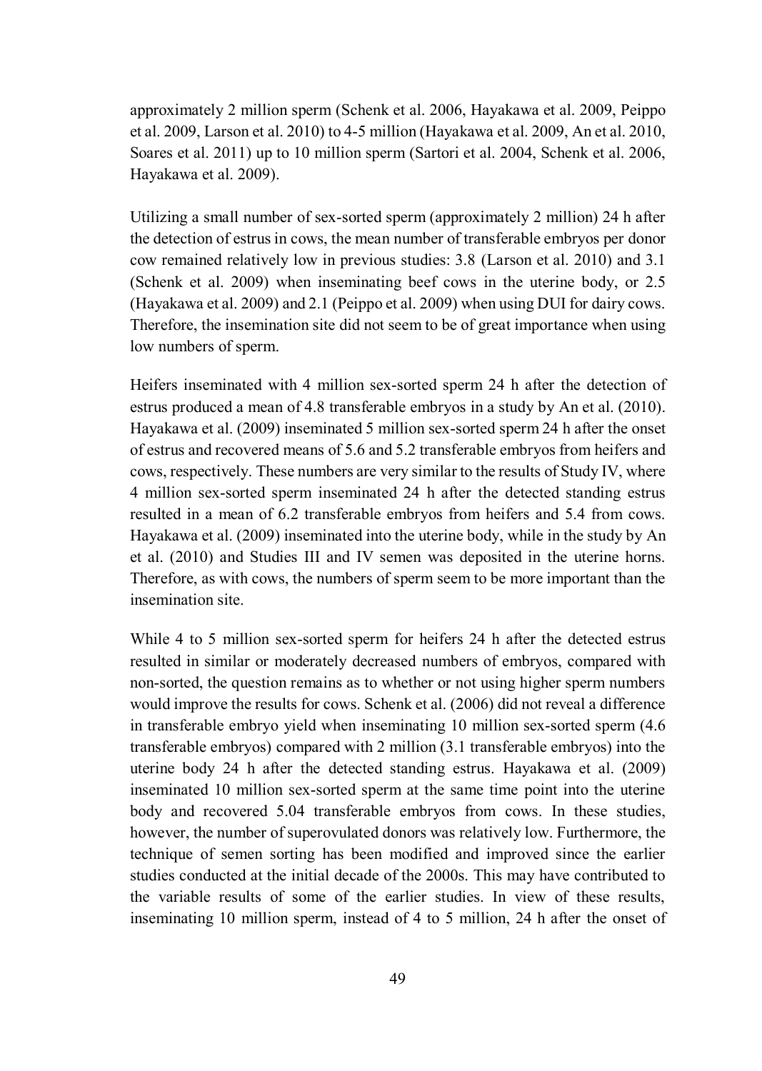approximately 2 million sperm (Schenk et al. 2006, Hayakawa et al. 2009, Peippo et al. 2009, Larson et al. 2010) to 4-5 million (Hayakawa et al. 2009, An et al. 2010, Soares et al. 2011) up to 10 million sperm (Sartori et al. 2004, Schenk et al. 2006, Hayakawa et al. 2009).

Utilizing a small number of sex-sorted sperm (approximately 2 million) 24 h after the detection of estrus in cows, the mean number of transferable embryos per donor cow remained relatively low in previous studies: 3.8 (Larson et al. 2010) and 3.1 (Schenk et al. 2009) when inseminating beef cows in the uterine body, or 2.5 (Hayakawa et al. 2009) and 2.1 (Peippo et al. 2009) when using DUI for dairy cows. Therefore, the insemination site did not seem to be of great importance when using low numbers of sperm.

Heifers inseminated with 4 million sex-sorted sperm 24 h after the detection of estrus produced a mean of 4.8 transferable embryos in a study by An et al. (2010). Hayakawa et al. (2009) inseminated 5 million sex-sorted sperm 24 h after the onset of estrus and recovered means of 5.6 and 5.2 transferable embryos from heifers and cows, respectively. These numbers are very similar to the results of Study IV, where 4 million sex-sorted sperm inseminated 24 h after the detected standing estrus resulted in a mean of 6.2 transferable embryos from heifers and 5.4 from cows. Hayakawa et al. (2009) inseminated into the uterine body, while in the study by An et al. (2010) and Studies III and IV semen was deposited in the uterine horns. Therefore, as with cows, the numbers of sperm seem to be more important than the insemination site.

While 4 to 5 million sex-sorted sperm for heifers 24 h after the detected estrus resulted in similar or moderately decreased numbers of embryos, compared with non-sorted, the question remains as to whether or not using higher sperm numbers would improve the results for cows. Schenk et al. (2006) did not reveal a difference in transferable embryo yield when inseminating 10 million sex-sorted sperm (4.6 transferable embryos) compared with 2 million (3.1 transferable embryos) into the uterine body 24 h after the detected standing estrus. Hayakawa et al. (2009) inseminated 10 million sex-sorted sperm at the same time point into the uterine body and recovered 5.04 transferable embryos from cows. In these studies, however, the number of superovulated donors was relatively low. Furthermore, the technique of semen sorting has been modified and improved since the earlier studies conducted at the initial decade of the 2000s. This may have contributed to the variable results of some of the earlier studies. In view of these results, inseminating 10 million sperm, instead of 4 to 5 million, 24 h after the onset of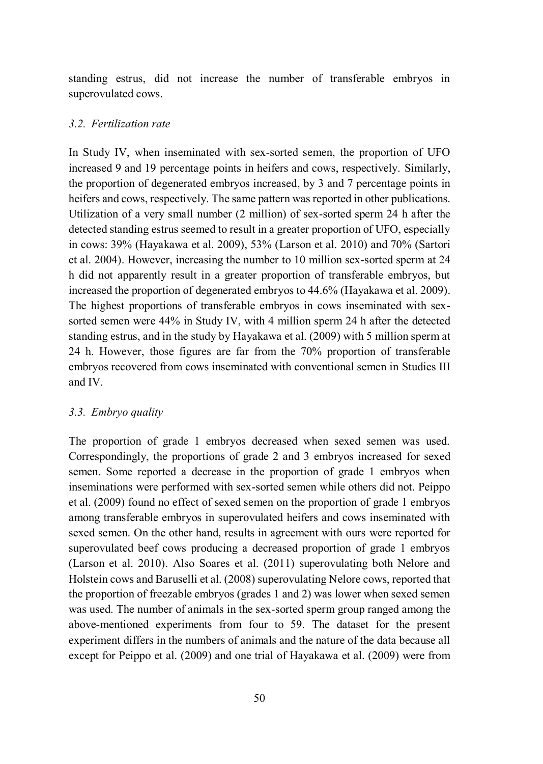standing estrus, did not increase the number of transferable embryos in superovulated cows.

### *3.2. Fertilization rate*

In Study IV, when inseminated with sex-sorted semen, the proportion of UFO increased 9 and 19 percentage points in heifers and cows, respectively. Similarly, the proportion of degenerated embryos increased, by 3 and 7 percentage points in heifers and cows, respectively. The same pattern was reported in other publications. Utilization of a very small number (2 million) of sex-sorted sperm 24 h after the detected standing estrus seemed to result in a greater proportion of UFO, especially in cows: 39% (Hayakawa et al. 2009), 53% (Larson et al. 2010) and 70% (Sartori et al. 2004). However, increasing the number to 10 million sex-sorted sperm at 24 h did not apparently result in a greater proportion of transferable embryos, but increased the proportion of degenerated embryos to 44.6% (Hayakawa et al. 2009). The highest proportions of transferable embryos in cows inseminated with sex-sorted semen were 44% in Study IV, with 4 million sperm 24 h after the detected standing estrus, and in the study by Hayakawa et al. (2009) with 5 million sperm at 24 h. However, those figures are far from the 70% proportion of transferable embryos recovered from cows inseminated with conventional semen in Studies III and IV.

### *3.3. Embryo quality*

The proportion of grade 1 embryos decreased when sexed semen was used. Correspondingly, the proportions of grade 2 and 3 embryos increased for sexed semen. Some reported a decrease in the proportion of grade 1 embryos when inseminations were performed with sex-sorted semen while others did not. Peippo et al. (2009) found no effect of sexed semen on the proportion of grade 1 embryos among transferable embryos in superovulated heifers and cows inseminated with sexed semen. On the other hand, results in agreement with ours were reported for superovulated beef cows producing a decreased proportion of grade 1 embryos (Larson et al. 2010). Also Soares et al. (2011) superovulating both Nelore and Holstein cows and Baruselli et al. (2008) superovulating Nelore cows, reported that the proportion of freezable embryos (grades 1 and 2) was lower when sexed semen was used. The number of animals in the sex-sorted sperm group ranged among the above-mentioned experiments from four to 59. The dataset for the present experiment differs in the numbers of animals and the nature of the data because all except for Peippo et al. (2009) and one trial of Hayakawa et al. (2009) were from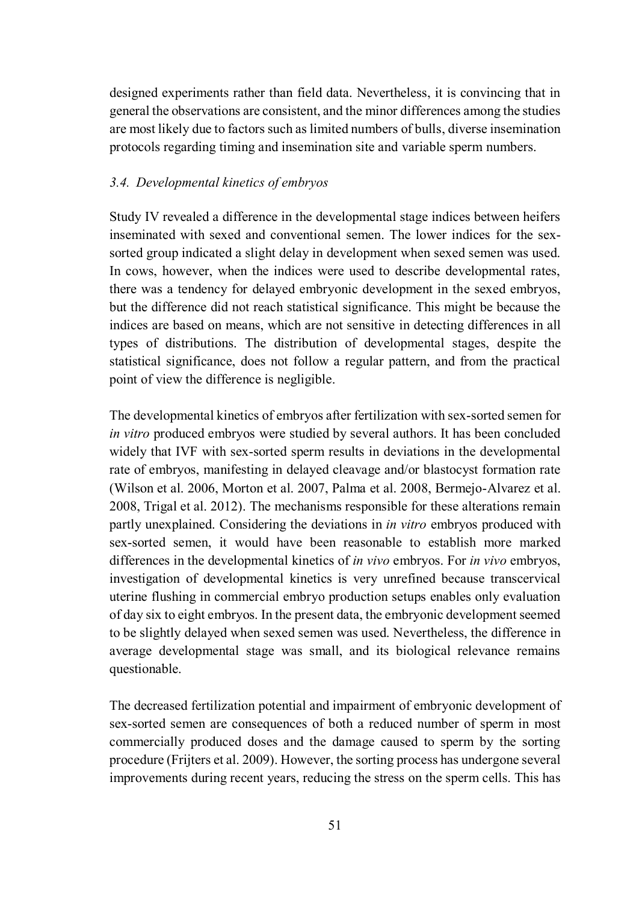designed experiments rather than field data. Nevertheless, it is convincing that in general the observations are consistent, and the minor differences among the studies are most likely due to factors such as limited numbers of bulls, diverse insemination protocols regarding timing and insemination site and variable sperm numbers.

### *3.4. Developmental kinetics of embryos*

Study IV revealed a difference in the developmental stage indices between heifers inseminated with sexed and conventional semen. The lower indices for the sex-sorted group indicated a slight delay in development when sexed semen was used. In cows, however, when the indices were used to describe developmental rates, there was a tendency for delayed embryonic development in the sexed embryos, but the difference did not reach statistical significance. This might be because the indices are based on means, which are not sensitive in detecting differences in all types of distributions. The distribution of developmental stages, despite the statistical significance, does not follow a regular pattern, and from the practical point of view the difference is negligible.

The developmental kinetics of embryos after fertilization with sex-sorted semen for *in vitro* produced embryos were studied by several authors. It has been concluded widely that IVF with sex-sorted sperm results in deviations in the developmental rate of embryos, manifesting in delayed cleavage and/or blastocyst formation rate (Wilson et al. 2006, Morton et al. 2007, Palma et al. 2008, Bermejo-Alvarez et al. 2008, Trigal et al. 2012). The mechanisms responsible for these alterations remain partly unexplained. Considering the deviations in *in vitro* embryos produced with sex-sorted semen, it would have been reasonable to establish more marked differences in the developmental kinetics of *in vivo* embryos. For *in vivo* embryos, investigation of developmental kinetics is very unrefined because transcervical uterine flushing in commercial embryo production setups enables only evaluation of day six to eight embryos. In the present data, the embryonic development seemed to be slightly delayed when sexed semen was used. Nevertheless, the difference in average developmental stage was small, and its biological relevance remains questionable.

The decreased fertilization potential and impairment of embryonic development of sex-sorted semen are consequences of both a reduced number of sperm in most commercially produced doses and the damage caused to sperm by the sorting procedure (Frijters et al. 2009). However, the sorting process has undergone several improvements during recent years, reducing the stress on the sperm cells. This has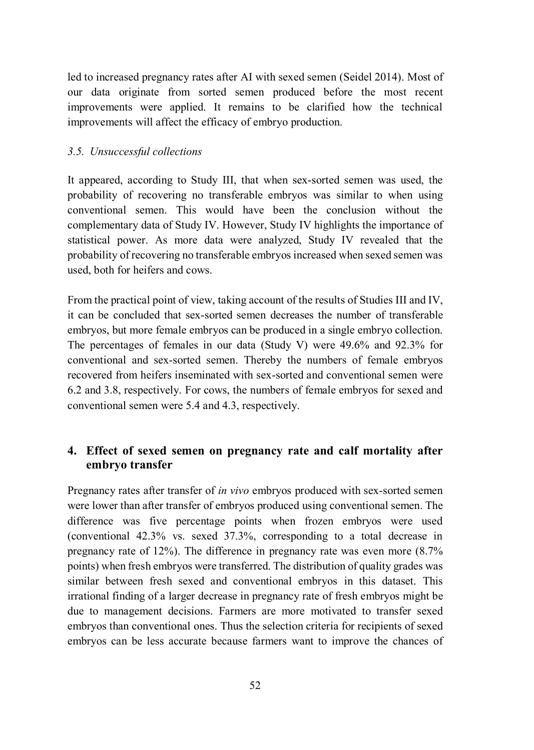led to increased pregnancy rates after AI with sexed semen (Seidel 2014). Most of our data originate from sorted semen produced before the most recent improvements were applied. It remains to be clarified how the technical improvements will affect the efficacy of embryo production.

### *3.5. Unsuccessful collections*

It appeared, according to Study III, that when sex-sorted semen was used, the probability of recovering no transferable embryos was similar to when using conventional semen. This would have been the conclusion without the complementary data of Study IV. However, Study IV highlights the importance of statistical power. As more data were analyzed, Study IV revealed that the probability of recovering no transferable embryos increased when sexed semen was used, both for heifers and cows.

From the practical point of view, taking account of the results of Studies III and IV, it can be concluded that sex-sorted semen decreases the number of transferable embryos, but more female embryos can be produced in a single embryo collection. The percentages of females in our data (Study V) were 49.6% and 92.3% for conventional and sex-sorted semen. Thereby the numbers of female embryos recovered from heifers inseminated with sex-sorted and conventional semen were 6.2 and 3.8, respectively. For cows, the numbers of female embryos for sexed and conventional semen were 5.4 and 4.3, respectively.

## 4. Effect of sexed semen on pregnancy rate and calf mortality after embryo transfer

Pregnancy rates after transfer of *in vivo* embryos produced with sex-sorted semen were lower than after transfer of embryos produced using conventional semen. The difference was five percentage points when frozen embryos were used (conventional 42.3% vs. sexed 37.3%, corresponding to a total decrease in pregnancy rate of 12%). The difference in pregnancy rate was even more (8.7% points) when fresh embryos were transferred. The distribution of quality grades was similar between fresh sexed and conventional embryos in this dataset. This irrational finding of a larger decrease in pregnancy rate of fresh embryos might be due to management decisions. Farmers are more motivated to transfer sexed embryos than conventional ones. Thus the selection criteria for recipients of sexed embryos can be less accurate because farmers want to improve the chances of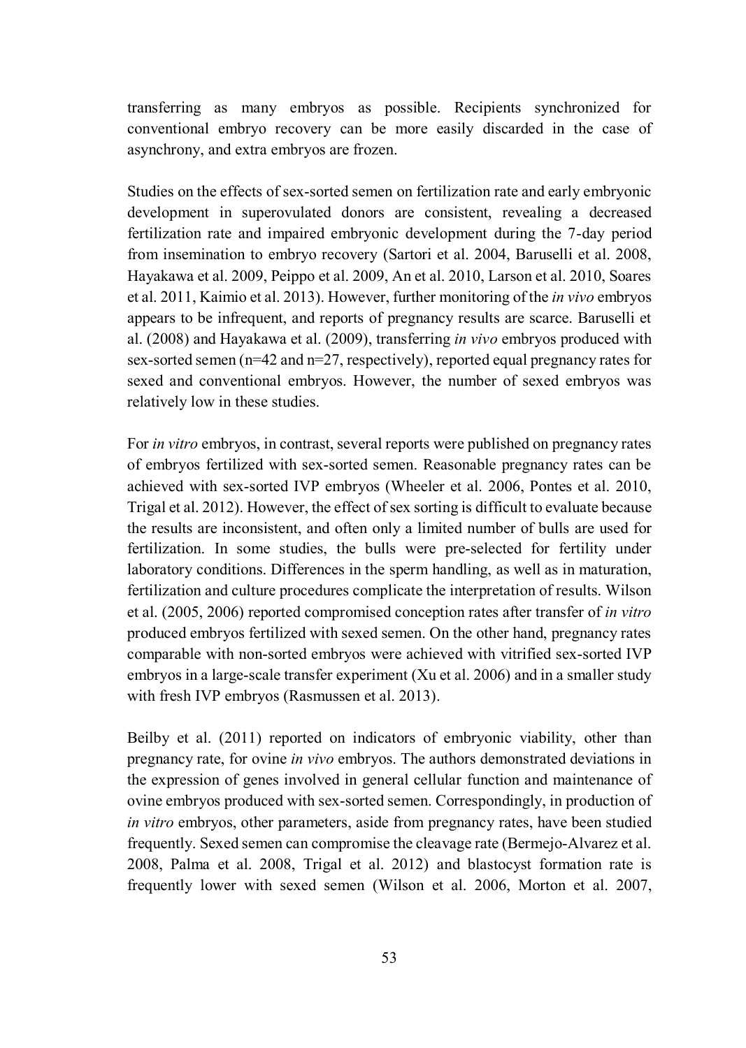transferring as many embryos as possible. Recipients synchronized for conventional embryo recovery can be more easily discarded in the case of asynchrony, and extra embryos are frozen.

Studies on the effects of sex-sorted semen on fertilization rate and early embryonic development in superovulated donors are consistent, revealing a decreased fertilization rate and impaired embryonic development during the 7-day period from insemination to embryo recovery (Sartori et al. 2004, Baruselli et al. 2008, Hayakawa et al. 2009, Peippo et al. 2009, An et al. 2010, Larson et al. 2010, Soares et al. 2011, Kaimio et al. 2013). However, further monitoring of the *in vivo* embryos appears to be infrequent, and reports of pregnancy results are scarce. Baruselli et al. (2008) and Hayakawa et al. (2009), transferring *in vivo* embryos produced with sex-sorted semen (n=42 and n=27, respectively), reported equal pregnancy rates for sexed and conventional embryos. However, the number of sexed embryos was relatively low in these studies.

For *in vitro* embryos, in contrast, several reports were published on pregnancy rates of embryos fertilized with sex-sorted semen. Reasonable pregnancy rates can be achieved with sex-sorted IVP embryos (Wheeler et al. 2006, Pontes et al. 2010, Trigal et al. 2012). However, the effect of sex sorting is difficult to evaluate because the results are inconsistent, and often only a limited number of bulls are used for fertilization. In some studies, the bulls were pre-selected for fertility under laboratory conditions. Differences in the sperm handling, as well as in maturation, fertilization and culture procedures complicate the interpretation of results. Wilson et al. (2005, 2006) reported compromised conception rates after transfer of *in vitro* produced embryos fertilized with sexed semen. On the other hand, pregnancy rates comparable with non-sorted embryos were achieved with vitrified sex-sorted IVP embryos in a large-scale transfer experiment (Xu et al. 2006) and in a smaller study with fresh IVP embryos (Rasmussen et al. 2013).

Beilby et al. (2011) reported on indicators of embryonic viability, other than pregnancy rate, for ovine *in vivo* embryos. The authors demonstrated deviations in the expression of genes involved in general cellular function and maintenance of ovine embryos produced with sex-sorted semen. Correspondingly, in production of *in vitro* embryos, other parameters, aside from pregnancy rates, have been studied frequently. Sexed semen can compromise the cleavage rate (Bermejo-Alvarez et al. 2008, Palma et al. 2008, Trigal et al. 2012) and blastocyst formation rate is frequently lower with sexed semen (Wilson et al. 2006, Morton et al. 2007,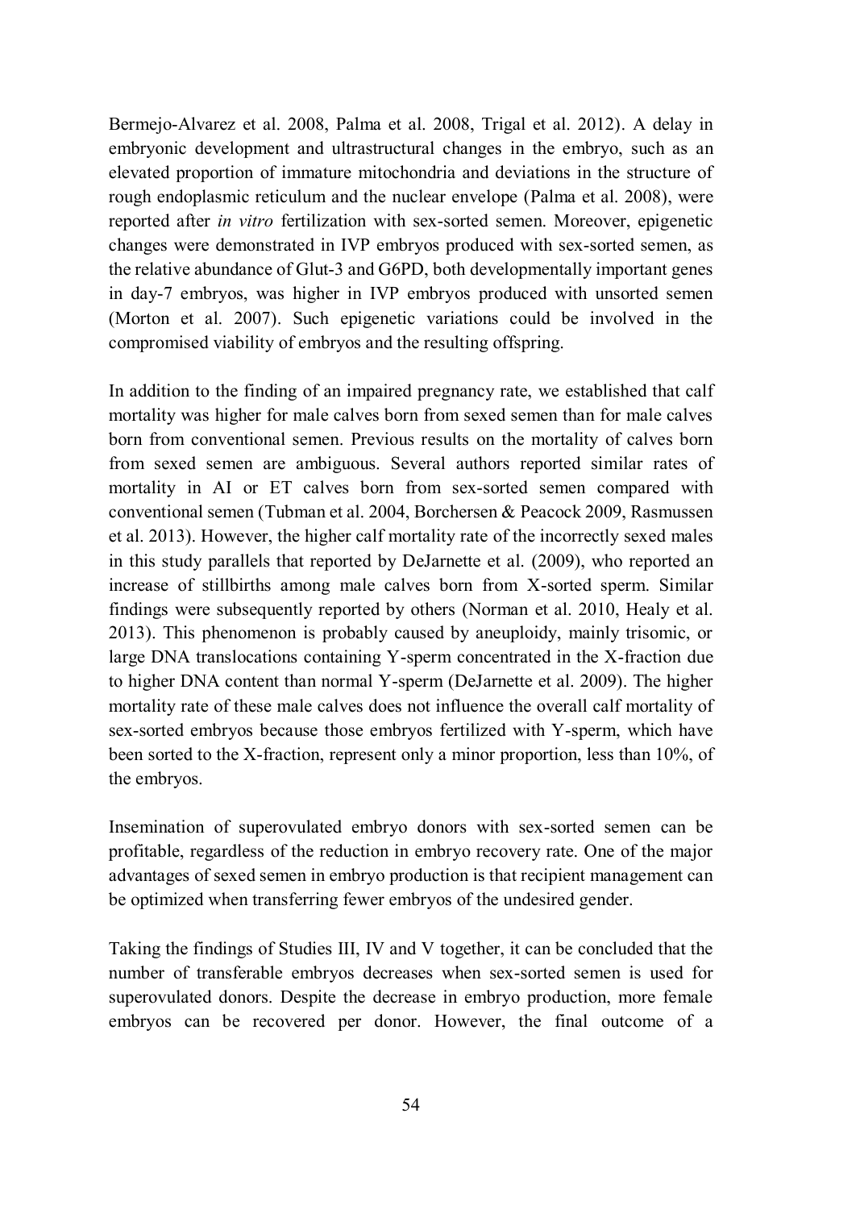Bermejo-Alvarez et al. 2008, Palma et al. 2008, Trigal et al. 2012). A delay in embryonic development and ultrastructural changes in the embryo, such as an elevated proportion of immature mitochondria and deviations in the structure of rough endoplasmic reticulum and the nuclear envelope (Palma et al. 2008), were reported after *in vitro* fertilization with sex-sorted semen. Moreover, epigenetic changes were demonstrated in IVP embryos produced with sex-sorted semen, as the relative abundance of Glut-3 and G6PD, both developmentally important genes in day-7 embryos, was higher in IVP embryos produced with unsorted semen (Morton et al. 2007). Such epigenetic variations could be involved in the compromised viability of embryos and the resulting offspring.

In addition to the finding of an impaired pregnancy rate, we established that calf mortality was higher for male calves born from sexed semen than for male calves born from conventional semen. Previous results on the mortality of calves born from sexed semen are ambiguous. Several authors reported similar rates of mortality in AI or ET calves born from sex-sorted semen compared with conventional semen (Tubman et al. 2004, Borchersen & Peacock 2009, Rasmussen et al. 2013). However, the higher calf mortality rate of the incorrectly sexed males in this study parallels that reported by DeJarnette et al. (2009), who reported an increase of stillbirths among male calves born from X-sorted sperm. Similar findings were subsequently reported by others (Norman et al. 2010, Healy et al. 2013). This phenomenon is probably caused by aneuploidy, mainly trisomic, or large DNA translocations containing Y-sperm concentrated in the X-fraction due to higher DNA content than normal Y-sperm (DeJarnette et al. 2009). The higher mortality rate of these male calves does not influence the overall calf mortality of sex-sorted embryos because those embryos fertilized with Y-sperm, which have been sorted to the X-fraction, represent only a minor proportion, less than 10%, of the embryos.

Insemination of superovulated embryo donors with sex-sorted semen can be profitable, regardless of the reduction in embryo recovery rate. One of the major advantages of sexed semen in embryo production is that recipient management can be optimized when transferring fewer embryos of the undesired gender.

Taking the findings of Studies III, IV and V together, it can be concluded that the number of transferable embryos decreases when sex-sorted semen is used for superovulated donors. Despite the decrease in embryo production, more female embryos can be recovered per donor. However, the final outcome of a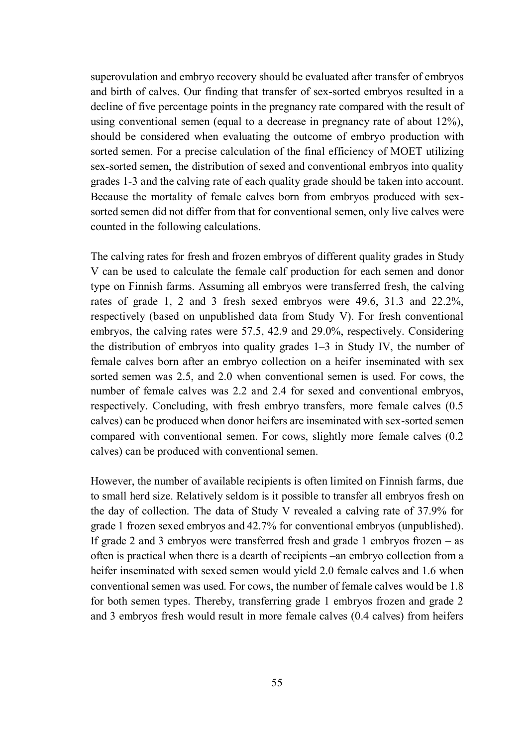superovulation and embryo recovery should be evaluated after transfer of embryos and birth of calves. Our finding that transfer of sex-sorted embryos resulted in a decline of five percentage points in the pregnancy rate compared with the result of using conventional semen (equal to a decrease in pregnancy rate of about 12%), should be considered when evaluating the outcome of embryo production with sorted semen. For a precise calculation of the final efficiency of MOET utilizing sex-sorted semen, the distribution of sexed and conventional embryos into quality grades 1-3 and the calving rate of each quality grade should be taken into account. Because the mortality of female calves born from embryos produced with sex-sorted semen did not differ from that for conventional semen, only live calves were counted in the following calculations.

The calving rates for fresh and frozen embryos of different quality grades in Study V can be used to calculate the female calf production for each semen and donor type on Finnish farms. Assuming all embryos were transferred fresh, the calving rates of grade 1, 2 and 3 fresh sexed embryos were 49.6, 31.3 and 22.2%, respectively (based on unpublished data from Study V). For fresh conventional embryos, the calving rates were 57.5, 42.9 and 29.0%, respectively. Considering the distribution of embryos into quality grades 1–3 in Study IV, the number of female calves born after an embryo collection on a heifer inseminated with sex sorted semen was 2.5, and 2.0 when conventional semen is used. For cows, the number of female calves was 2.2 and 2.4 for sexed and conventional embryos, respectively. Concluding, with fresh embryo transfers, more female calves (0.5 calves) can be produced when donor heifers are inseminated with sex-sorted semen compared with conventional semen. For cows, slightly more female calves (0.2 calves) can be produced with conventional semen.

However, the number of available recipients is often limited on Finnish farms, due to small herd size. Relatively seldom is it possible to transfer all embryos fresh on the day of collection. The data of Study V revealed a calving rate of 37.9% for grade 1 frozen sexed embryos and 42.7% for conventional embryos (unpublished). If grade 2 and 3 embryos were transferred fresh and grade 1 embryos frozen – as often is practical when there is a dearth of recipients –an embryo collection from a heifer inseminated with sexed semen would yield 2.0 female calves and 1.6 when conventional semen was used. For cows, the number of female calves would be 1.8 for both semen types. Thereby, transferring grade 1 embryos frozen and grade 2 and 3 embryos fresh would result in more female calves (0.4 calves) from heifers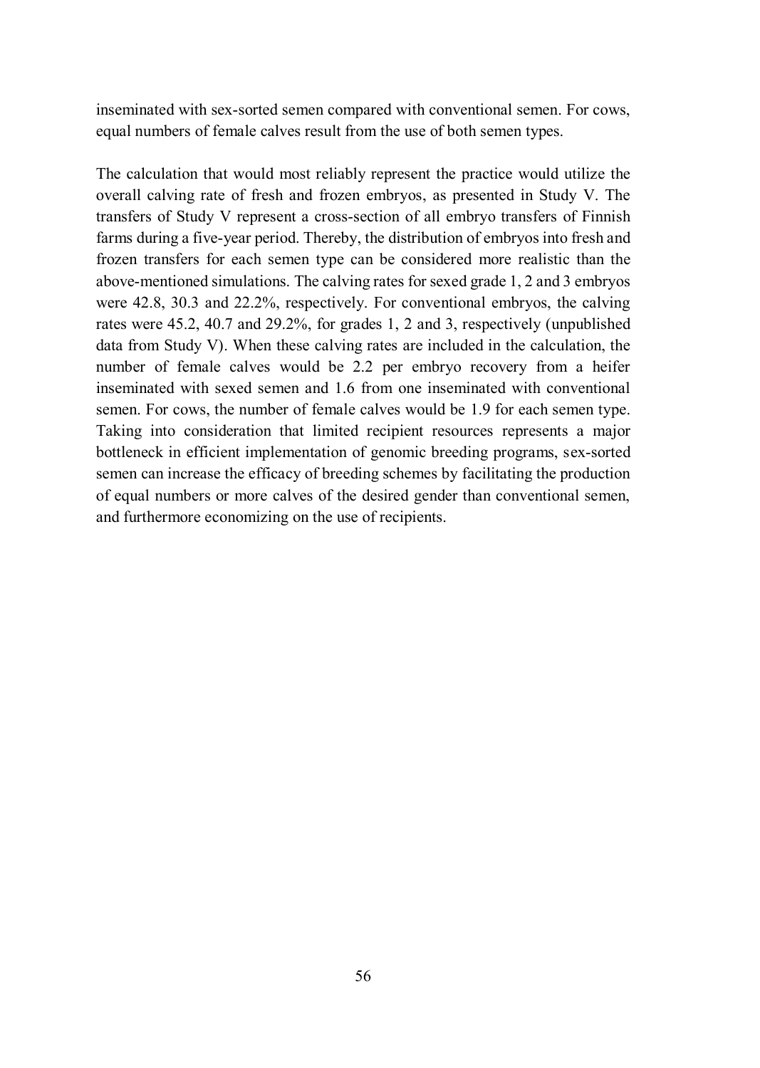inseminated with sex-sorted semen compared with conventional semen. For cows, equal numbers of female calves result from the use of both semen types.

The calculation that would most reliably represent the practice would utilize the overall calving rate of fresh and frozen embryos, as presented in Study V. The transfers of Study V represent a cross-section of all embryo transfers of Finnish farms during a five-year period. Thereby, the distribution of embryos into fresh and frozen transfers for each semen type can be considered more realistic than the above-mentioned simulations. The calving rates for sexed grade 1, 2 and 3 embryos were 42.8, 30.3 and 22.2%, respectively. For conventional embryos, the calving rates were 45.2, 40.7 and 29.2%, for grades 1, 2 and 3, respectively (unpublished data from Study V). When these calving rates are included in the calculation, the number of female calves would be 2.2 per embryo recovery from a heifer inseminated with sexed semen and 1.6 from one inseminated with conventional semen. For cows, the number of female calves would be 1.9 for each semen type. Taking into consideration that limited recipient resources represents a major bottleneck in efficient implementation of genomic breeding programs, sex-sorted semen can increase the efficacy of breeding schemes by facilitating the production of equal numbers or more calves of the desired gender than conventional semen, and furthermore economizing on the use of recipients.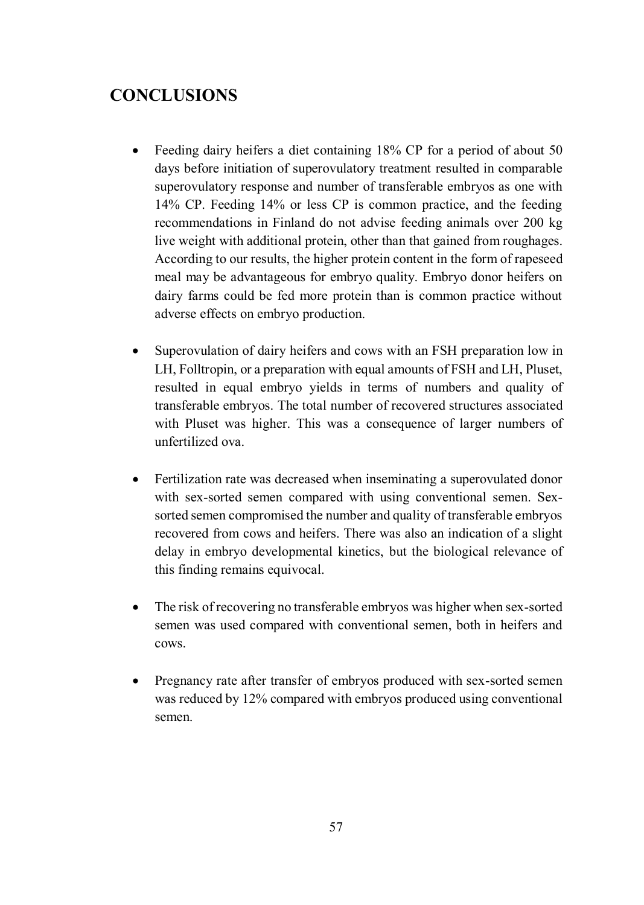## CONCLUSIONS

- Feeding dairy heifers a diet containing 18% CP for a period of about 50 days before initiation of superovulatory treatment resulted in comparable superovulatory response and number of transferable embryos as one with 14% CP. Feeding 14% or less CP is common practice, and the feeding recommendations in Finland do not advise feeding animals over 200 kg live weight with additional protein, other than that gained from roughages. According to our results, the higher protein content in the form of rapeseed meal may be advantageous for embryo quality. Embryo donor heifers on dairy farms could be fed more protein than is common practice without adverse effects on embryo production.

- Superovulation of dairy heifers and cows with an FSH preparation low in LH, Folltropin, or a preparation with equal amounts of FSH and LH, Pluset, resulted in equal embryo yields in terms of numbers and quality of transferable embryos. The total number of recovered structures associated with Pluset was higher. This was a consequence of larger numbers of unfertilized ova.

- Fertilization rate was decreased when inseminating a superovulated donor with sex-sorted semen compared with using conventional semen. Sex-sorted semen compromised the number and quality of transferable embryos recovered from cows and heifers. There was also an indication of a slight delay in embryo developmental kinetics, but the biological relevance of this finding remains equivocal.

- The risk of recovering no transferable embryos was higher when sex-sorted semen was used compared with conventional semen, both in heifers and cows.

- Pregnancy rate after transfer of embryos produced with sex-sorted semen was reduced by 12% compared with embryos produced using conventional semen.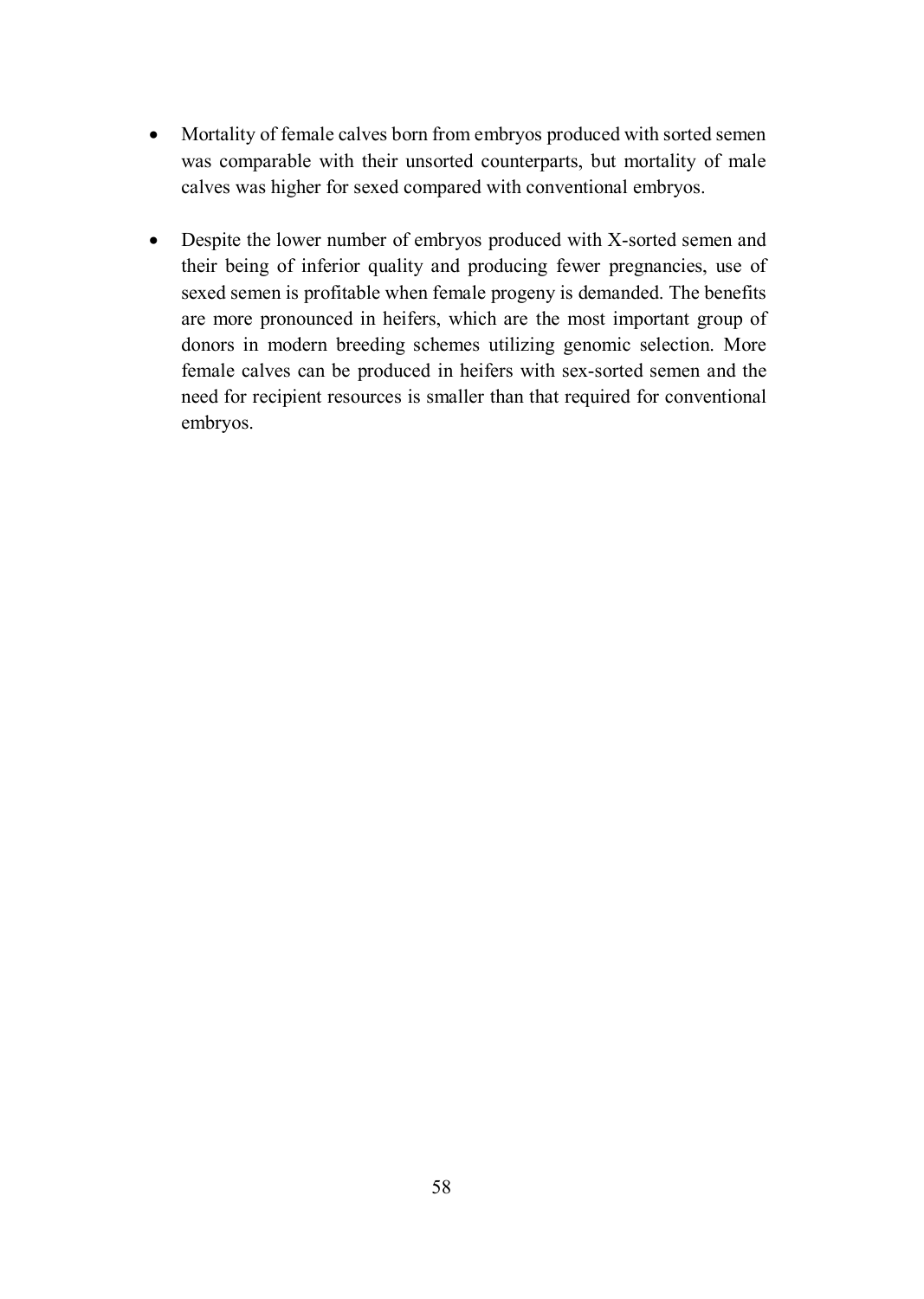- Mortality of female calves born from embryos produced with sorted semen was comparable with their unsorted counterparts, but mortality of male calves was higher for sexed compared with conventional embryos.

- Despite the lower number of embryos produced with X-sorted semen and their being of inferior quality and producing fewer pregnancies, use of sexed semen is profitable when female progeny is demanded. The benefits are more pronounced in heifers, which are the most important group of donors in modern breeding schemes utilizing genomic selection. More female calves can be produced in heifers with sex-sorted semen and the need for recipient resources is smaller than that required for conventional embryos.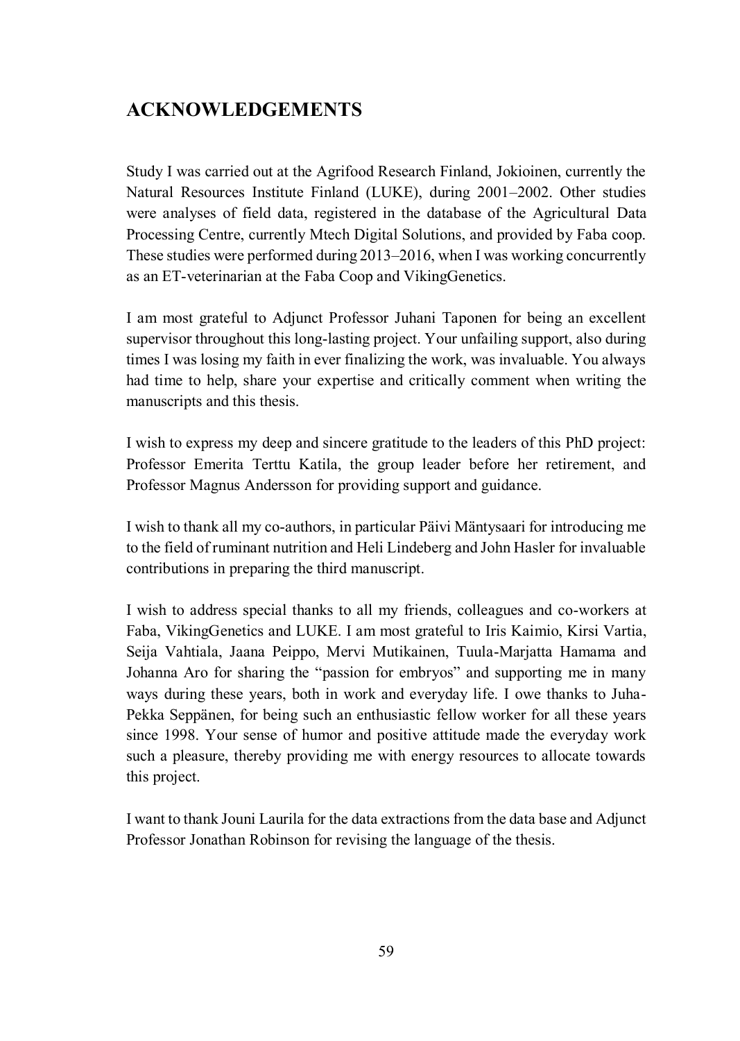## ACKNOWLEDGEMENTS

Study I was carried out at the Agrifood Research Finland, Jokioinen, currently the Natural Resources Institute Finland (LUKE), during 2001–2002. Other studies were analyses of field data, registered in the database of the Agricultural Data Processing Centre, currently Mtech Digital Solutions, and provided by Faba coop. These studies were performed during 2013–2016, when I was working concurrently as an ET-veterinarian at the Faba Coop and VikingGenetics.

I am most grateful to Adjunct Professor Juhani Taponen for being an excellent supervisor throughout this long-lasting project. Your unfailing support, also during times I was losing my faith in ever finalizing the work, was invaluable. You always had time to help, share your expertise and critically comment when writing the manuscripts and this thesis.

I wish to express my deep and sincere gratitude to the leaders of this PhD project: Professor Emerita Terttu Katila, the group leader before her retirement, and Professor Magnus Andersson for providing support and guidance.

I wish to thank all my co-authors, in particular Päivi Mäntysaari for introducing me to the field of ruminant nutrition and Heli Lindeberg and John Hasler for invaluable contributions in preparing the third manuscript.

I wish to address special thanks to all my friends, colleagues and co-workers at Faba, VikingGenetics and LUKE. I am most grateful to Iris Kaimio, Kirsi Vartia, Seija Vahtiala, Jaana Peippo, Mervi Mutikainen, Tuula-Marjatta Hamama and Johanna Aro for sharing the "passion for embryos" and supporting me in many ways during these years, both in work and everyday life. I owe thanks to Juha-Pekka Seppänen, for being such an enthusiastic fellow worker for all these years since 1998. Your sense of humor and positive attitude made the everyday work such a pleasure, thereby providing me with energy resources to allocate towards this project.

I want to thank Jouni Laurila for the data extractions from the data base and Adjunct Professor Jonathan Robinson for revising the language of the thesis.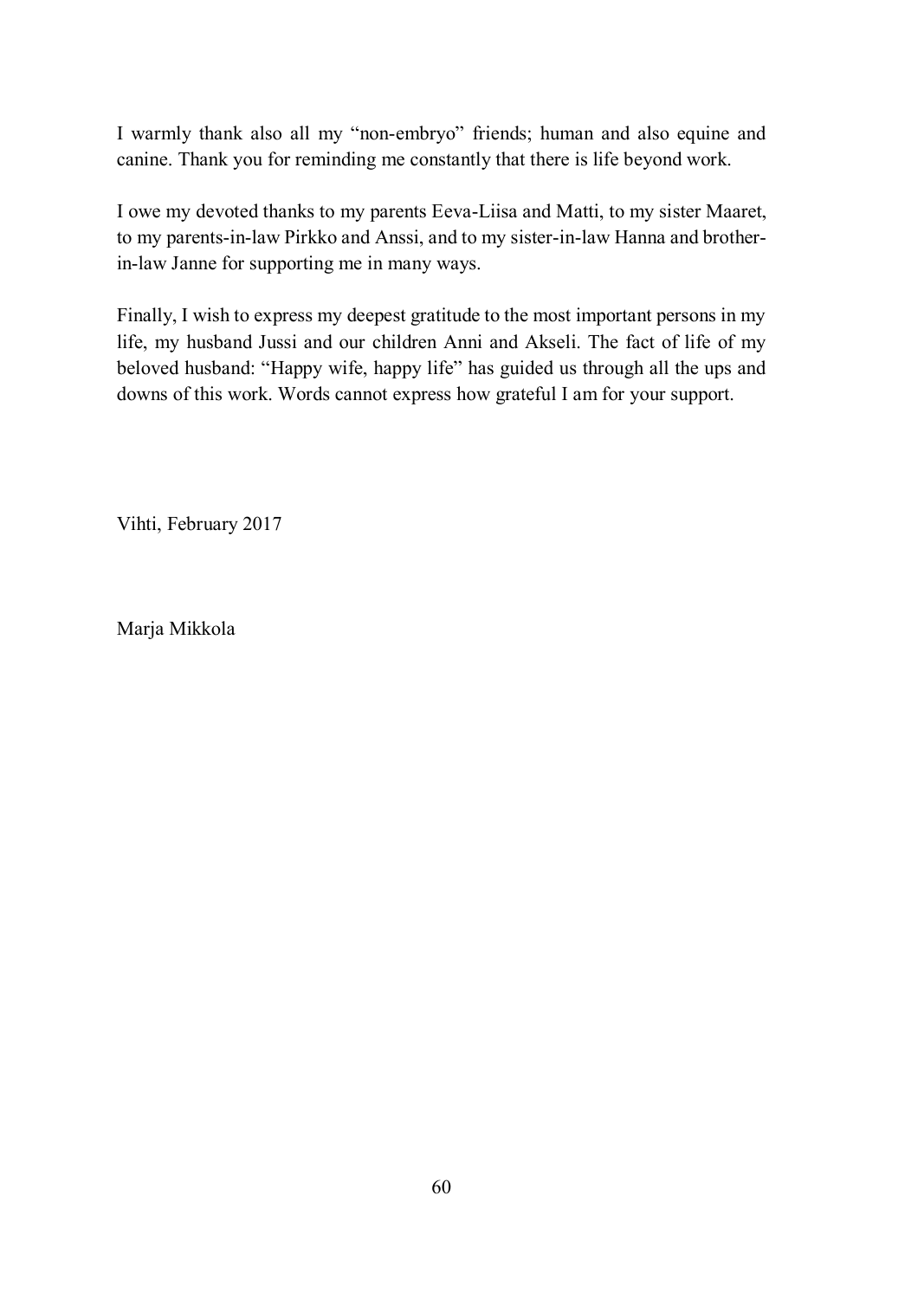I warmly thank also all my "non-embryo" friends; human and also equine and canine. Thank you for reminding me constantly that there is life beyond work.

I owe my devoted thanks to my parents Eeva-Liisa and Matti, to my sister Maaret, to my parents-in-law Pirkko and Anssi, and to my sister-in-law Hanna and brother-in-law Janne for supporting me in many ways.

Finally, I wish to express my deepest gratitude to the most important persons in my life, my husband Jussi and our children Anni and Akseli. The fact of life of my beloved husband: "Happy wife, happy life" has guided us through all the ups and downs of this work. Words cannot express how grateful I am for your support.

Vihti, February 2017

Marja Mikkola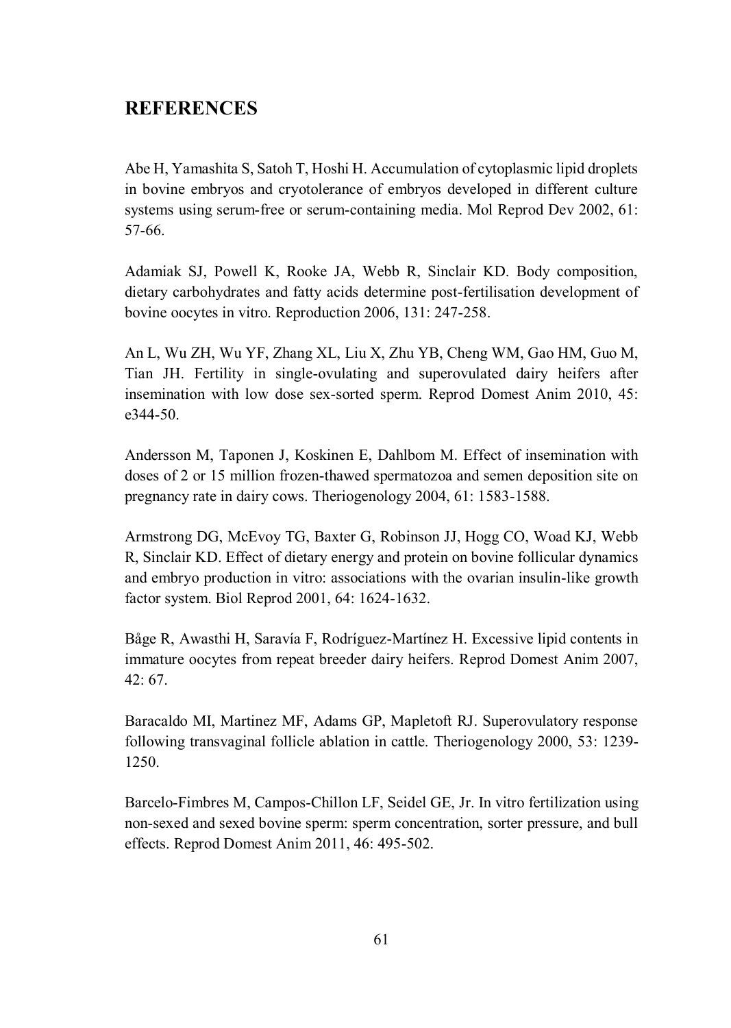## REFERENCES

Abe H, Yamashita S, Satoh T, Hoshi H. Accumulation of cytoplasmic lipid droplets in bovine embryos and cryotolerance of embryos developed in different culture systems using serum-free or serum-containing media. Mol Reprod Dev 2002, 61: 57-66.

Adamiak SJ, Powell K, Rooke JA, Webb R, Sinclair KD. Body composition, dietary carbohydrates and fatty acids determine post-fertilisation development of bovine oocytes in vitro. Reproduction 2006, 131: 247-258.

An L, Wu ZH, Wu YF, Zhang XL, Liu X, Zhu YB, Cheng WM, Gao HM, Guo M, Tian JH. Fertility in single-ovulating and superovulated dairy heifers after insemination with low dose sex-sorted sperm. Reprod Domest Anim 2010, 45: e344-50.

Andersson M, Taponen J, Koskinen E, Dahlbom M. Effect of insemination with doses of 2 or 15 million frozen-thawed spermatozoa and semen deposition site on pregnancy rate in dairy cows. Theriogenology 2004, 61: 1583-1588.

Armstrong DG, McEvoy TG, Baxter G, Robinson JJ, Hogg CO, Woad KJ, Webb R, Sinclair KD. Effect of dietary energy and protein on bovine follicular dynamics and embryo production in vitro: associations with the ovarian insulin-like growth factor system. Biol Reprod 2001, 64: 1624-1632.

Båge R, Awasthi H, Saravía F, Rodríguez-Martínez H. Excessive lipid contents in immature oocytes from repeat breeder dairy heifers. Reprod Domest Anim 2007, 42: 67.

Baracaldo MI, Martinez MF, Adams GP, Mapletoft RJ. Superovulatory response following transvaginal follicle ablation in cattle. Theriogenology 2000, 53: 1239-1250.

Barcelo-Fimbres M, Campos-Chillon LF, Seidel GE, Jr. In vitro fertilization using non-sexed and sexed bovine sperm: sperm concentration, sorter pressure, and bull effects. Reprod Domest Anim 2011, 46: 495-502.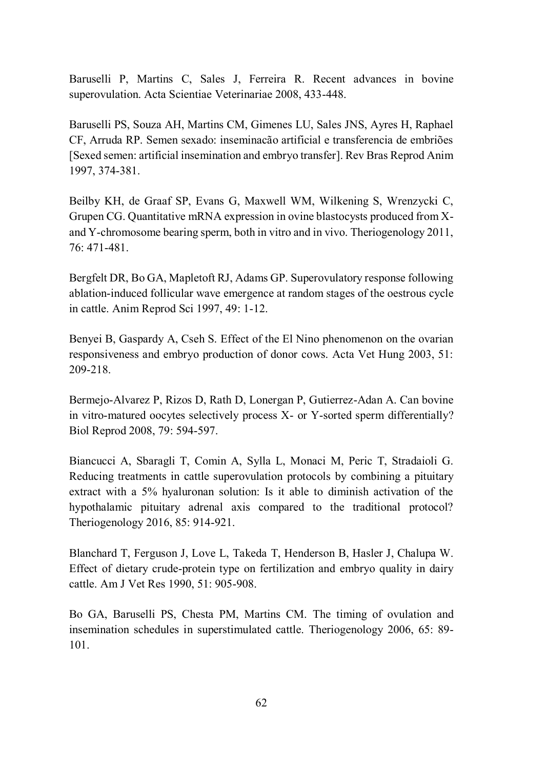Baruselli P, Martins C, Sales J, Ferreira R. Recent advances in bovine superovulation. Acta Scientiae Veterinariae 2008, 433-448.

Baruselli PS, Souza AH, Martins CM, Gimenes LU, Sales JNS, Ayres H, Raphael CF, Arruda RP. Semen sexado: inseminacão artificial e transferencia de embriões [Sexed semen: artificial insemination and embryo transfer]. Rev Bras Reprod Anim 1997, 374-381.

Beilby KH, de Graaf SP, Evans G, Maxwell WM, Wilkening S, Wrenzycki C, Grupen CG. Quantitative mRNA expression in ovine blastocysts produced from X- and Y-chromosome bearing sperm, both in vitro and in vivo. Theriogenology 2011, 76: 471-481.

Bergfelt DR, Bo GA, Mapletoft RJ, Adams GP. Superovulatory response following ablation-induced follicular wave emergence at random stages of the oestrous cycle in cattle. Anim Reprod Sci 1997, 49: 1-12.

Benyei B, Gaspardy A, Cseh S. Effect of the El Nino phenomenon on the ovarian responsiveness and embryo production of donor cows. Acta Vet Hung 2003, 51: 209-218.

Bermejo-Alvarez P, Rizos D, Rath D, Lonergan P, Gutierrez-Adan A. Can bovine in vitro-matured oocytes selectively process X- or Y-sorted sperm differentially? Biol Reprod 2008, 79: 594-597.

Biancucci A, Sbaragli T, Comin A, Sylla L, Monaci M, Peric T, Stradaioli G. Reducing treatments in cattle superovulation protocols by combining a pituitary extract with a 5% hyaluronan solution: Is it able to diminish activation of the hypothalamic pituitary adrenal axis compared to the traditional protocol? Theriogenology 2016, 85: 914-921.

Blanchard T, Ferguson J, Love L, Takeda T, Henderson B, Hasler J, Chalupa W. Effect of dietary crude-protein type on fertilization and embryo quality in dairy cattle. Am J Vet Res 1990, 51: 905-908.

Bo GA, Baruselli PS, Chesta PM, Martins CM. The timing of ovulation and insemination schedules in superstimulated cattle. Theriogenology 2006, 65: 89-101.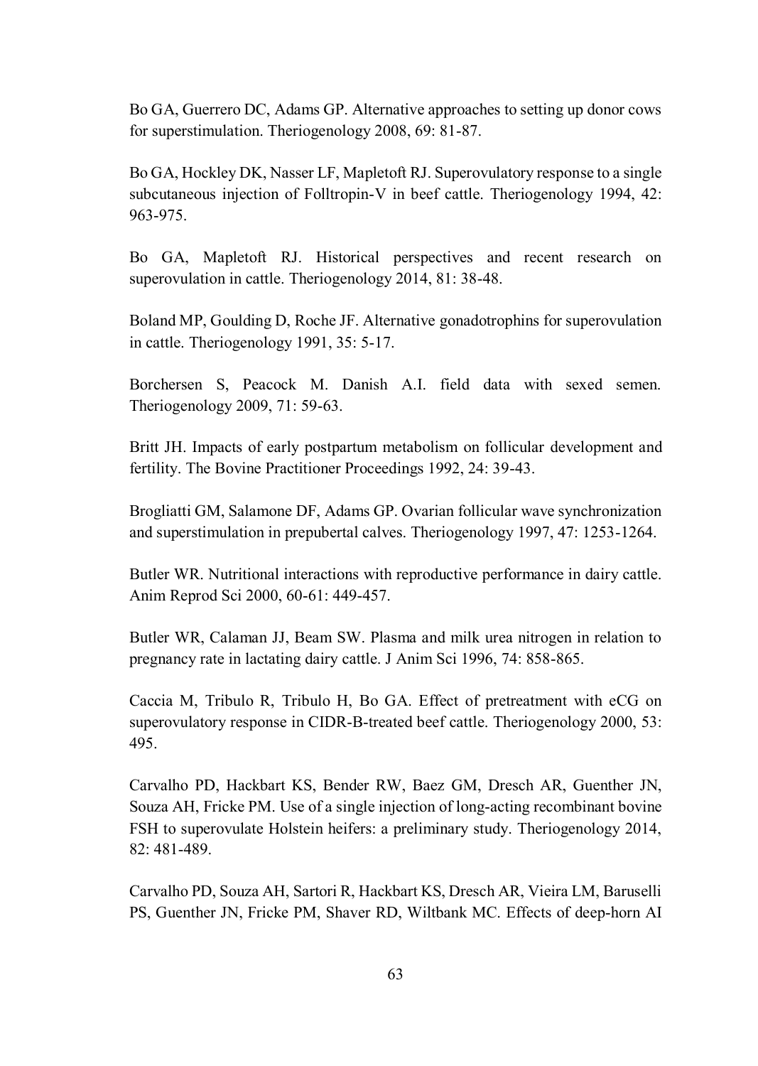Bo GA, Guerrero DC, Adams GP. Alternative approaches to setting up donor cows for superstimulation. Theriogenology 2008, 69: 81-87.

Bo GA, Hockley DK, Nasser LF, Mapletoft RJ. Superovulatory response to a single subcutaneous injection of Folltropin-V in beef cattle. Theriogenology 1994, 42: 963-975.

Bo GA, Mapletoft RJ. Historical perspectives and recent research on superovulation in cattle. Theriogenology 2014, 81: 38-48.

Boland MP, Goulding D, Roche JF. Alternative gonadotrophins for superovulation in cattle. Theriogenology 1991, 35: 5-17.

Borchersen S, Peacock M. Danish A.I. field data with sexed semen. Theriogenology 2009, 71: 59-63.

Britt JH. Impacts of early postpartum metabolism on follicular development and fertility. The Bovine Practitioner Proceedings 1992, 24: 39-43.

Brogliatti GM, Salamone DF, Adams GP. Ovarian follicular wave synchronization and superstimulation in prepubertal calves. Theriogenology 1997, 47: 1253-1264.

Butler WR. Nutritional interactions with reproductive performance in dairy cattle. Anim Reprod Sci 2000, 60-61: 449-457.

Butler WR, Calaman JJ, Beam SW. Plasma and milk urea nitrogen in relation to pregnancy rate in lactating dairy cattle. J Anim Sci 1996, 74: 858-865.

Caccia M, Tribulo R, Tribulo H, Bo GA. Effect of pretreatment with eCG on superovulatory response in CIDR-B-treated beef cattle. Theriogenology 2000, 53: 495.

Carvalho PD, Hackbart KS, Bender RW, Baez GM, Dresch AR, Guenther JN, Souza AH, Fricke PM. Use of a single injection of long-acting recombinant bovine FSH to superovulate Holstein heifers: a preliminary study. Theriogenology 2014, 82: 481-489.

Carvalho PD, Souza AH, Sartori R, Hackbart KS, Dresch AR, Vieira LM, Baruselli PS, Guenther JN, Fricke PM, Shaver RD, Wiltbank MC. Effects of deep-horn AI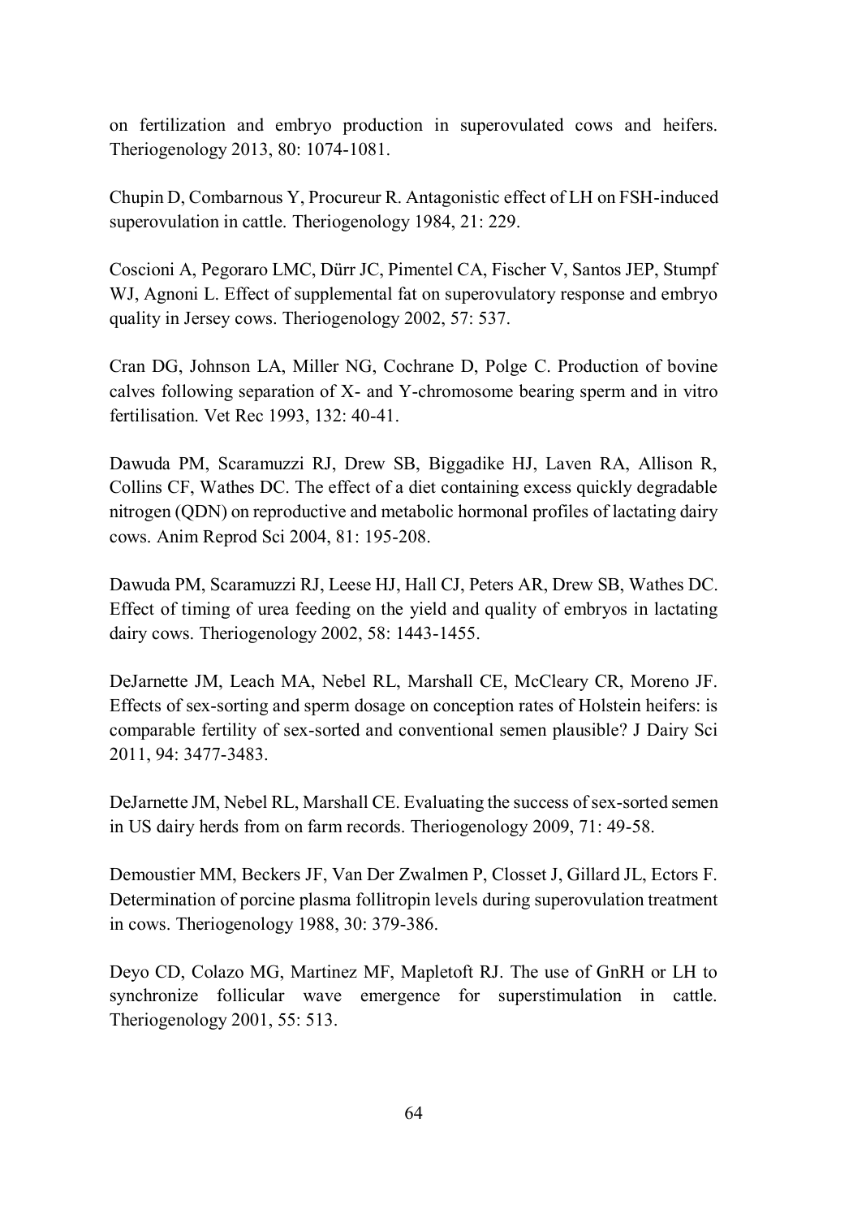on fertilization and embryo production in superovulated cows and heifers. Theriogenology 2013, 80: 1074-1081.

Chupin D, Combarnous Y, Procureur R. Antagonistic effect of LH on FSH-induced superovulation in cattle. Theriogenology 1984, 21: 229.

Coscioni A, Pegoraro LMC, Dürr JC, Pimentel CA, Fischer V, Santos JEP, Stumpf WJ, Agnoni L. Effect of supplemental fat on superovulatory response and embryo quality in Jersey cows. Theriogenology 2002, 57: 537.

Cran DG, Johnson LA, Miller NG, Cochrane D, Polge C. Production of bovine calves following separation of X- and Y-chromosome bearing sperm and in vitro fertilisation. Vet Rec 1993, 132: 40-41.

Dawuda PM, Scaramuzzi RJ, Drew SB, Biggadike HJ, Laven RA, Allison R, Collins CF, Wathes DC. The effect of a diet containing excess quickly degradable nitrogen (QDN) on reproductive and metabolic hormonal profiles of lactating dairy cows. Anim Reprod Sci 2004, 81: 195-208.

Dawuda PM, Scaramuzzi RJ, Leese HJ, Hall CJ, Peters AR, Drew SB, Wathes DC. Effect of timing of urea feeding on the yield and quality of embryos in lactating dairy cows. Theriogenology 2002, 58: 1443-1455.

DeJarnette JM, Leach MA, Nebel RL, Marshall CE, McCleary CR, Moreno JF. Effects of sex-sorting and sperm dosage on conception rates of Holstein heifers: is comparable fertility of sex-sorted and conventional semen plausible? J Dairy Sci 2011, 94: 3477-3483.

DeJarnette JM, Nebel RL, Marshall CE. Evaluating the success of sex-sorted semen in US dairy herds from on farm records. Theriogenology 2009, 71: 49-58.

Demoustier MM, Beckers JF, Van Der Zwalmen P, Closset J, Gillard JL, Ectors F. Determination of porcine plasma follitropin levels during superovulation treatment in cows. Theriogenology 1988, 30: 379-386.

Deyo CD, Colazo MG, Martinez MF, Mapletoft RJ. The use of GnRH or LH to synchronize follicular wave emergence for superstimulation in cattle. Theriogenology 2001, 55: 513.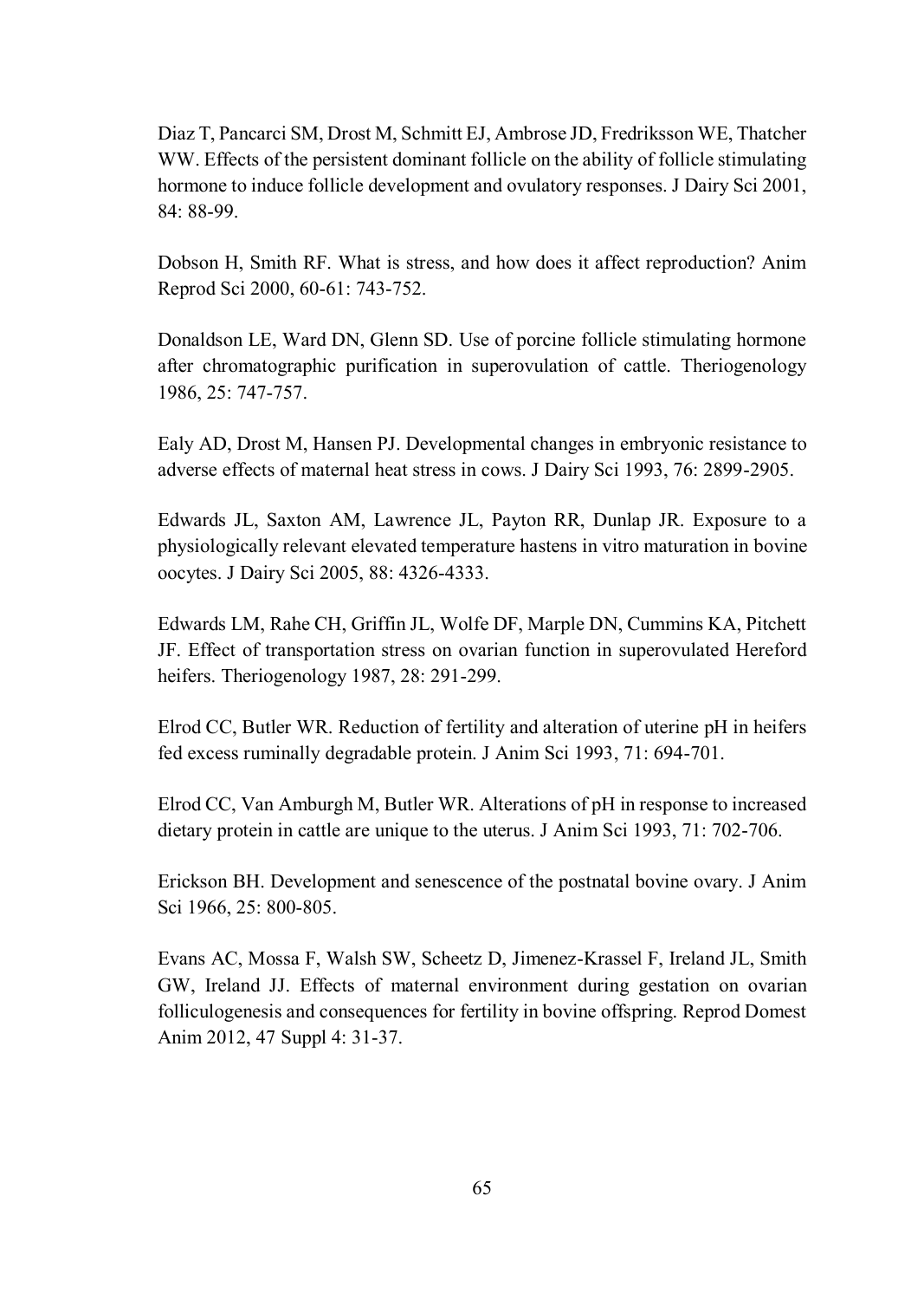Diaz T, Pancarci SM, Drost M, Schmitt EJ, Ambrose JD, Fredriksson WE, Thatcher WW. Effects of the persistent dominant follicle on the ability of follicle stimulating hormone to induce follicle development and ovulatory responses. J Dairy Sci 2001, 84: 88-99.

Dobson H, Smith RF. What is stress, and how does it affect reproduction? Anim Reprod Sci 2000, 60-61: 743-752.

Donaldson LE, Ward DN, Glenn SD. Use of porcine follicle stimulating hormone after chromatographic purification in superovulation of cattle. Theriogenology 1986, 25: 747-757.

Ealy AD, Drost M, Hansen PJ. Developmental changes in embryonic resistance to adverse effects of maternal heat stress in cows. J Dairy Sci 1993, 76: 2899-2905.

Edwards JL, Saxton AM, Lawrence JL, Payton RR, Dunlap JR. Exposure to a physiologically relevant elevated temperature hastens in vitro maturation in bovine oocytes. J Dairy Sci 2005, 88: 4326-4333.

Edwards LM, Rahe CH, Griffin JL, Wolfe DF, Marple DN, Cummins KA, Pitchett JF. Effect of transportation stress on ovarian function in superovulated Hereford heifers. Theriogenology 1987, 28: 291-299.

Elrod CC, Butler WR. Reduction of fertility and alteration of uterine pH in heifers fed excess ruminally degradable protein. J Anim Sci 1993, 71: 694-701.

Elrod CC, Van Amburgh M, Butler WR. Alterations of pH in response to increased dietary protein in cattle are unique to the uterus. J Anim Sci 1993, 71: 702-706.

Erickson BH. Development and senescence of the postnatal bovine ovary. J Anim Sci 1966, 25: 800-805.

Evans AC, Mossa F, Walsh SW, Scheetz D, Jimenez-Krassel F, Ireland JL, Smith GW, Ireland JJ. Effects of maternal environment during gestation on ovarian folliculogenesis and consequences for fertility in bovine offspring. Reprod Domest Anim 2012, 47 Suppl 4: 31-37.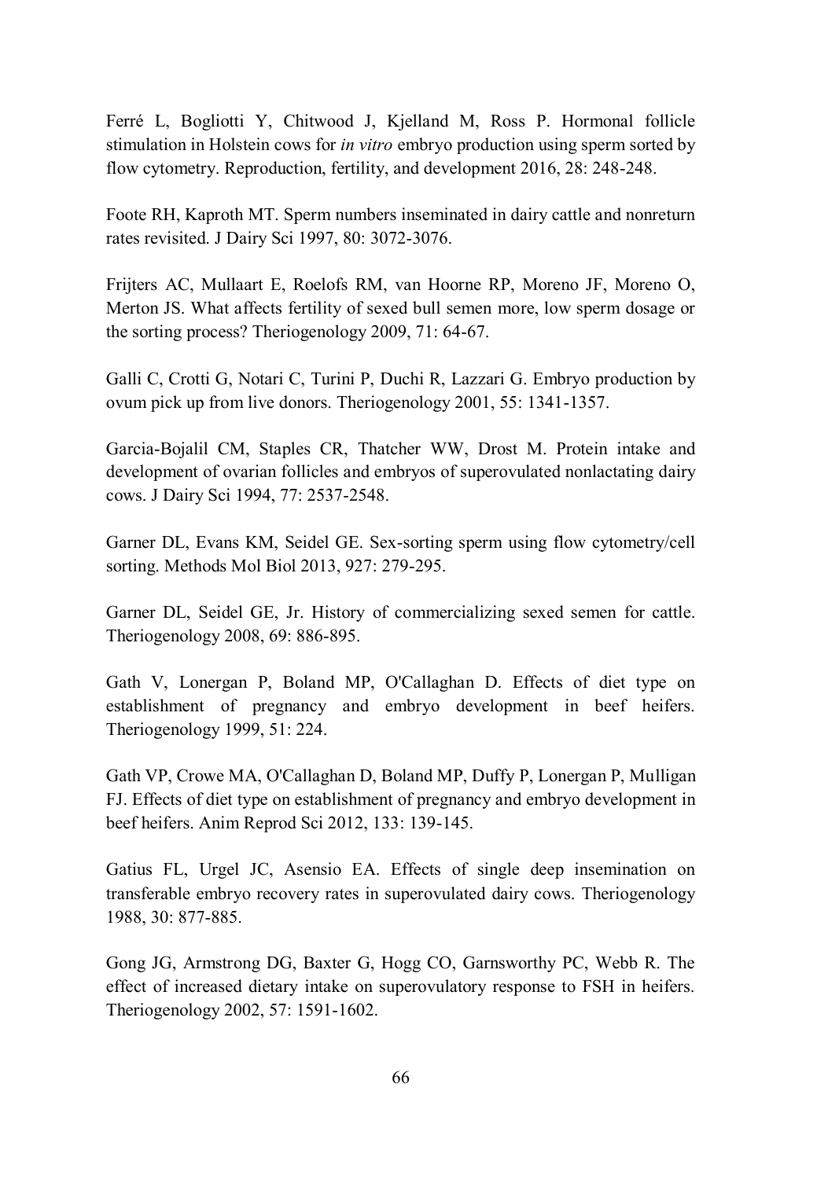Ferré L, Bogliotti Y, Chitwood J, Kjelland M, Ross P. Hormonal follicle stimulation in Holstein cows for *in vitro* embryo production using sperm sorted by flow cytometry. Reproduction, fertility, and development 2016, 28: 248-248.

Foote RH, Kaproth MT. Sperm numbers inseminated in dairy cattle and nonreturn rates revisited. J Dairy Sci 1997, 80: 3072-3076.

Frijters AC, Mullaart E, Roelofs RM, van Hoorne RP, Moreno JF, Moreno O, Merton JS. What affects fertility of sexed bull semen more, low sperm dosage or the sorting process? Theriogenology 2009, 71: 64-67.

Galli C, Crotti G, Notari C, Turini P, Duchi R, Lazzari G. Embryo production by ovum pick up from live donors. Theriogenology 2001, 55: 1341-1357.

Garcia-Bojalil CM, Staples CR, Thatcher WW, Drost M. Protein intake and development of ovarian follicles and embryos of superovulated nonlactating dairy cows. J Dairy Sci 1994, 77: 2537-2548.

Garner DL, Evans KM, Seidel GE. Sex-sorting sperm using flow cytometry/cell sorting. Methods Mol Biol 2013, 927: 279-295.

Garner DL, Seidel GE, Jr. History of commercializing sexed semen for cattle. Theriogenology 2008, 69: 886-895.

Gath V, Lonergan P, Boland MP, O'Callaghan D. Effects of diet type on establishment of pregnancy and embryo development in beef heifers. Theriogenology 1999, 51: 224.

Gath VP, Crowe MA, O'Callaghan D, Boland MP, Duffy P, Lonergan P, Mulligan FJ. Effects of diet type on establishment of pregnancy and embryo development in beef heifers. Anim Reprod Sci 2012, 133: 139-145.

Gatius FL, Urgel JC, Asensio EA. Effects of single deep insemination on transferable embryo recovery rates in superovulated dairy cows. Theriogenology 1988, 30: 877-885.

Gong JG, Armstrong DG, Baxter G, Hogg CO, Garnsworthy PC, Webb R. The effect of increased dietary intake on superovulatory response to FSH in heifers. Theriogenology 2002, 57: 1591-1602.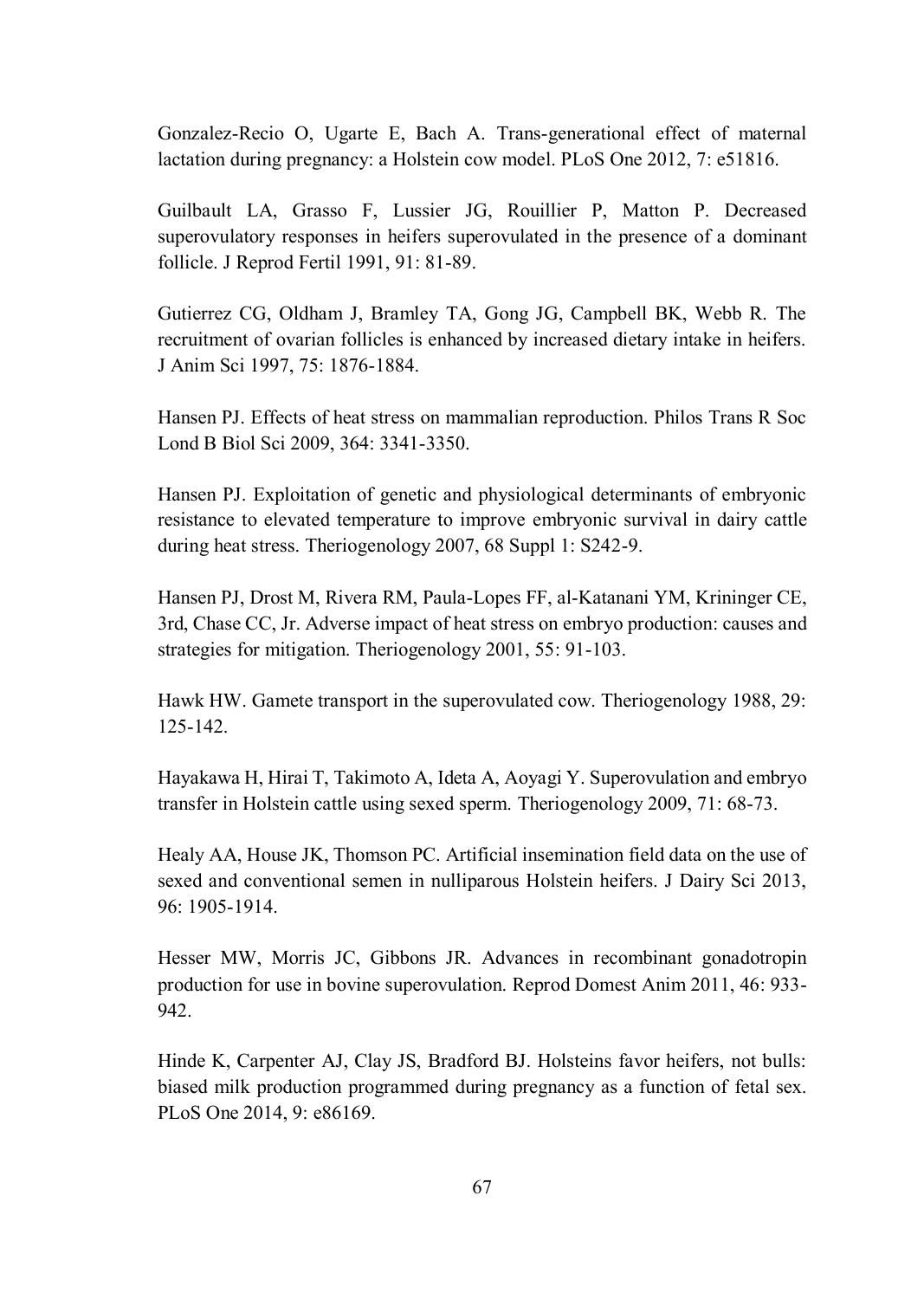Gonzalez-Recio O, Ugarte E, Bach A. Trans-generational effect of maternal lactation during pregnancy: a Holstein cow model. PLoS One 2012, 7: e51816.

Guilbault LA, Grasso F, Lussier JG, Rouillier P, Matton P. Decreased superovulatory responses in heifers superovulated in the presence of a dominant follicle. J Reprod Fertil 1991, 91: 81-89.

Gutierrez CG, Oldham J, Bramley TA, Gong JG, Campbell BK, Webb R. The recruitment of ovarian follicles is enhanced by increased dietary intake in heifers. J Anim Sci 1997, 75: 1876-1884.

Hansen PJ. Effects of heat stress on mammalian reproduction. Philos Trans R Soc Lond B Biol Sci 2009, 364: 3341-3350.

Hansen PJ. Exploitation of genetic and physiological determinants of embryonic resistance to elevated temperature to improve embryonic survival in dairy cattle during heat stress. Theriogenology 2007, 68 Suppl 1: S242-9.

Hansen PJ, Drost M, Rivera RM, Paula-Lopes FF, al-Katanani YM, Krininger CE, 3rd, Chase CC, Jr. Adverse impact of heat stress on embryo production: causes and strategies for mitigation. Theriogenology 2001, 55: 91-103.

Hawk HW. Gamete transport in the superovulated cow. Theriogenology 1988, 29: 125-142.

Hayakawa H, Hirai T, Takimoto A, Ideta A, Aoyagi Y. Superovulation and embryo transfer in Holstein cattle using sexed sperm. Theriogenology 2009, 71: 68-73.

Healy AA, House JK, Thomson PC. Artificial insemination field data on the use of sexed and conventional semen in nulliparous Holstein heifers. J Dairy Sci 2013, 96: 1905-1914.

Hesser MW, Morris JC, Gibbons JR. Advances in recombinant gonadotropin production for use in bovine superovulation. Reprod Domest Anim 2011, 46: 933-942.

Hinde K, Carpenter AJ, Clay JS, Bradford BJ. Holsteins favor heifers, not bulls: biased milk production programmed during pregnancy as a function of fetal sex. PLoS One 2014, 9: e86169.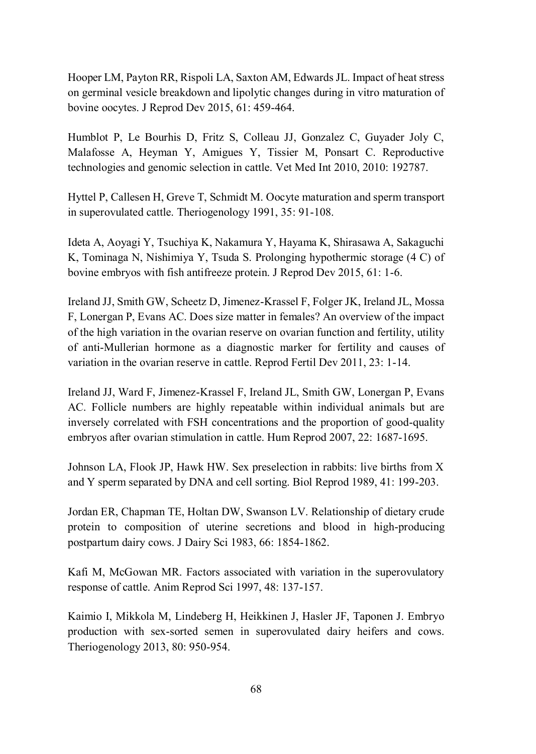Hooper LM, Payton RR, Rispoli LA, Saxton AM, Edwards JL. Impact of heat stress on germinal vesicle breakdown and lipolytic changes during in vitro maturation of bovine oocytes. J Reprod Dev 2015, 61: 459-464.

Humblot P, Le Bourhis D, Fritz S, Colleau JJ, Gonzalez C, Guyader Joly C, Malafosse A, Heyman Y, Amigues Y, Tissier M, Ponsart C. Reproductive technologies and genomic selection in cattle. Vet Med Int 2010, 2010: 192787.

Hyttel P, Callesen H, Greve T, Schmidt M. Oocyte maturation and sperm transport in superovulated cattle. Theriogenology 1991, 35: 91-108.

Ideta A, Aoyagi Y, Tsuchiya K, Nakamura Y, Hayama K, Shirasawa A, Sakaguchi K, Tominaga N, Nishimiya Y, Tsuda S. Prolonging hypothermic storage (4 C) of bovine embryos with fish antifreeze protein. J Reprod Dev 2015, 61: 1-6.

Ireland JJ, Smith GW, Scheetz D, Jimenez-Krassel F, Folger JK, Ireland JL, Mossa F, Lonergan P, Evans AC. Does size matter in females? An overview of the impact of the high variation in the ovarian reserve on ovarian function and fertility, utility of anti-Mullerian hormone as a diagnostic marker for fertility and causes of variation in the ovarian reserve in cattle. Reprod Fertil Dev 2011, 23: 1-14.

Ireland JJ, Ward F, Jimenez-Krassel F, Ireland JL, Smith GW, Lonergan P, Evans AC. Follicle numbers are highly repeatable within individual animals but are inversely correlated with FSH concentrations and the proportion of good-quality embryos after ovarian stimulation in cattle. Hum Reprod 2007, 22: 1687-1695.

Johnson LA, Flook JP, Hawk HW. Sex preselection in rabbits: live births from X and Y sperm separated by DNA and cell sorting. Biol Reprod 1989, 41: 199-203.

Jordan ER, Chapman TE, Holtan DW, Swanson LV. Relationship of dietary crude protein to composition of uterine secretions and blood in high-producing postpartum dairy cows. J Dairy Sci 1983, 66: 1854-1862.

Kafi M, McGowan MR. Factors associated with variation in the superovulatory response of cattle. Anim Reprod Sci 1997, 48: 137-157.

Kaimio I, Mikkola M, Lindeberg H, Heikkinen J, Hasler JF, Taponen J. Embryo production with sex-sorted semen in superovulated dairy heifers and cows. Theriogenology 2013, 80: 950-954.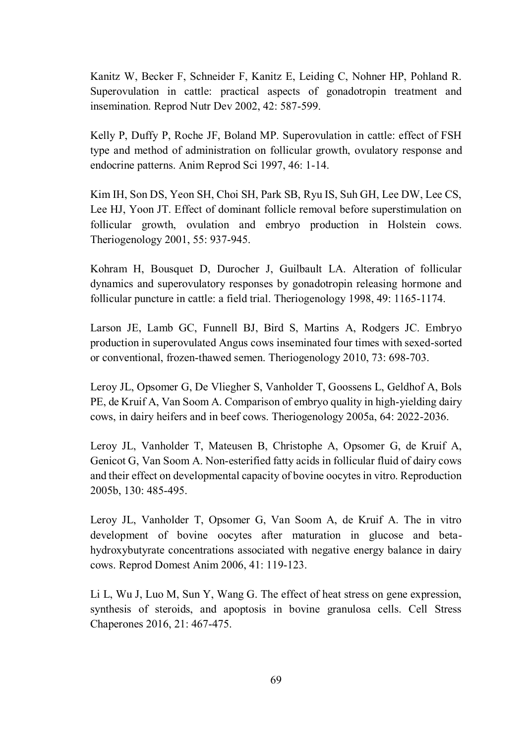Kanitz W, Becker F, Schneider F, Kanitz E, Leiding C, Nohner HP, Pohland R. Superovulation in cattle: practical aspects of gonadotropin treatment and insemination. Reprod Nutr Dev 2002, 42: 587-599.

Kelly P, Duffy P, Roche JF, Boland MP. Superovulation in cattle: effect of FSH type and method of administration on follicular growth, ovulatory response and endocrine patterns. Anim Reprod Sci 1997, 46: 1-14.

Kim IH, Son DS, Yeon SH, Choi SH, Park SB, Ryu IS, Suh GH, Lee DW, Lee CS, Lee HJ, Yoon JT. Effect of dominant follicle removal before superstimulation on follicular growth, ovulation and embryo production in Holstein cows. Theriogenology 2001, 55: 937-945.

Kohram H, Bousquet D, Durocher J, Guilbault LA. Alteration of follicular dynamics and superovulatory responses by gonadotropin releasing hormone and follicular puncture in cattle: a field trial. Theriogenology 1998, 49: 1165-1174.

Larson JE, Lamb GC, Funnell BJ, Bird S, Martins A, Rodgers JC. Embryo production in superovulated Angus cows inseminated four times with sexed-sorted or conventional, frozen-thawed semen. Theriogenology 2010, 73: 698-703.

Leroy JL, Opsomer G, De Vliegher S, Vanholder T, Goossens L, Geldhof A, Bols PE, de Kruif A, Van Soom A. Comparison of embryo quality in high-yielding dairy cows, in dairy heifers and in beef cows. Theriogenology 2005a, 64: 2022-2036.

Leroy JL, Vanholder T, Mateusen B, Christophe A, Opsomer G, de Kruif A, Genicot G, Van Soom A. Non-esterified fatty acids in follicular fluid of dairy cows and their effect on developmental capacity of bovine oocytes in vitro. Reproduction 2005b, 130: 485-495.

Leroy JL, Vanholder T, Opsomer G, Van Soom A, de Kruif A. The in vitro development of bovine oocytes after maturation in glucose and beta-hydroxybutyrate concentrations associated with negative energy balance in dairy cows. Reprod Domest Anim 2006, 41: 119-123.

Li L, Wu J, Luo M, Sun Y, Wang G. The effect of heat stress on gene expression, synthesis of steroids, and apoptosis in bovine granulosa cells. Cell Stress Chaperones 2016, 21: 467-475.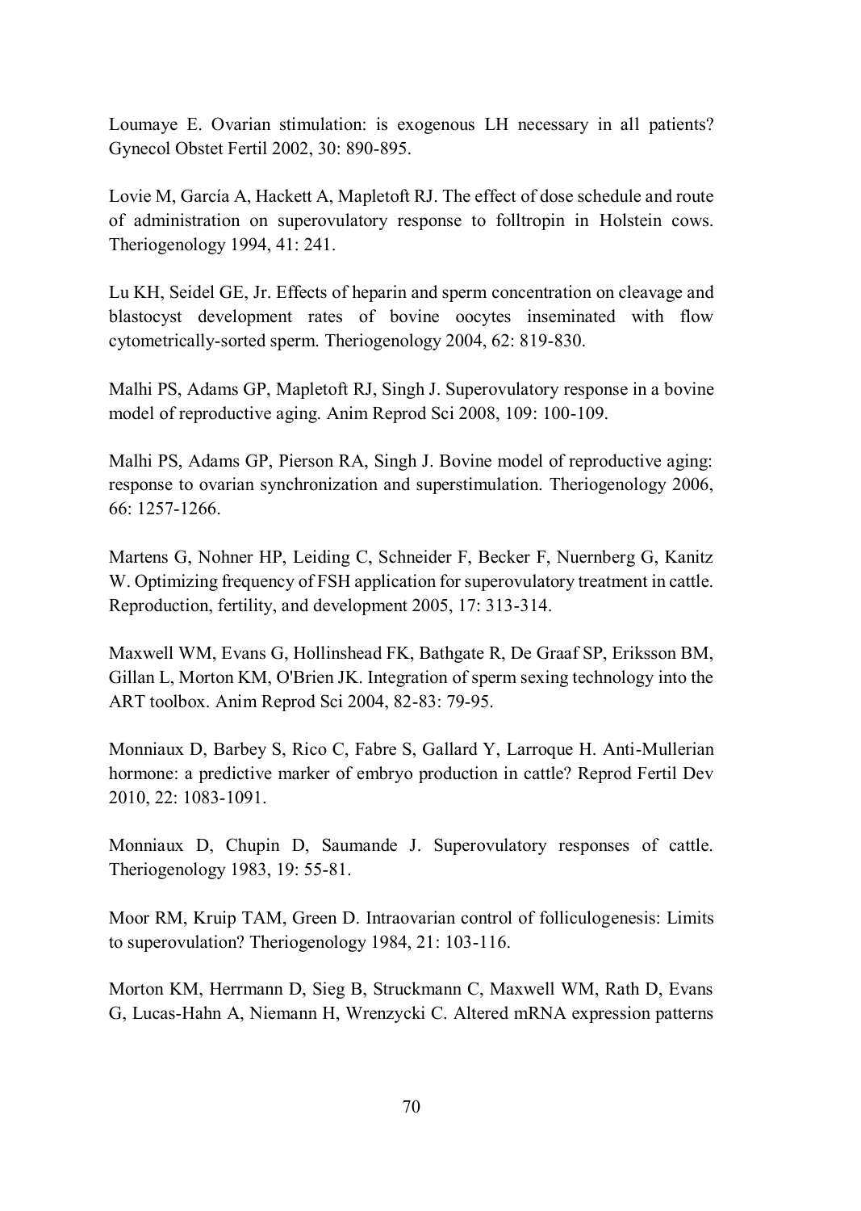Loumaye E. Ovarian stimulation: is exogenous LH necessary in all patients? Gynecol Obstet Fertil 2002, 30: 890-895.

Lovie M, García A, Hackett A, Mapletoft RJ. The effect of dose schedule and route of administration on superovulatory response to folltropin in Holstein cows. Theriogenology 1994, 41: 241.

Lu KH, Seidel GE, Jr. Effects of heparin and sperm concentration on cleavage and blastocyst development rates of bovine oocytes inseminated with flow cytometrically-sorted sperm. Theriogenology 2004, 62: 819-830.

Malhi PS, Adams GP, Mapletoft RJ, Singh J. Superovulatory response in a bovine model of reproductive aging. Anim Reprod Sci 2008, 109: 100-109.

Malhi PS, Adams GP, Pierson RA, Singh J. Bovine model of reproductive aging: response to ovarian synchronization and superstimulation. Theriogenology 2006, 66: 1257-1266.

Martens G, Nohner HP, Leiding C, Schneider F, Becker F, Nuernberg G, Kanitz W. Optimizing frequency of FSH application for superovulatory treatment in cattle. Reproduction, fertility, and development 2005, 17: 313-314.

Maxwell WM, Evans G, Hollinshead FK, Bathgate R, De Graaf SP, Eriksson BM, Gillan L, Morton KM, O'Brien JK. Integration of sperm sexing technology into the ART toolbox. Anim Reprod Sci 2004, 82-83: 79-95.

Monniaux D, Barbey S, Rico C, Fabre S, Gallard Y, Larroque H. Anti-Mullerian hormone: a predictive marker of embryo production in cattle? Reprod Fertil Dev 2010, 22: 1083-1091.

Monniaux D, Chupin D, Saumande J. Superovulatory responses of cattle. Theriogenology 1983, 19: 55-81.

Moor RM, Kruip TAM, Green D. Intraovarian control of folliculogenesis: Limits to superovulation? Theriogenology 1984, 21: 103-116.

Morton KM, Herrmann D, Sieg B, Struckmann C, Maxwell WM, Rath D, Evans G, Lucas-Hahn A, Niemann H, Wrenzycki C. Altered mRNA expression patterns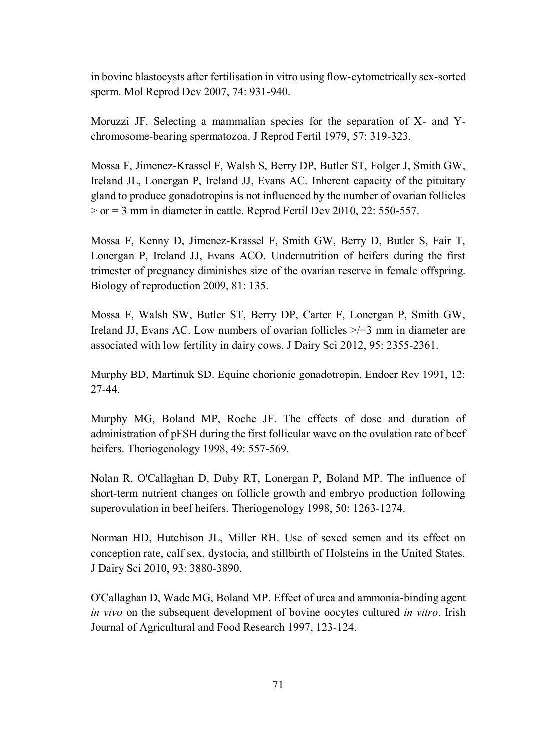in bovine blastocysts after fertilisation in vitro using flow-cytometrically sex-sorted sperm. Mol Reprod Dev 2007, 74: 931-940.

Moruzzi JF. Selecting a mammalian species for the separation of X- and Y-chromosome-bearing spermatozoa. J Reprod Fertil 1979, 57: 319-323.

Mossa F, Jimenez-Krassel F, Walsh S, Berry DP, Butler ST, Folger J, Smith GW, Ireland JL, Lonergan P, Ireland JJ, Evans AC. Inherent capacity of the pituitary gland to produce gonadotropins is not influenced by the number of ovarian follicles > or = 3 mm in diameter in cattle. Reprod Fertil Dev 2010, 22: 550-557.

Mossa F, Kenny D, Jimenez-Krassel F, Smith GW, Berry D, Butler S, Fair T, Lonergan P, Ireland JJ, Evans ACO. Undernutrition of heifers during the first trimester of pregnancy diminishes size of the ovarian reserve in female offspring. Biology of reproduction 2009, 81: 135.

Mossa F, Walsh SW, Butler ST, Berry DP, Carter F, Lonergan P, Smith GW, Ireland JJ, Evans AC. Low numbers of ovarian follicles >/=3 mm in diameter are associated with low fertility in dairy cows. J Dairy Sci 2012, 95: 2355-2361.

Murphy BD, Martinuk SD. Equine chorionic gonadotropin. Endocr Rev 1991, 12: 27-44.

Murphy MG, Boland MP, Roche JF. The effects of dose and duration of administration of pFSH during the first follicular wave on the ovulation rate of beef heifers. Theriogenology 1998, 49: 557-569.

Nolan R, O'Callaghan D, Duby RT, Lonergan P, Boland MP. The influence of short-term nutrient changes on follicle growth and embryo production following superovulation in beef heifers. Theriogenology 1998, 50: 1263-1274.

Norman HD, Hutchison JL, Miller RH. Use of sexed semen and its effect on conception rate, calf sex, dystocia, and stillbirth of Holsteins in the United States. J Dairy Sci 2010, 93: 3880-3890.

O'Callaghan D, Wade MG, Boland MP. Effect of urea and ammonia-binding agent *in vivo* on the subsequent development of bovine oocytes cultured *in vitro*. Irish Journal of Agricultural and Food Research 1997, 123-124.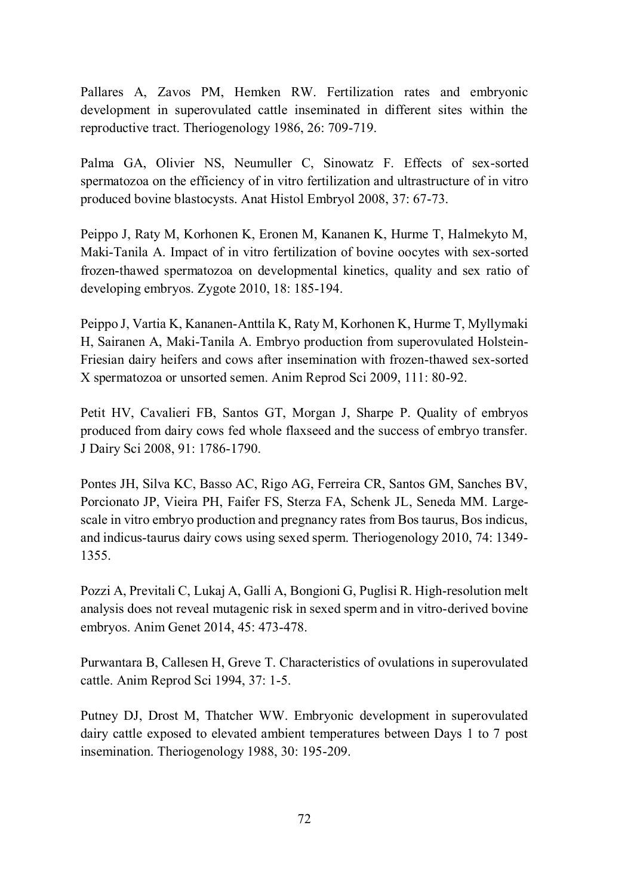Pallares A, Zavos PM, Hemken RW. Fertilization rates and embryonic development in superovulated cattle inseminated in different sites within the reproductive tract. Theriogenology 1986, 26: 709-719.

Palma GA, Olivier NS, Neumuller C, Sinowatz F. Effects of sex-sorted spermatozoa on the efficiency of in vitro fertilization and ultrastructure of in vitro produced bovine blastocysts. Anat Histol Embryol 2008, 37: 67-73.

Peippo J, Raty M, Korhonen K, Eronen M, Kananen K, Hurme T, Halmekyto M, Maki-Tanila A. Impact of in vitro fertilization of bovine oocytes with sex-sorted frozen-thawed spermatozoa on developmental kinetics, quality and sex ratio of developing embryos. Zygote 2010, 18: 185-194.

Peippo J, Vartia K, Kananen-Anttila K, Raty M, Korhonen K, Hurme T, Myllymaki H, Sairanen A, Maki-Tanila A. Embryo production from superovulated Holstein-Friesian dairy heifers and cows after insemination with frozen-thawed sex-sorted X spermatozoa or unsorted semen. Anim Reprod Sci 2009, 111: 80-92.

Petit HV, Cavalieri FB, Santos GT, Morgan J, Sharpe P. Quality of embryos produced from dairy cows fed whole flaxseed and the success of embryo transfer. J Dairy Sci 2008, 91: 1786-1790.

Pontes JH, Silva KC, Basso AC, Rigo AG, Ferreira CR, Santos GM, Sanches BV, Porcionato JP, Vieira PH, Faifer FS, Sterza FA, Schenk JL, Seneda MM. Large-scale in vitro embryo production and pregnancy rates from Bos taurus, Bos indicus, and indicus-taurus dairy cows using sexed sperm. Theriogenology 2010, 74: 1349-1355.

Pozzi A, Previtali C, Lukaj A, Galli A, Bongioni G, Puglisi R. High-resolution melt analysis does not reveal mutagenic risk in sexed sperm and in vitro-derived bovine embryos. Anim Genet 2014, 45: 473-478.

Purwantara B, Callesen H, Greve T. Characteristics of ovulations in superovulated cattle. Anim Reprod Sci 1994, 37: 1-5.

Putney DJ, Drost M, Thatcher WW. Embryonic development in superovulated dairy cattle exposed to elevated ambient temperatures between Days 1 to 7 post insemination. Theriogenology 1988, 30: 195-209.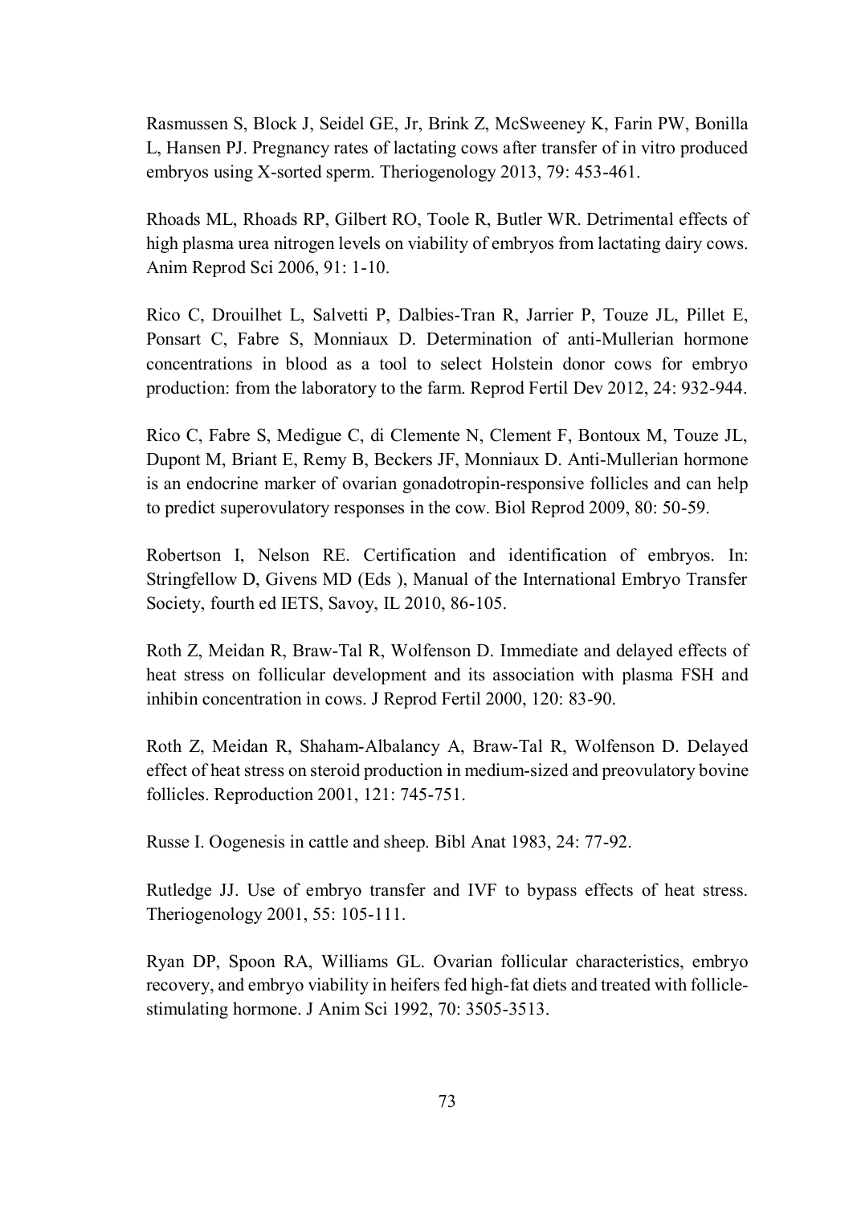Rasmussen S, Block J, Seidel GE, Jr, Brink Z, McSweeney K, Farin PW, Bonilla L, Hansen PJ. Pregnancy rates of lactating cows after transfer of in vitro produced embryos using X-sorted sperm. Theriogenology 2013, 79: 453-461.

Rhoads ML, Rhoads RP, Gilbert RO, Toole R, Butler WR. Detrimental effects of high plasma urea nitrogen levels on viability of embryos from lactating dairy cows. Anim Reprod Sci 2006, 91: 1-10.

Rico C, Drouilhet L, Salvetti P, Dalbies-Tran R, Jarrier P, Touze JL, Pillet E, Ponsart C, Fabre S, Monniaux D. Determination of anti-Mullerian hormone concentrations in blood as a tool to select Holstein donor cows for embryo production: from the laboratory to the farm. Reprod Fertil Dev 2012, 24: 932-944.

Rico C, Fabre S, Medigue C, di Clemente N, Clement F, Bontoux M, Touze JL, Dupont M, Briant E, Remy B, Beckers JF, Monniaux D. Anti-Mullerian hormone is an endocrine marker of ovarian gonadotropin-responsive follicles and can help to predict superovulatory responses in the cow. Biol Reprod 2009, 80: 50-59.

Robertson I, Nelson RE. Certification and identification of embryos. In: Stringfellow D, Givens MD (Eds ), Manual of the International Embryo Transfer Society, fourth ed IETS, Savoy, IL 2010, 86-105.

Roth Z, Meidan R, Braw-Tal R, Wolfenson D. Immediate and delayed effects of heat stress on follicular development and its association with plasma FSH and inhibin concentration in cows. J Reprod Fertil 2000, 120: 83-90.

Roth Z, Meidan R, Shaham-Albalancy A, Braw-Tal R, Wolfenson D. Delayed effect of heat stress on steroid production in medium-sized and preovulatory bovine follicles. Reproduction 2001, 121: 745-751.

Russe I. Oogenesis in cattle and sheep. Bibl Anat 1983, 24: 77-92.

Rutledge JJ. Use of embryo transfer and IVF to bypass effects of heat stress. Theriogenology 2001, 55: 105-111.

Ryan DP, Spoon RA, Williams GL. Ovarian follicular characteristics, embryo recovery, and embryo viability in heifers fed high-fat diets and treated with follicle-stimulating hormone. J Anim Sci 1992, 70: 3505-3513.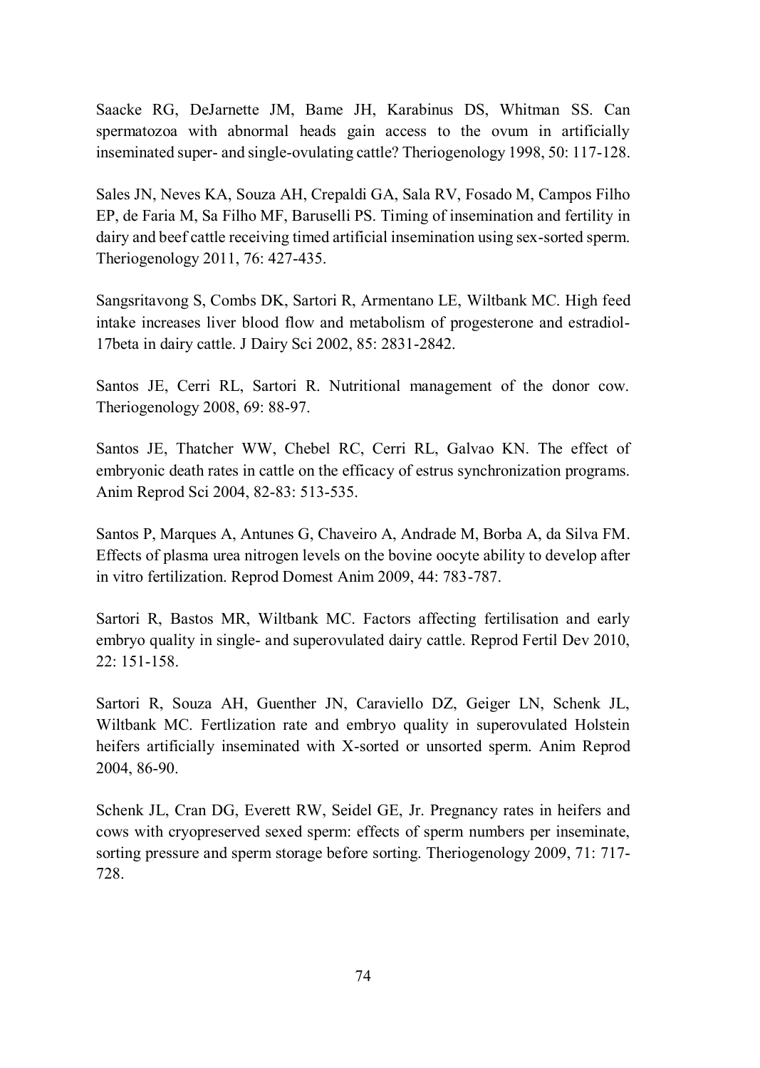Saacke RG, DeJarnette JM, Bame JH, Karabinus DS, Whitman SS. Can spermatozoa with abnormal heads gain access to the ovum in artificially inseminated super- and single-ovulating cattle? Theriogenology 1998, 50: 117-128.

Sales JN, Neves KA, Souza AH, Crepaldi GA, Sala RV, Fosado M, Campos Filho EP, de Faria M, Sa Filho MF, Baruselli PS. Timing of insemination and fertility in dairy and beef cattle receiving timed artificial insemination using sex-sorted sperm. Theriogenology 2011, 76: 427-435.

Sangsritavong S, Combs DK, Sartori R, Armentano LE, Wiltbank MC. High feed intake increases liver blood flow and metabolism of progesterone and estradiol-17beta in dairy cattle. J Dairy Sci 2002, 85: 2831-2842.

Santos JE, Cerri RL, Sartori R. Nutritional management of the donor cow. Theriogenology 2008, 69: 88-97.

Santos JE, Thatcher WW, Chebel RC, Cerri RL, Galvao KN. The effect of embryonic death rates in cattle on the efficacy of estrus synchronization programs. Anim Reprod Sci 2004, 82-83: 513-535.

Santos P, Marques A, Antunes G, Chaveiro A, Andrade M, Borba A, da Silva FM. Effects of plasma urea nitrogen levels on the bovine oocyte ability to develop after in vitro fertilization. Reprod Domest Anim 2009, 44: 783-787.

Sartori R, Bastos MR, Wiltbank MC. Factors affecting fertilisation and early embryo quality in single- and superovulated dairy cattle. Reprod Fertil Dev 2010, 22: 151-158.

Sartori R, Souza AH, Guenther JN, Caraviello DZ, Geiger LN, Schenk JL, Wiltbank MC. Fertlization rate and embryo quality in superovulated Holstein heifers artificially inseminated with X-sorted or unsorted sperm. Anim Reprod 2004, 86-90.

Schenk JL, Cran DG, Everett RW, Seidel GE, Jr. Pregnancy rates in heifers and cows with cryopreserved sexed sperm: effects of sperm numbers per inseminate, sorting pressure and sperm storage before sorting. Theriogenology 2009, 71: 717-728.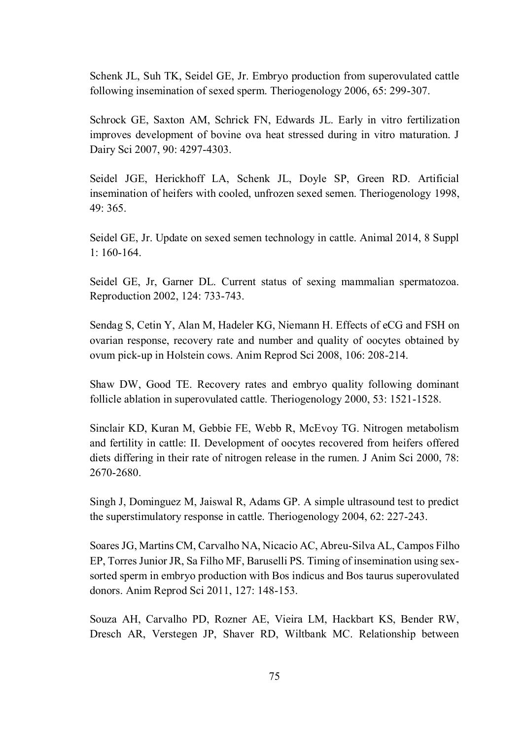Schenk JL, Suh TK, Seidel GE, Jr. Embryo production from superovulated cattle following insemination of sexed sperm. Theriogenology 2006, 65: 299-307.

Schrock GE, Saxton AM, Schrick FN, Edwards JL. Early in vitro fertilization improves development of bovine ova heat stressed during in vitro maturation. J Dairy Sci 2007, 90: 4297-4303.

Seidel JGE, Herickhoff LA, Schenk JL, Doyle SP, Green RD. Artificial insemination of heifers with cooled, unfrozen sexed semen. Theriogenology 1998, 49: 365.

Seidel GE, Jr. Update on sexed semen technology in cattle. Animal 2014, 8 Suppl 1: 160-164.

Seidel GE, Jr, Garner DL. Current status of sexing mammalian spermatozoa. Reproduction 2002, 124: 733-743.

Sendag S, Cetin Y, Alan M, Hadeler KG, Niemann H. Effects of eCG and FSH on ovarian response, recovery rate and number and quality of oocytes obtained by ovum pick-up in Holstein cows. Anim Reprod Sci 2008, 106: 208-214.

Shaw DW, Good TE. Recovery rates and embryo quality following dominant follicle ablation in superovulated cattle. Theriogenology 2000, 53: 1521-1528.

Sinclair KD, Kuran M, Gebbie FE, Webb R, McEvoy TG. Nitrogen metabolism and fertility in cattle: II. Development of oocytes recovered from heifers offered diets differing in their rate of nitrogen release in the rumen. J Anim Sci 2000, 78: 2670-2680.

Singh J, Dominguez M, Jaiswal R, Adams GP. A simple ultrasound test to predict the superstimulatory response in cattle. Theriogenology 2004, 62: 227-243.

Soares JG, Martins CM, Carvalho NA, Nicacio AC, Abreu-Silva AL, Campos Filho EP, Torres Junior JR, Sa Filho MF, Baruselli PS. Timing of insemination using sex-sorted sperm in embryo production with Bos indicus and Bos taurus superovulated donors. Anim Reprod Sci 2011, 127: 148-153.

Souza AH, Carvalho PD, Rozner AE, Vieira LM, Hackbart KS, Bender RW, Dresch AR, Verstegen JP, Shaver RD, Wiltbank MC. Relationship between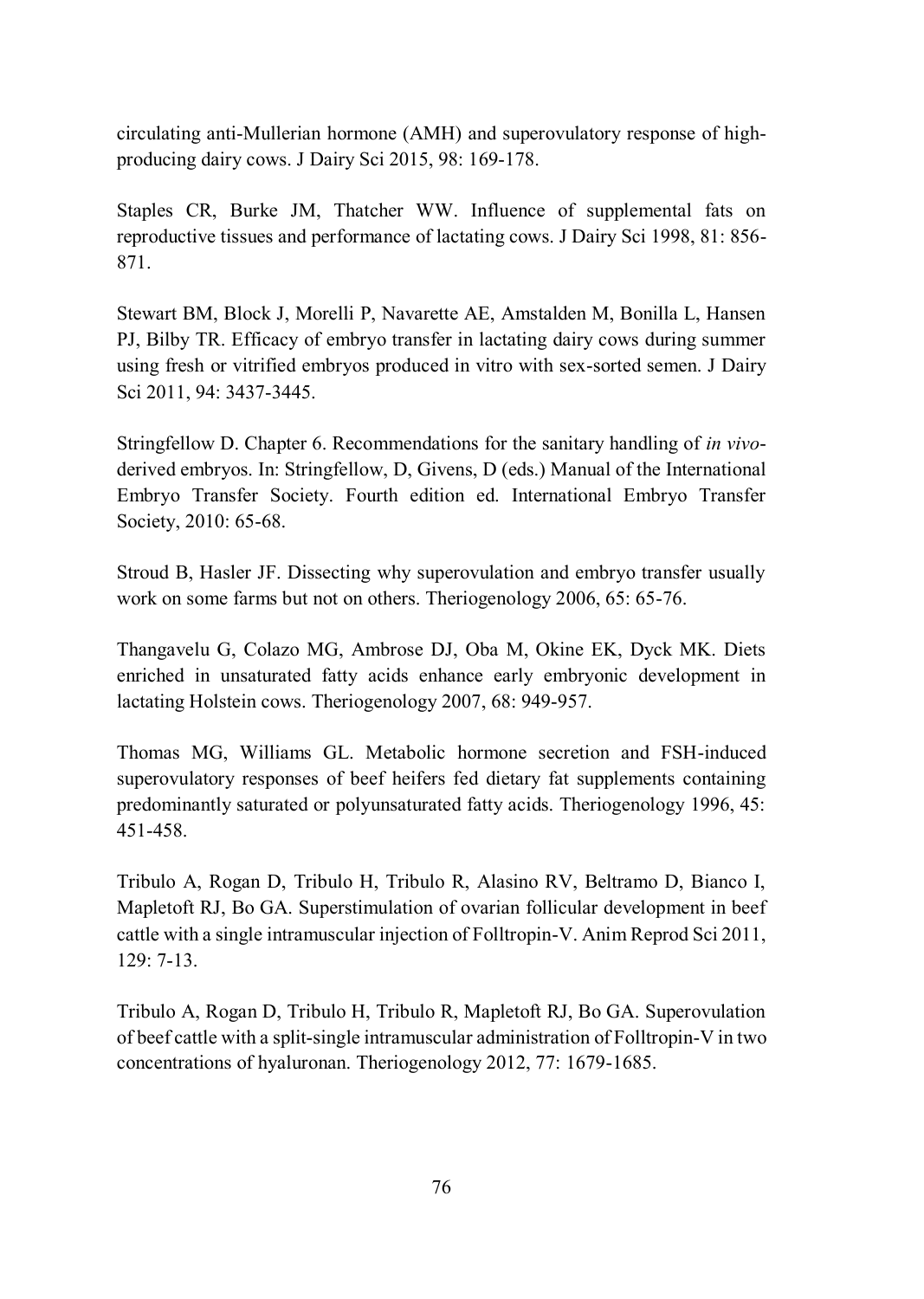circulating anti-Mullerian hormone (AMH) and superovulatory response of high-producing dairy cows. J Dairy Sci 2015, 98: 169-178.

Staples CR, Burke JM, Thatcher WW. Influence of supplemental fats on reproductive tissues and performance of lactating cows. J Dairy Sci 1998, 81: 856-871.

Stewart BM, Block J, Morelli P, Navarette AE, Amstalden M, Bonilla L, Hansen PJ, Bilby TR. Efficacy of embryo transfer in lactating dairy cows during summer using fresh or vitrified embryos produced in vitro with sex-sorted semen. J Dairy Sci 2011, 94: 3437-3445.

Stringfellow D. Chapter 6. Recommendations for the sanitary handling of *in vivo*-derived embryos. In: Stringfellow, D, Givens, D (eds.) Manual of the International Embryo Transfer Society. Fourth edition ed. International Embryo Transfer Society, 2010: 65-68.

Stroud B, Hasler JF. Dissecting why superovulation and embryo transfer usually work on some farms but not on others. Theriogenology 2006, 65: 65-76.

Thangavelu G, Colazo MG, Ambrose DJ, Oba M, Okine EK, Dyck MK. Diets enriched in unsaturated fatty acids enhance early embryonic development in lactating Holstein cows. Theriogenology 2007, 68: 949-957.

Thomas MG, Williams GL. Metabolic hormone secretion and FSH-induced superovulatory responses of beef heifers fed dietary fat supplements containing predominantly saturated or polyunsaturated fatty acids. Theriogenology 1996, 45: 451-458.

Tribulo A, Rogan D, Tribulo H, Tribulo R, Alasino RV, Beltramo D, Bianco I, Mapletoft RJ, Bo GA. Superstimulation of ovarian follicular development in beef cattle with a single intramuscular injection of Folltropin-V. Anim Reprod Sci 2011, 129: 7-13.

Tribulo A, Rogan D, Tribulo H, Tribulo R, Mapletoft RJ, Bo GA. Superovulation of beef cattle with a split-single intramuscular administration of Folltropin-V in two concentrations of hyaluronan. Theriogenology 2012, 77: 1679-1685.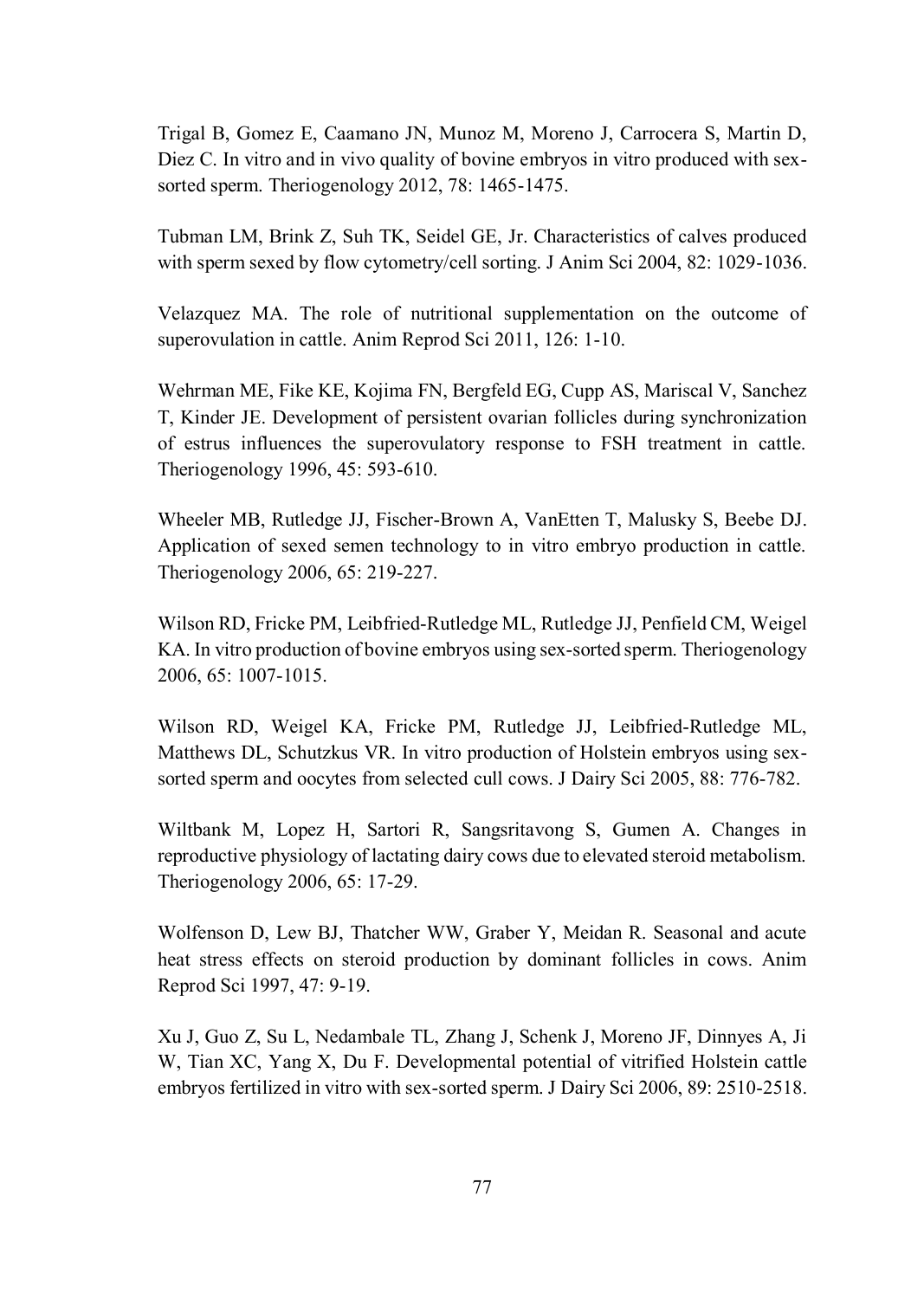Trigal B, Gomez E, Caamano JN, Munoz M, Moreno J, Carrocera S, Martin D, Diez C. In vitro and in vivo quality of bovine embryos in vitro produced with sex-sorted sperm. Theriogenology 2012, 78: 1465-1475.

Tubman LM, Brink Z, Suh TK, Seidel GE, Jr. Characteristics of calves produced with sperm sexed by flow cytometry/cell sorting. J Anim Sci 2004, 82: 1029-1036.

Velazquez MA. The role of nutritional supplementation on the outcome of superovulation in cattle. Anim Reprod Sci 2011, 126: 1-10.

Wehrman ME, Fike KE, Kojima FN, Bergfeld EG, Cupp AS, Mariscal V, Sanchez T, Kinder JE. Development of persistent ovarian follicles during synchronization of estrus influences the superovulatory response to FSH treatment in cattle. Theriogenology 1996, 45: 593-610.

Wheeler MB, Rutledge JJ, Fischer-Brown A, VanEtten T, Malusky S, Beebe DJ. Application of sexed semen technology to in vitro embryo production in cattle. Theriogenology 2006, 65: 219-227.

Wilson RD, Fricke PM, Leibfried-Rutledge ML, Rutledge JJ, Penfield CM, Weigel KA. In vitro production of bovine embryos using sex-sorted sperm. Theriogenology 2006, 65: 1007-1015.

Wilson RD, Weigel KA, Fricke PM, Rutledge JJ, Leibfried-Rutledge ML, Matthews DL, Schutzkus VR. In vitro production of Holstein embryos using sex-sorted sperm and oocytes from selected cull cows. J Dairy Sci 2005, 88: 776-782.

Wiltbank M, Lopez H, Sartori R, Sangsritavong S, Gumen A. Changes in reproductive physiology of lactating dairy cows due to elevated steroid metabolism. Theriogenology 2006, 65: 17-29.

Wolfenson D, Lew BJ, Thatcher WW, Graber Y, Meidan R. Seasonal and acute heat stress effects on steroid production by dominant follicles in cows. Anim Reprod Sci 1997, 47: 9-19.

Xu J, Guo Z, Su L, Nedambale TL, Zhang J, Schenk J, Moreno JF, Dinnyes A, Ji W, Tian XC, Yang X, Du F. Developmental potential of vitrified Holstein cattle embryos fertilized in vitro with sex-sorted sperm. J Dairy Sci 2006, 89: 2510-2518.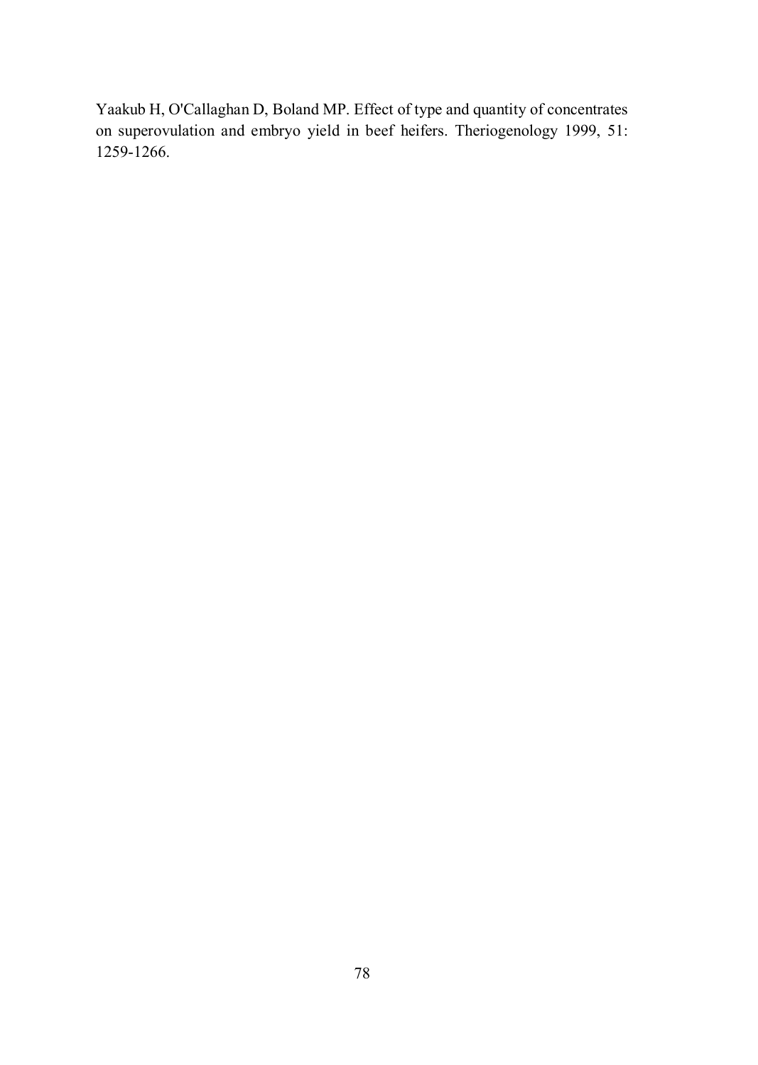Yaakub H, O'Callaghan D, Boland MP. Effect of type and quantity of concentrates on superovulation and embryo yield in beef heifers. Theriogenology 1999, 51: 1259-1266.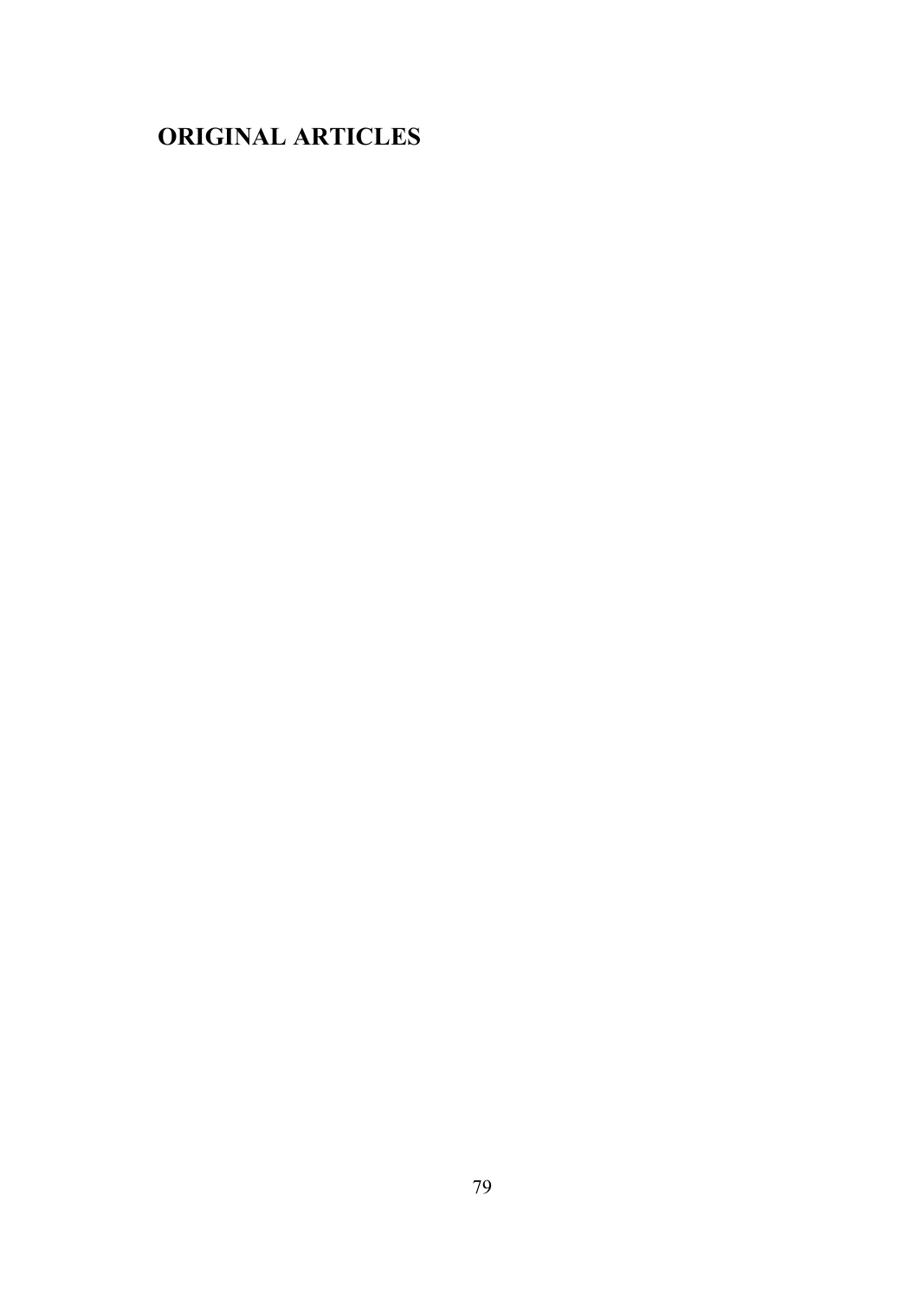# ORIGINAL ARTICLES